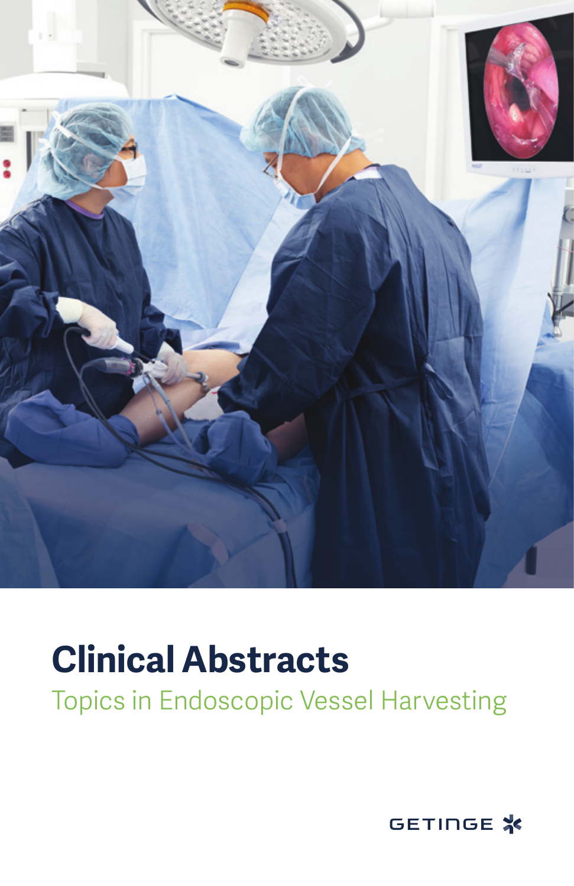# Clinical Abstracts

Topics in Endoscopic Vessel Harvesting

GETINGE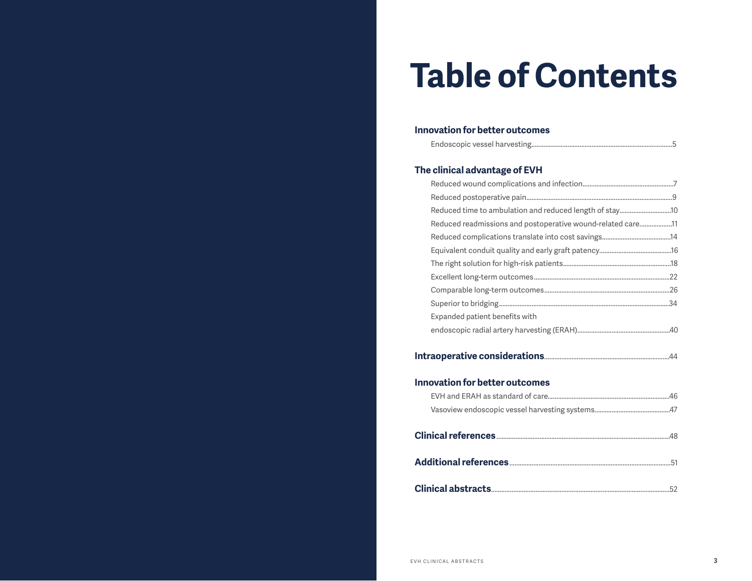# Table of Contents

**Innovation for better outcomes**

- Endoscopic vessel harvesting.....5

**The clinical advantage of EVH**

- Reduced wound complications and infection.....7
- Reduced postoperative pain.....9
- Reduced time to ambulation and reduced length of stay.....10
- Reduced readmissions and postoperative wound-related care.....11
- Reduced complications translate into cost savings.....14
- Equivalent conduit quality and early graft patency.....16
- The right solution for high-risk patients.....18
- Excellent long-term outcomes.....22
- Comparable long-term outcomes.....26
- Superior to bridging.....34
- Expanded patient benefits with endoscopic radial artery harvesting (ERAH).....40

**Intraoperative considerations**.....44

**Innovation for better outcomes**

- EVH and ERAH as standard of care.....46
- Vasoview endoscopic vessel harvesting systems.....47

**Clinical references**.....48

**Additional references**.....51

**Clinical abstracts**.....52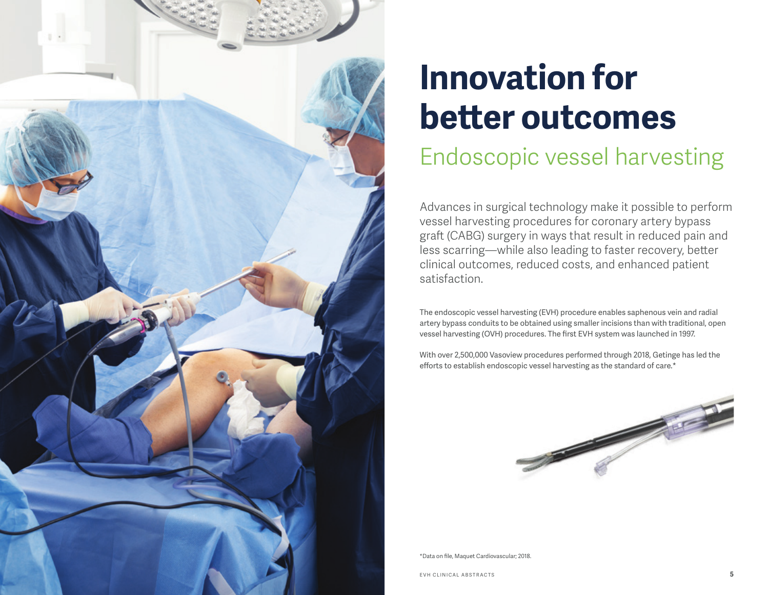# Innovation for better outcomes

## Endoscopic vessel harvesting

Advances in surgical technology make it possible to perform vessel harvesting procedures for coronary artery bypass graft (CABG) surgery in ways that result in reduced pain and less scarring—while also leading to faster recovery, better clinical outcomes, reduced costs, and enhanced patient satisfaction.

The endoscopic vessel harvesting (EVH) procedure enables saphenous vein and radial artery bypass conduits to be obtained using smaller incisions than with traditional, open vessel harvesting (OVH) procedures. The first EVH system was launched in 1997.

With over 2,500,000 Vasoview procedures performed through 2018, Getinge has led the efforts to establish endoscopic vessel harvesting as the standard of care.*

*Data on file, Maquet Cardiovascular; 2018.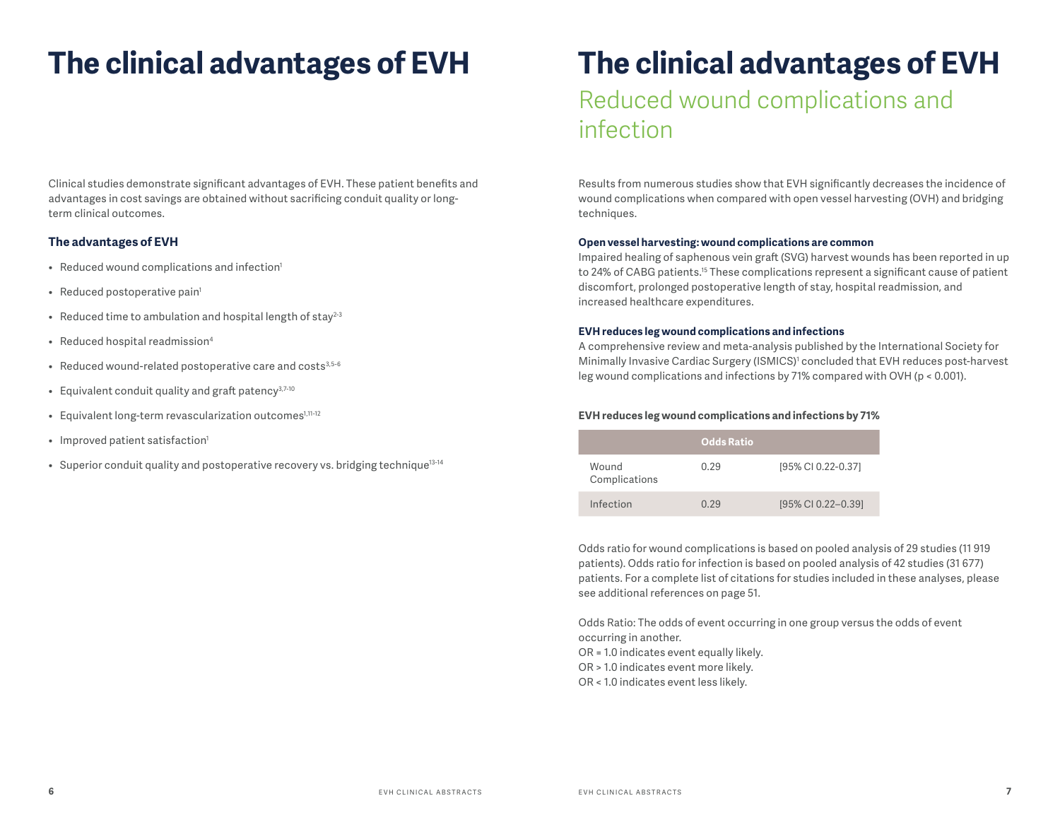# The clinical advantages of EVH

Clinical studies demonstrate significant advantages of EVH. These patient benefits and advantages in cost savings are obtained without sacrificing conduit quality or long-term clinical outcomes.

### The advantages of EVH

- Reduced wound complications and infection[1]
- Reduced postoperative pain[1]
- Reduced time to ambulation and hospital length of stay[2-3]
- Reduced hospital readmission[4]
- Reduced wound-related postoperative care and costs[3,5-6]
- Equivalent conduit quality and graft patency[3,7-10]
- Equivalent long-term revascularization outcomes[1,11-12]
- Improved patient satisfaction[1]
- Superior conduit quality and postoperative recovery vs. bridging technique[13-14]

# The clinical advantages of EVH

## Reduced wound complications and infection

Results from numerous studies show that EVH significantly decreases the incidence of wound complications when compared with open vessel harvesting (OVH) and bridging techniques.

**Open vessel harvesting: wound complications are common**

Impaired healing of saphenous vein graft (SVG) harvest wounds has been reported in up to 24% of CABG patients.[15] These complications represent a significant cause of patient discomfort, prolonged postoperative length of stay, hospital readmission, and increased healthcare expenditures.

**EVH reduces leg wound complications and infections**

A comprehensive review and meta-analysis published by the International Society for Minimally Invasive Cardiac Surgery (ISMICS)[1] concluded that EVH reduces post-harvest leg wound complications and infections by 71% compared with OVH ($p < 0.001$).

**EVH reduces leg wound complications and infections by 71%**

| | Odds Ratio | |
|---|---|---|
| Wound Complications | 0.29 | [95% CI 0.22-0.37] |
| Infection | 0.29 | [95% CI 0.22–0.39] |

Odds ratio for wound complications is based on pooled analysis of 29 studies (11 919 patients). Odds ratio for infection is based on pooled analysis of 42 studies (31 677) patients. For a complete list of citations for studies included in these analyses, please see additional references on page 51.

Odds Ratio: The odds of event occurring in one group versus the odds of event occurring in another.
OR = 1.0 indicates event equally likely.
OR > 1.0 indicates event more likely.
OR < 1.0 indicates event less likely.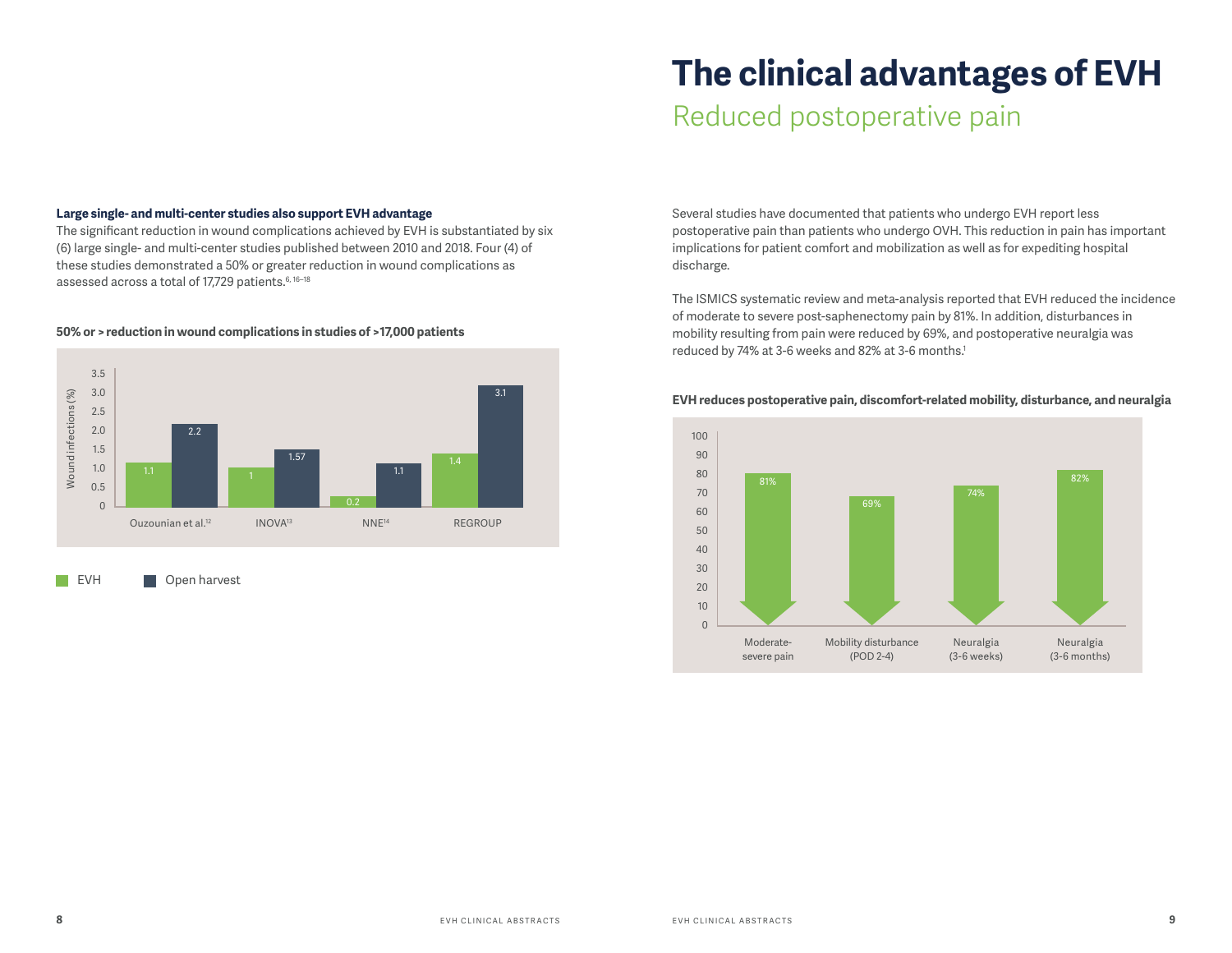# The clinical advantages of EVH

## Reduced postoperative pain

**Large single- and multi-center studies also support EVH advantage**

The significant reduction in wound complications achieved by EVH is substantiated by six (6) large single- and multi-center studies published between 2010 and 2018. Four (4) of these studies demonstrated a 50% or greater reduction in wound complications as assessed across a total of 17,729 patients.[6, 16–18]

**50% or > reduction in wound complications in studies of >17,000 patients**

| Study | EVH | Open harvest |
| --- | --- | --- |
| Ouzounian et al.[12] | 1.1 | 2.2 |
| INOVA[13] | 1 | 1.57 |
| NNE[14] | 0.2 | 1.1 |
| REGROUP | 1.4 | 3.1 |

Wound infections (%)

Several studies have documented that patients who undergo EVH report less postoperative pain than patients who undergo OVH. This reduction in pain has important implications for patient comfort and mobilization as well as for expediting hospital discharge.

The ISMICS systematic review and meta-analysis reported that EVH reduced the incidence of moderate to severe post-saphenectomy pain by 81%. In addition, disturbances in mobility resulting from pain were reduced by 69%, and postoperative neuralgia was reduced by 74% at 3-6 weeks and 82% at 3-6 months.[1]

**EVH reduces postoperative pain, discomfort-related mobility, disturbance, and neuralgia**

| Outcome | Reduction |
| --- | --- |
| Moderate-severe pain | 81% |
| Mobility disturbance (POD 2-4) | 69% |
| Neuralgia (3-6 weeks) | 74% |
| Neuralgia (3-6 months) | 82% |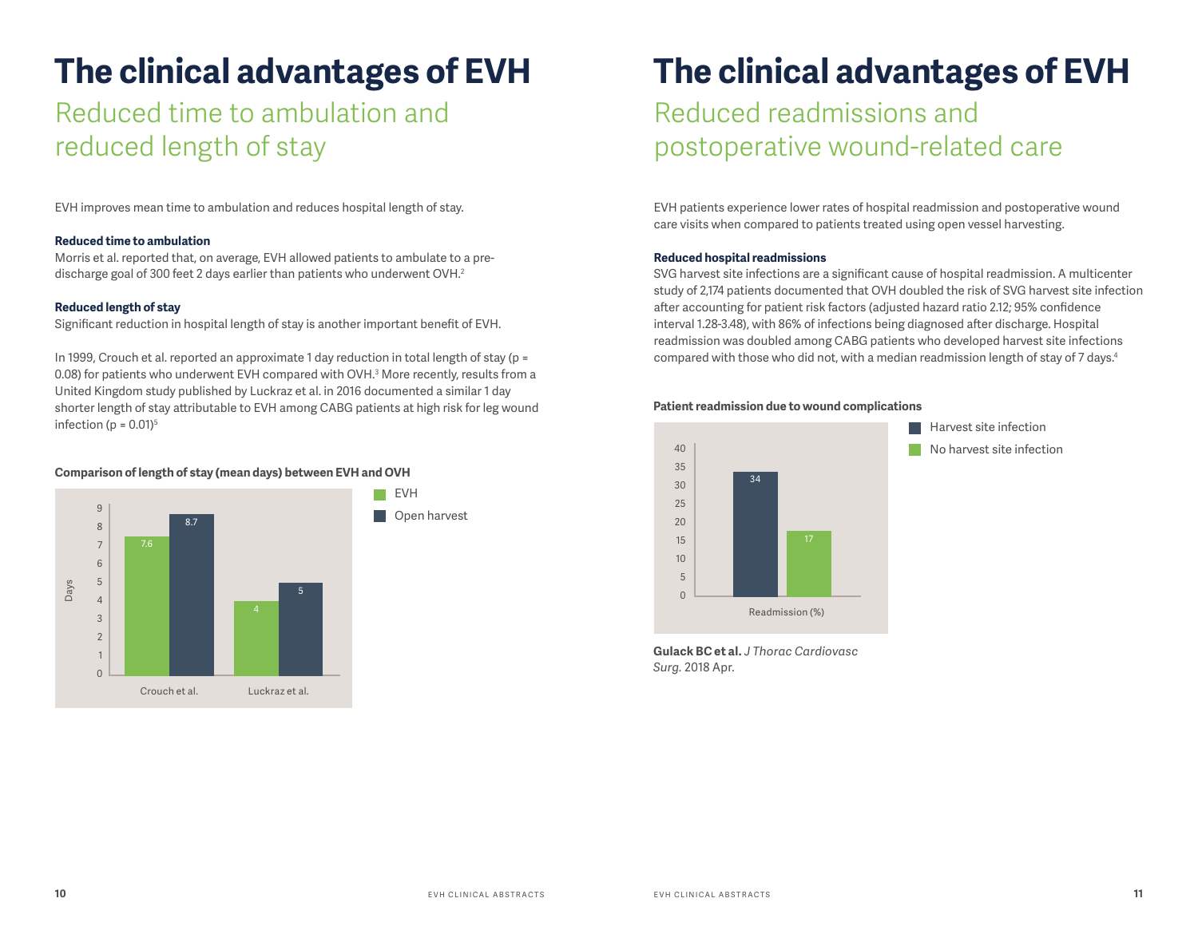# The clinical advantages of EVH

## Reduced time to ambulation and reduced length of stay

EVH improves mean time to ambulation and reduces hospital length of stay.

**Reduced time to ambulation**

Morris et al. reported that, on average, EVH allowed patients to ambulate to a pre-discharge goal of 300 feet 2 days earlier than patients who underwent OVH.[2]

**Reduced length of stay**

Significant reduction in hospital length of stay is another important benefit of EVH.

In 1999, Crouch et al. reported an approximate 1 day reduction in total length of stay ($p = 0.08$) for patients who underwent EVH compared with OVH.[3] More recently, results from a United Kingdom study published by Luckraz et al. in 2016 documented a similar 1 day shorter length of stay attributable to EVH among CABG patients at high risk for leg wound infection ($p = 0.01$)[5]

**Comparison of length of stay (mean days) between EVH and OVH**

| Study | EVH | Open harvest |
|---|---|---|
| Crouch et al. | 7.6 | 8.7 |
| Luckraz et al. | 4 | 5 |

# The clinical advantages of EVH

## Reduced readmissions and postoperative wound-related care

EVH patients experience lower rates of hospital readmission and postoperative wound care visits when compared to patients treated using open vessel harvesting.

**Reduced hospital readmissions**

SVG harvest site infections are a significant cause of hospital readmission. A multicenter study of 2,174 patients documented that OVH doubled the risk of SVG harvest site infection after accounting for patient risk factors (adjusted hazard ratio 2.12; 95% confidence interval 1.28-3.48), with 86% of infections being diagnosed after discharge. Hospital readmission was doubled among CABG patients who developed harvest site infections compared with those who did not, with a median readmission length of stay of 7 days.[4]

**Patient readmission due to wound complications**

| | Readmission (%) |
|---|---|
| Harvest site infection | 34 |
| No harvest site infection | 17 |

**Gulack BC et al.** *J Thorac Cardiovasc Surg.* 2018 Apr.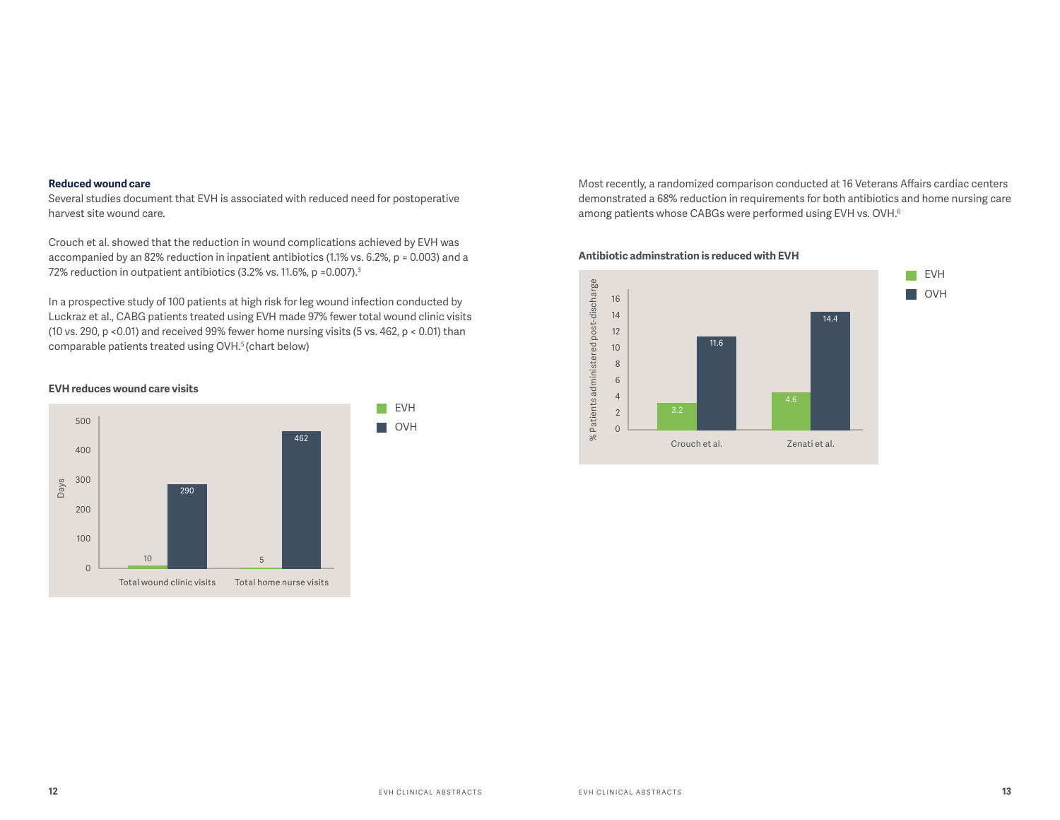### Reduced wound care

Several studies document that EVH is associated with reduced need for postoperative harvest site wound care.

Crouch et al. showed that the reduction in wound complications achieved by EVH was accompanied by an 82% reduction in inpatient antibiotics (1.1% vs. 6.2%, $p = 0.003$) and a 72% reduction in outpatient antibiotics (3.2% vs. 11.6%, $p = 0.007$).[3]

In a prospective study of 100 patients at high risk for leg wound infection conducted by Luckraz et al., CABG patients treated using EVH made 97% fewer total wound clinic visits (10 vs. 290, $p < 0.01$) and received 99% fewer home nursing visits (5 vs. 462, $p < 0.01$) than comparable patients treated using OVH.[5] (chart below)

**EVH reduces wound care visits**

| Days | EVH | OVH |
|---|---|---|
| Total wound clinic visits | 10 | 290 |
| Total home nurse visits | 5 | 462 |

Most recently, a randomized comparison conducted at 16 Veterans Affairs cardiac centers demonstrated a 68% reduction in requirements for both antibiotics and home nursing care among patients whose CABGs were performed using EVH vs. OVH.[6]

**Antibiotic adminstration is reduced with EVH**

| % Patients administered post-discharge | EVH | OVH |
|---|---|---|
| Crouch et al. | 3.2 | 11.6 |
| Zenati et al. | 4.6 | 14.4 |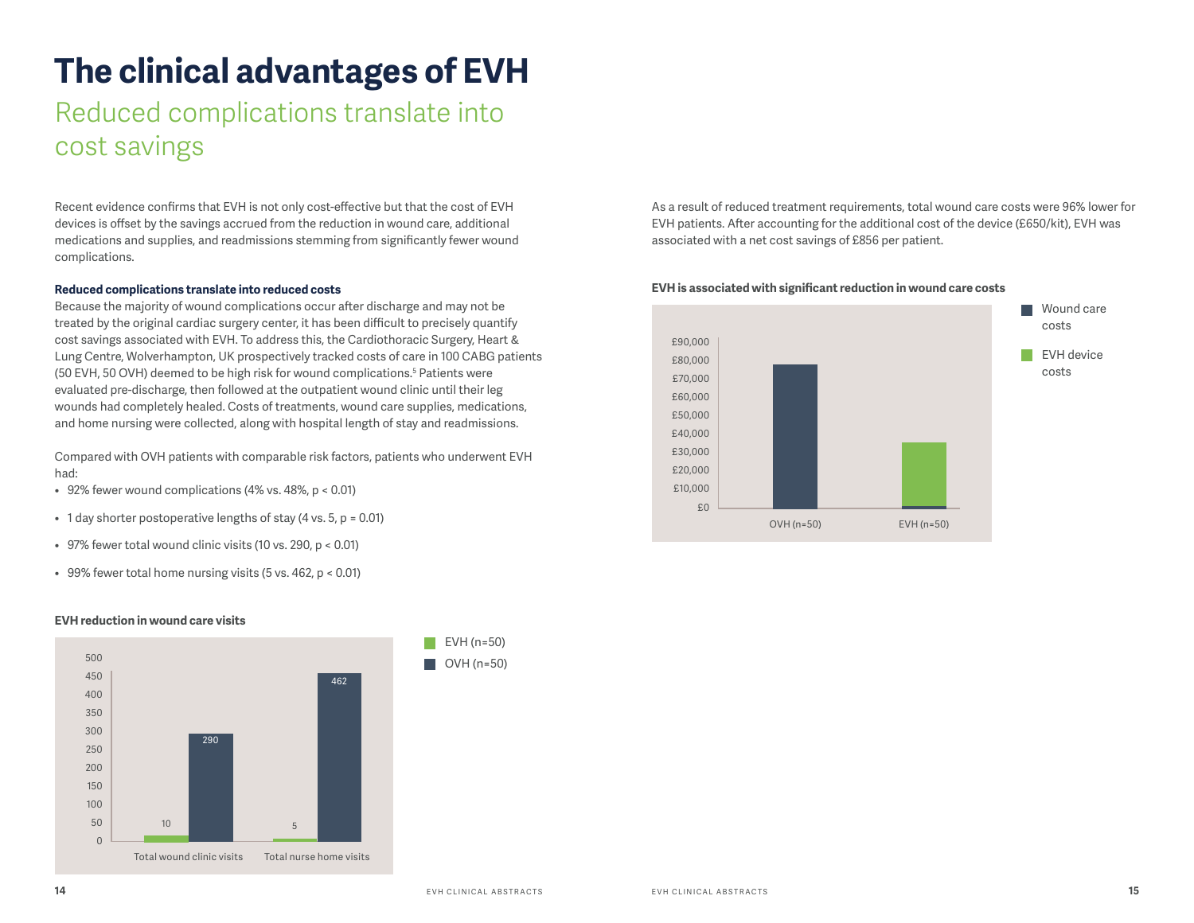# The clinical advantages of EVH

## Reduced complications translate into cost savings

Recent evidence confirms that EVH is not only cost-effective but that the cost of EVH devices is offset by the savings accrued from the reduction in wound care, additional medications and supplies, and readmissions stemming from significantly fewer wound complications.

**Reduced complications translate into reduced costs**
Because the majority of wound complications occur after discharge and may not be treated by the original cardiac surgery center, it has been difficult to precisely quantify cost savings associated with EVH. To address this, the Cardiothoracic Surgery, Heart & Lung Centre, Wolverhampton, UK prospectively tracked costs of care in 100 CABG patients (50 EVH, 50 OVH) deemed to be high risk for wound complications.[5] Patients were evaluated pre-discharge, then followed at the outpatient wound clinic until their leg wounds had completely healed. Costs of treatments, wound care supplies, medications, and home nursing were collected, along with hospital length of stay and readmissions.

Compared with OVH patients with comparable risk factors, patients who underwent EVH had:

- 92% fewer wound complications (4% vs. 48%, $p < 0.01$)
- 1 day shorter postoperative lengths of stay (4 vs. 5, $p = 0.01$)
- 97% fewer total wound clinic visits (10 vs. 290, $p < 0.01$)
- 99% fewer total home nursing visits (5 vs. 462, $p < 0.01$)

**EVH reduction in wound care visits**

| | EVH (n=50) | OVH (n=50) |
|---|---|---|
| Total wound clinic visits | 10 | 290 |
| Total nurse home visits | 5 | 462 |

As a result of reduced treatment requirements, total wound care costs were 96% lower for EVH patients. After accounting for the additional cost of the device (£650/kit), EVH was associated with a net cost savings of £856 per patient.

**EVH is associated with significant reduction in wound care costs**

Legend: Wound care costs; EVH device costs

Y-axis: £0 – £90,000. Categories: OVH (n=50), EVH (n=50)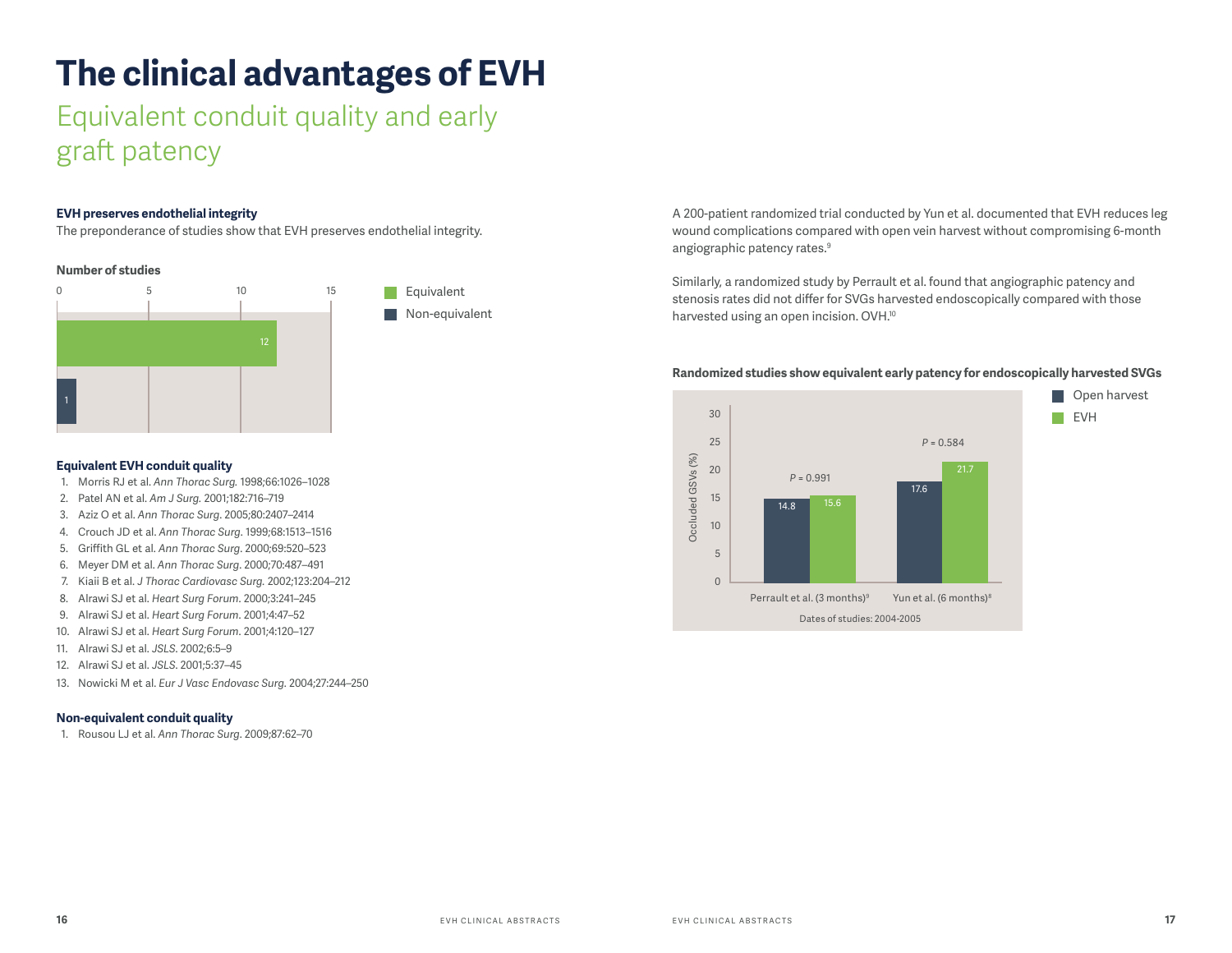# The clinical advantages of EVH

## Equivalent conduit quality and early graft patency

**EVH preserves endothelial integrity**

The preponderance of studies show that EVH preserves endothelial integrity.

**Number of studies**

| | Number of studies |
|---|---|
| Equivalent | 12 |
| Non-equivalent | 1 |

**Equivalent EVH conduit quality**

1. Morris RJ et al. *Ann Thorac Surg.* 1998;66:1026–1028
2. Patel AN et al. *Am J Surg.* 2001;182:716–719
3. Aziz O et al. *Ann Thorac Surg*. 2005;80:2407–2414
4. Crouch JD et al. *Ann Thorac Surg*. 1999;68:1513–1516
5. Griffith GL et al. *Ann Thorac Surg*. 2000;69:520–523
6. Meyer DM et al. *Ann Thorac Surg*. 2000;70:487–491
7. Kiaii B et al. *J Thorac Cardiovasc Surg.* 2002;123:204–212
8. Alrawi SJ et al. *Heart Surg Forum*. 2000;3:241–245
9. Alrawi SJ et al. *Heart Surg Forum*. 2001;4:47–52
10. Alrawi SJ et al. *Heart Surg Forum*. 2001;4:120–127
11. Alrawi SJ et al. *JSLS*. 2002;6:5–9
12. Alrawi SJ et al. *JSLS*. 2001;5:37–45
13. Nowicki M et al. *Eur J Vasc Endovasc Surg*. 2004;27:244–250

**Non-equivalent conduit quality**

1. Rousou LJ et al. *Ann Thorac Surg*. 2009;87:62–70

A 200-patient randomized trial conducted by Yun et al. documented that EVH reduces leg wound complications compared with open vein harvest without compromising 6-month angiographic patency rates.[9]

Similarly, a randomized study by Perrault et al. found that angiographic patency and stenosis rates did not differ for SVGs harvested endoscopically compared with those harvested using an open incision. OVH.[10]

**Randomized studies show equivalent early patency for endoscopically harvested SVGs**

Occluded GSVs (%)

| Study | Open harvest | EVH | P |
|---|---|---|---|
| Perrault et al. (3 months)[9] | 14.8 | 15.6 | *P* = 0.991 |
| Yun et al. (6 months)[8] | 17.6 | 21.7 | *P* = 0.584 |

Dates of studies: 2004-2005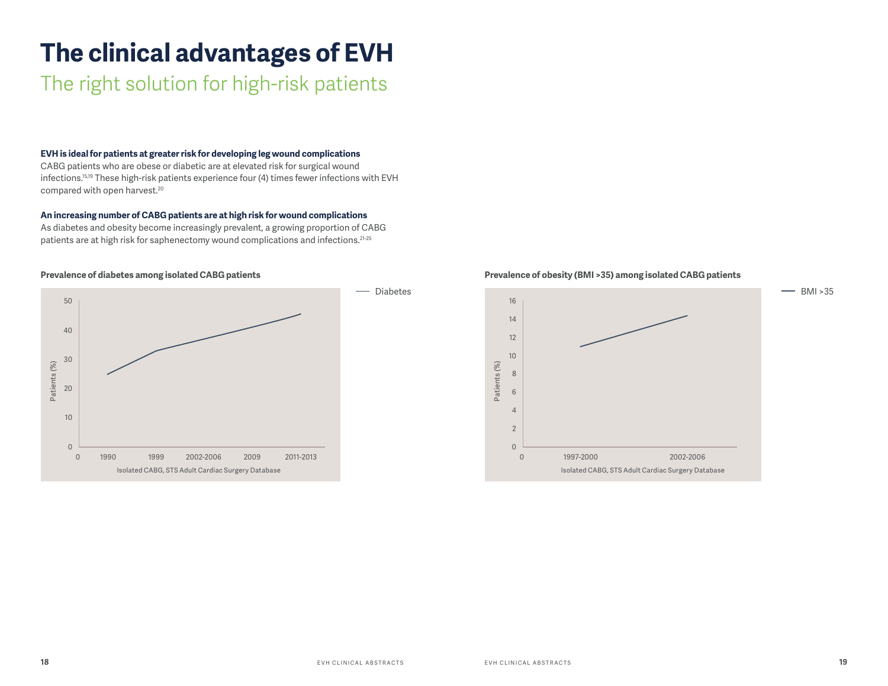# The clinical advantages of EVH

## The right solution for high-risk patients

**EVH is ideal for patients at greater risk for developing leg wound complications**
CABG patients who are obese or diabetic are at elevated risk for surgical wound infections.[15,19] These high-risk patients experience four (4) times fewer infections with EVH compared with open harvest.[20]

**An increasing number of CABG patients are at high risk for wound complications**
As diabetes and obesity become increasingly prevalent, a growing proportion of CABG patients are at high risk for saphenectomy wound complications and infections.[21-25]

**Prevalence of diabetes among isolated CABG patients**

— Diabetes

Patients (%)

Isolated CABG, STS Adult Cardiac Surgery Database

**Prevalence of obesity (BMI >35) among isolated CABG patients**

— BMI >35

Patients (%)

Isolated CABG, STS Adult Cardiac Surgery Database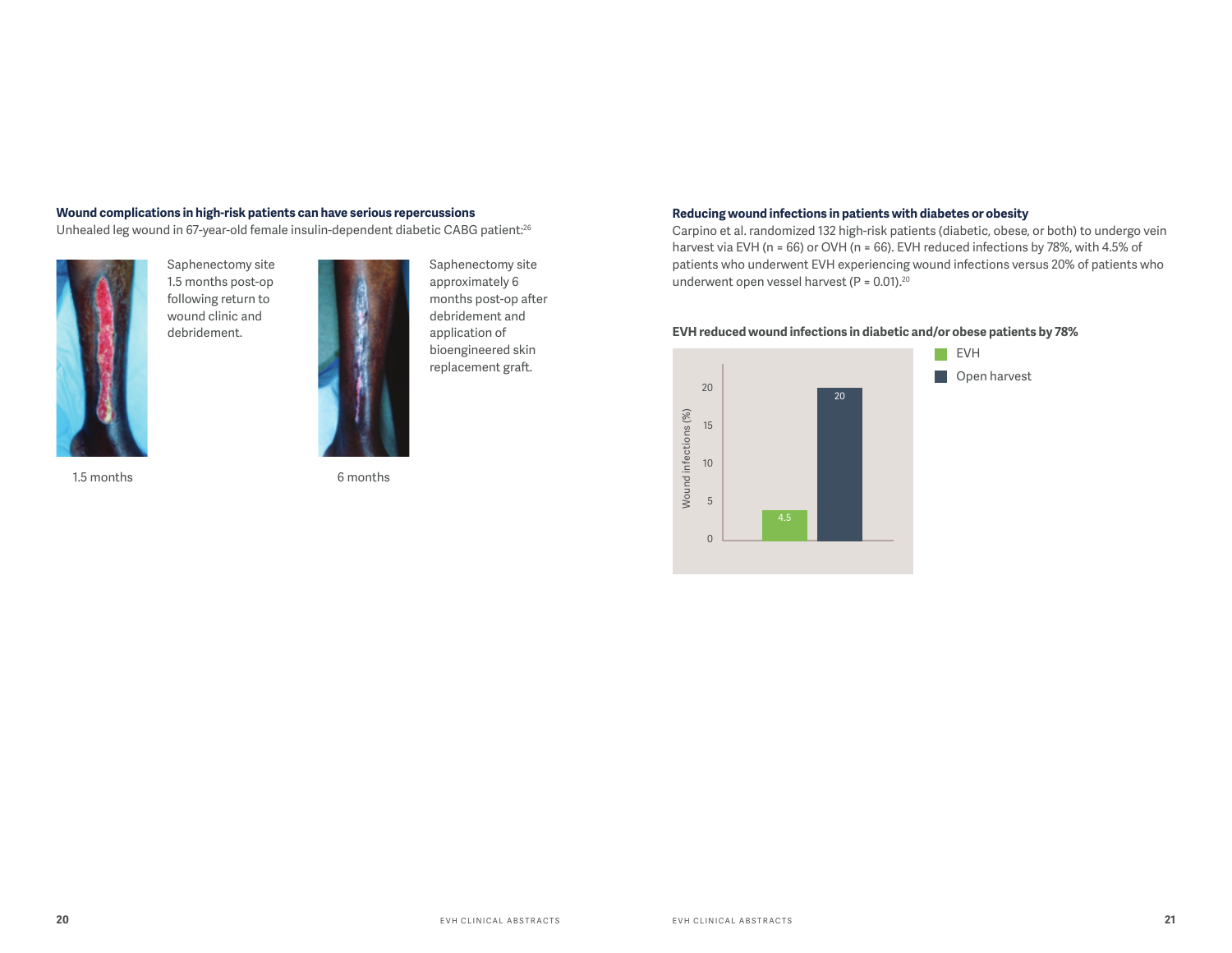**Wound complications in high-risk patients can have serious repercussions**

Unhealed leg wound in 67-year-old female insulin-dependent diabetic CABG patient:[26]

Saphenectomy site 1.5 months post-op following return to wound clinic and debridement.

1.5 months

Saphenectomy site approximately 6 months post-op after debridement and application of bioengineered skin replacement graft.

6 months

**Reducing wound infections in patients with diabetes or obesity**

Carpino et al. randomized 132 high-risk patients (diabetic, obese, or both) to undergo vein harvest via EVH (n = 66) or OVH (n = 66). EVH reduced infections by 78%, with 4.5% of patients who underwent EVH experiencing wound infections versus 20% of patients who underwent open vessel harvest (P = 0.01).[20]

**EVH reduced wound infections in diabetic and/or obese patients by 78%**

| | Wound infections (%) |
|---|---|
| EVH | 4.5 |
| Open harvest | 20 |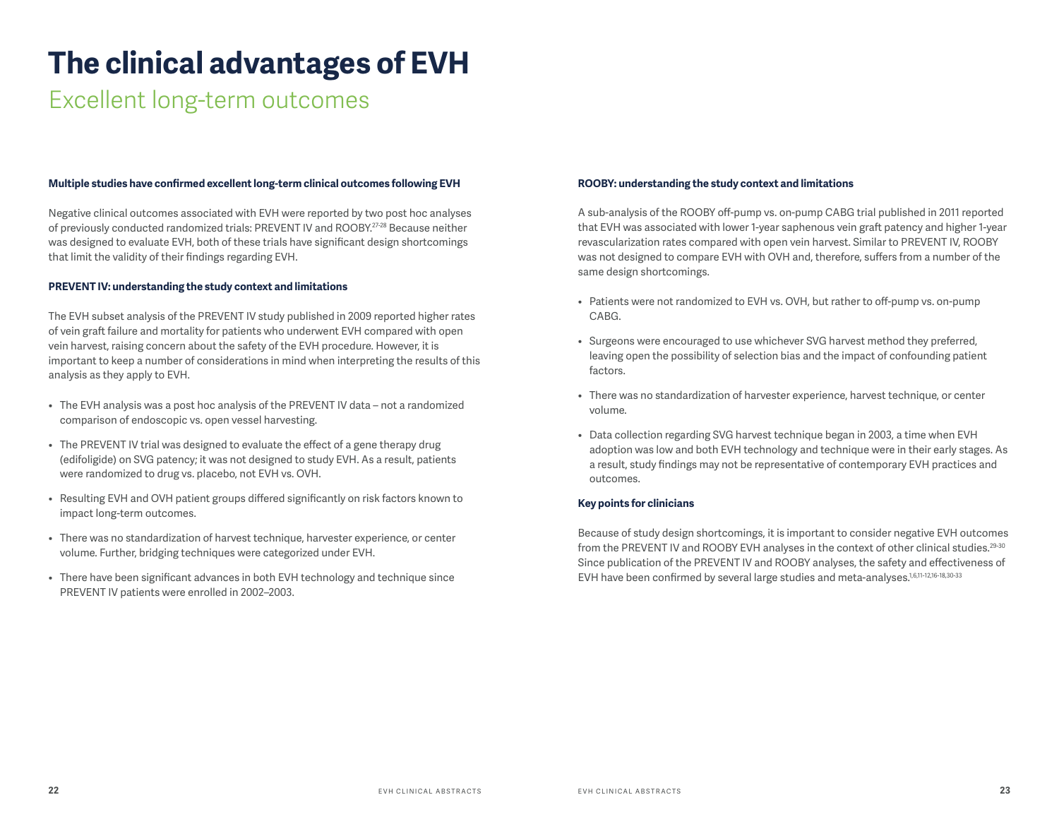# The clinical advantages of EVH

## Excellent long-term outcomes

**Multiple studies have confirmed excellent long-term clinical outcomes following EVH**

Negative clinical outcomes associated with EVH were reported by two post hoc analyses of previously conducted randomized trials: PREVENT IV and ROOBY.[27-28] Because neither was designed to evaluate EVH, both of these trials have significant design shortcomings that limit the validity of their findings regarding EVH.

**PREVENT IV: understanding the study context and limitations**

The EVH subset analysis of the PREVENT IV study published in 2009 reported higher rates of vein graft failure and mortality for patients who underwent EVH compared with open vein harvest, raising concern about the safety of the EVH procedure. However, it is important to keep a number of considerations in mind when interpreting the results of this analysis as they apply to EVH.

- The EVH analysis was a post hoc analysis of the PREVENT IV data – not a randomized comparison of endoscopic vs. open vessel harvesting.
- The PREVENT IV trial was designed to evaluate the effect of a gene therapy drug (edifoligide) on SVG patency; it was not designed to study EVH. As a result, patients were randomized to drug vs. placebo, not EVH vs. OVH.
- Resulting EVH and OVH patient groups differed significantly on risk factors known to impact long-term outcomes.
- There was no standardization of harvest technique, harvester experience, or center volume. Further, bridging techniques were categorized under EVH.
- There have been significant advances in both EVH technology and technique since PREVENT IV patients were enrolled in 2002–2003.

**ROOBY: understanding the study context and limitations**

A sub-analysis of the ROOBY off-pump vs. on-pump CABG trial published in 2011 reported that EVH was associated with lower 1-year saphenous vein graft patency and higher 1-year revascularization rates compared with open vein harvest. Similar to PREVENT IV, ROOBY was not designed to compare EVH with OVH and, therefore, suffers from a number of the same design shortcomings.

- Patients were not randomized to EVH vs. OVH, but rather to off-pump vs. on-pump CABG.
- Surgeons were encouraged to use whichever SVG harvest method they preferred, leaving open the possibility of selection bias and the impact of confounding patient factors.
- There was no standardization of harvester experience, harvest technique, or center volume.
- Data collection regarding SVG harvest technique began in 2003, a time when EVH adoption was low and both EVH technology and technique were in their early stages. As a result, study findings may not be representative of contemporary EVH practices and outcomes.

**Key points for clinicians**

Because of study design shortcomings, it is important to consider negative EVH outcomes from the PREVENT IV and ROOBY EVH analyses in the context of other clinical studies.[29-30] Since publication of the PREVENT IV and ROOBY analyses, the safety and effectiveness of EVH have been confirmed by several large studies and meta-analyses.[1,6,11-12,16-18,30-33]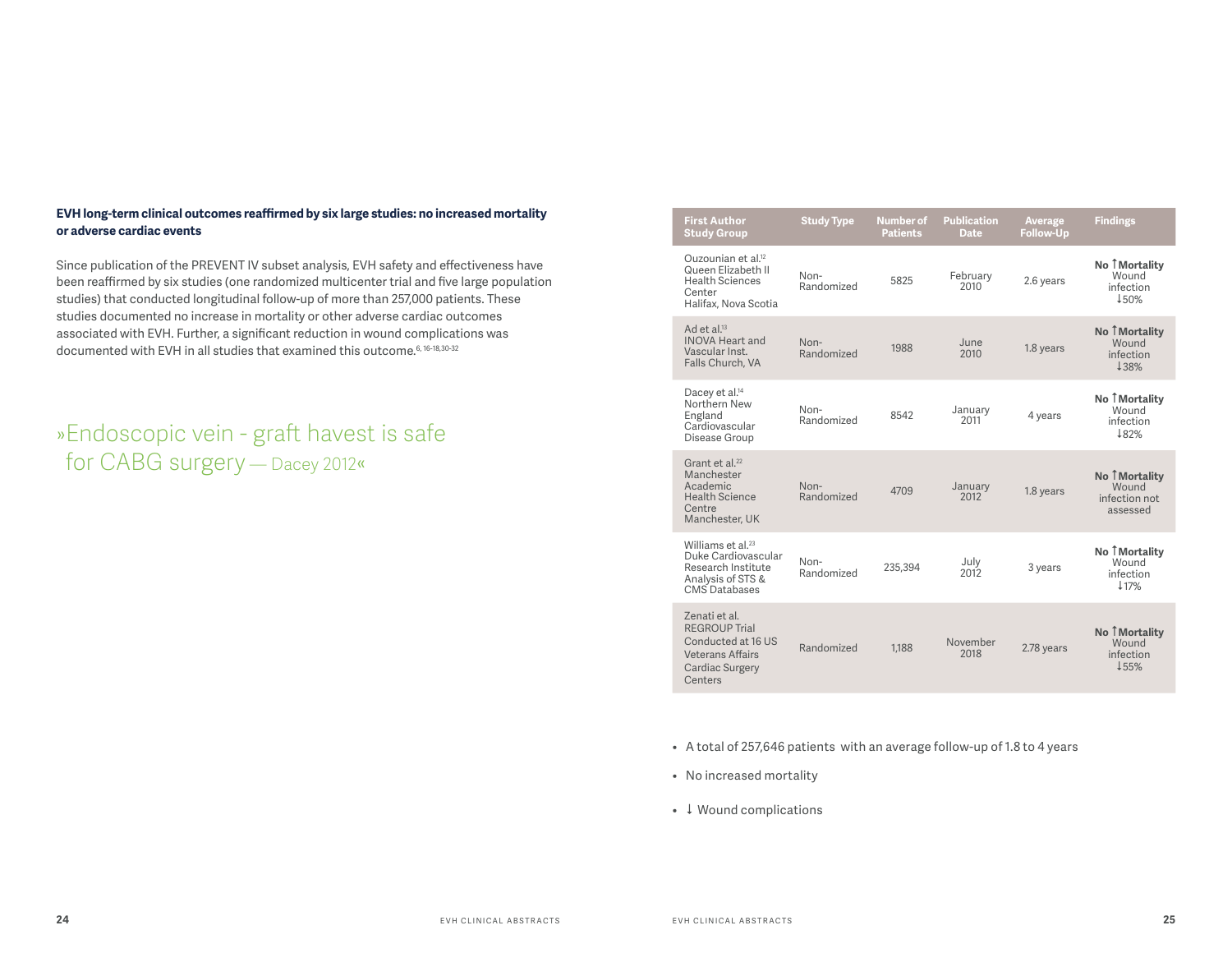**EVH long-term clinical outcomes reaffirmed by six large studies: no increased mortality or adverse cardiac events**

Since publication of the PREVENT IV subset analysis, EVH safety and effectiveness have been reaffirmed by six studies (one randomized multicenter trial and five large population studies) that conducted longitudinal follow-up of more than 257,000 patients. These studies documented no increase in mortality or other adverse cardiac outcomes associated with EVH. Further, a significant reduction in wound complications was documented with EVH in all studies that examined this outcome.[6, 16-18,30-32]

»Endoscopic vein - graft havest is safe for CABG surgery — Dacey 2012«

| First Author Study Group | Study Type | Number of Patients | Publication Date | Average Follow-Up | Findings |
|---|---|---|---|---|---|
| Ouzounian et al.[12] Queen Elizabeth II Health Sciences Center Halifax, Nova Scotia | Non-Randomized | 5825 | February 2010 | 2.6 years | **No ↑Mortality** Wound infection ↓50% |
| Ad et al.[13] INOVA Heart and Vascular Inst. Falls Church, VA | Non-Randomized | 1988 | June 2010 | 1.8 years | **No ↑Mortality** Wound infection ↓38% |
| Dacey et al.[14] Northern New England Cardiovascular Disease Group | Non-Randomized | 8542 | January 2011 | 4 years | **No ↑Mortality** Wound infection ↓82% |
| Grant et al.[22] Manchester Academic Health Science Centre Manchester, UK | Non-Randomized | 4709 | January 2012 | 1.8 years | **No ↑Mortality** Wound infection not assessed |
| Williams et al.[23] Duke Cardiovascular Research Institute Analysis of STS & CMS Databases | Non-Randomized | 235,394 | July 2012 | 3 years | **No ↑Mortality** Wound infection ↓17% |
| Zenati et al. REGROUP Trial Conducted at 16 US Veterans Affairs Cardiac Surgery Centers | Randomized | 1,188 | November 2018 | 2.78 years | **No ↑Mortality** Wound infection ↓55% |

- A total of 257,646 patients with an average follow-up of 1.8 to 4 years
- No increased mortality
- ↓ Wound complications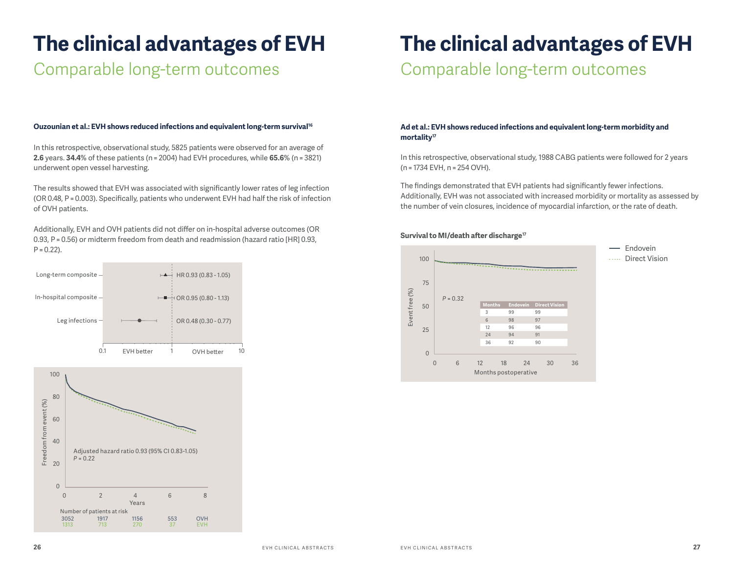# The clinical advantages of EVH

## Comparable long-term outcomes

**Ouzounian et al.: EVH shows reduced infections and equivalent long-term survival[16]**

In this retrospective, observational study, 5825 patients were observed for an average of **2.6** years. **34.4**% of these patients (n = 2004) had EVH procedures, while **65.6**% (n = 3821) underwent open vessel harvesting.

The results showed that EVH was associated with significantly lower rates of leg infection (OR 0.48, P = 0.003). Specifically, patients who underwent EVH had half the risk of infection of OVH patients.

Additionally, EVH and OVH patients did not differ on in-hospital adverse outcomes (OR 0.93, P = 0.56) or midterm freedom from death and readmission (hazard ratio [HR] 0.93, P = 0.22).

| Outcome | Estimate |
| --- | --- |
| Long-term composite | HR 0.93 (0.83 - 1.05) |
| In-hospital composite | OR 0.95 (0.80 - 1.13) |
| Leg infections | OR 0.48 (0.30 - 0.77) |

0.1 — EVH better — 1 — OVH better — 10

Adjusted hazard ratio 0.93 (95% CI 0.83-1.05)
*P* = 0.22

Freedom from event (%) vs. Years

Number of patients at risk

| Years | 0 | 2 | 4 | 6 | |
| --- | --- | --- | --- | --- | --- |
| OVH | 3052 | 1917 | 1156 | 553 | OVH |
| EVH | 1313 | 713 | 270 | 37 | EVH |

# The clinical advantages of EVH

## Comparable long-term outcomes

**Ad et al.: EVH shows reduced infections and equivalent long-term morbidity and mortality[17]**

In this retrospective, observational study, 1988 CABG patients were followed for 2 years (n = 1734 EVH, n = 254 OVH).

The findings demonstrated that EVH patients had significantly fewer infections. Additionally, EVH was not associated with increased morbidity or mortality as assessed by the number of vein closures, incidence of myocardial infarction, or the rate of death.

**Survival to MI/death after discharge[17]**

Event free (%) vs. Months postoperative — Endovein / Direct Vision

*P* = 0.32

| Months | Endovein | Direct Vision |
| --- | --- | --- |
| 3 | 99 | 99 |
| 6 | 98 | 97 |
| 12 | 96 | 96 |
| 24 | 94 | 91 |
| 36 | 92 | 90 |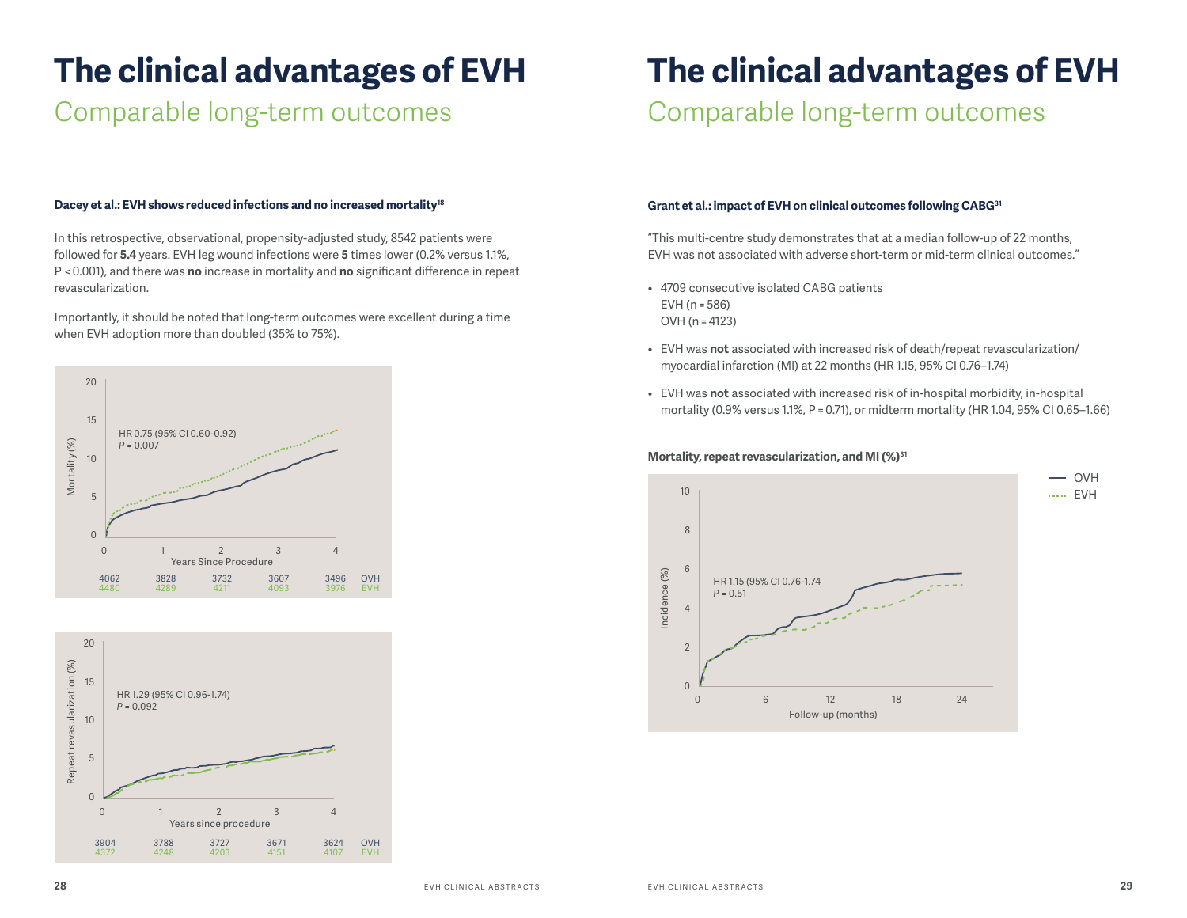# The clinical advantages of EVH

## Comparable long-term outcomes

**Dacey et al.: EVH shows reduced infections and no increased mortality[18]**

In this retrospective, observational, propensity-adjusted study, 8542 patients were followed for **5.4** years. EVH leg wound infections were **5** times lower (0.2% versus 1.1%, P < 0.001), and there was **no** increase in mortality and **no** significant difference in repeat revascularization.

Importantly, it should be noted that long-term outcomes were excellent during a time when EVH adoption more than doubled (35% to 75%).

HR 0.75 (95% CI 0.60-0.92)
*P* = 0.007

| Years Since Procedure | 0 | 1 | 2 | 3 | 4 | |
|---|---|---|---|---|---|---|
| | 4062 | 3828 | 3732 | 3607 | 3496 | OVH |
| | 4480 | 4289 | 4211 | 4093 | 3976 | EVH |

HR 1.29 (95% CI 0.96-1.74)
*P* = 0.092

| Years since procedure | 0 | 1 | 2 | 3 | 4 | |
|---|---|---|---|---|---|---|
| | 3904 | 3788 | 3727 | 3671 | 3624 | OVH |
| | 4372 | 4248 | 4203 | 4151 | 4107 | EVH |

# The clinical advantages of EVH

## Comparable long-term outcomes

**Grant et al.: impact of EVH on clinical outcomes following CABG[31]**

"This multi-centre study demonstrates that at a median follow-up of 22 months, EVH was not associated with adverse short-term or mid-term clinical outcomes."

- 4709 consecutive isolated CABG patients
  EVH (n = 586)
  OVH (n = 4123)
- EVH was **not** associated with increased risk of death/repeat revascularization/ myocardial infarction (MI) at 22 months (HR 1.15, 95% CI 0.76–1.74)
- EVH was **not** associated with increased risk of in-hospital morbidity, in-hospital mortality (0.9% versus 1.1%, P = 0.71), or midterm mortality (HR 1.04, 95% CI 0.65–1.66)

**Mortality, repeat revascularization, and MI (%)[31]**

HR 1.15 (95% CI 0.76-1.74
*P* = 0.51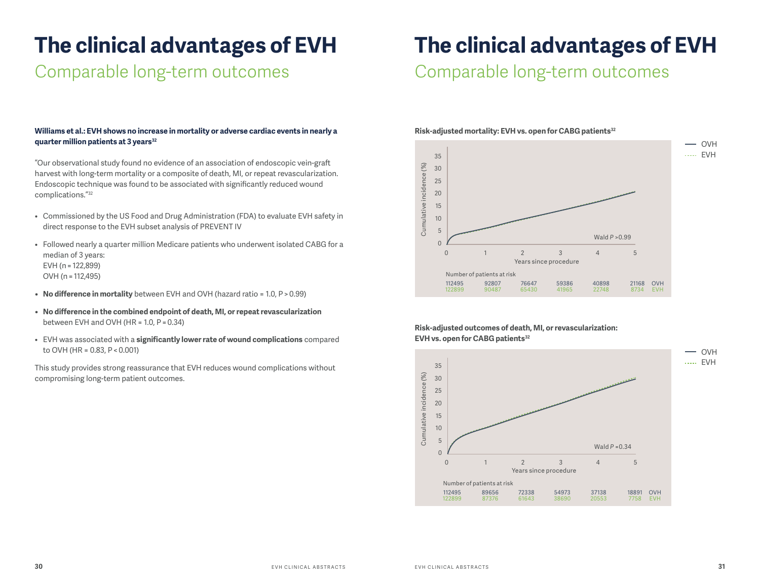# The clinical advantages of EVH

## Comparable long-term outcomes

**Williams et al.: EVH shows no increase in mortality or adverse cardiac events in nearly a quarter million patients at 3 years[32]**

"Our observational study found no evidence of an association of endoscopic vein-graft harvest with long-term mortality or a composite of death, MI, or repeat revascularization. Endoscopic technique was found to be associated with significantly reduced wound complications."[32]

- Commissioned by the US Food and Drug Administration (FDA) to evaluate EVH safety in direct response to the EVH subset analysis of PREVENT IV
- Followed nearly a quarter million Medicare patients who underwent isolated CABG for a median of 3 years:
  EVH (n = 122,899)
  OVH (n = 112,495)
- **No difference in mortality** between EVH and OVH (hazard ratio = 1.0, P > 0.99)
- **No difference in the combined endpoint of death, MI, or repeat revascularization** between EVH and OVH (HR = 1.0, P = 0.34)
- EVH was associated with a **significantly lower rate of wound complications** compared to OVH (HR = 0.83, P < 0.001)

This study provides strong reassurance that EVH reduces wound complications without compromising long-term patient outcomes.

# The clinical advantages of EVH

## Comparable long-term outcomes

**Risk-adjusted mortality: EVH vs. open for CABG patients[32]**

Legend: OVH (solid), EVH (dotted)

Cumulative incidence (%) vs. Years since procedure; Wald $P$ >0.99

Number of patients at risk

| | 0 | 1 | 2 | 3 | 4 | 5 |
|---|---|---|---|---|---|---|
| OVH | 112495 | 92807 | 76647 | 59386 | 40898 | 21168 |
| EVH | 122899 | 90487 | 65430 | 41965 | 22748 | 8734 |

**Risk-adjusted outcomes of death, MI, or revascularization: EVH vs. open for CABG patients[32]**

Legend: OVH (solid), EVH (dotted)

Cumulative incidence (%) vs. Years since procedure; Wald $P$ =0.34

Number of patients at risk

| | 0 | 1 | 2 | 3 | 4 | 5 |
|---|---|---|---|---|---|---|
| OVH | 112495 | 89656 | 72338 | 54973 | 37138 | 18891 |
| EVH | 122899 | 87376 | 61643 | 38690 | 20553 | 7758 |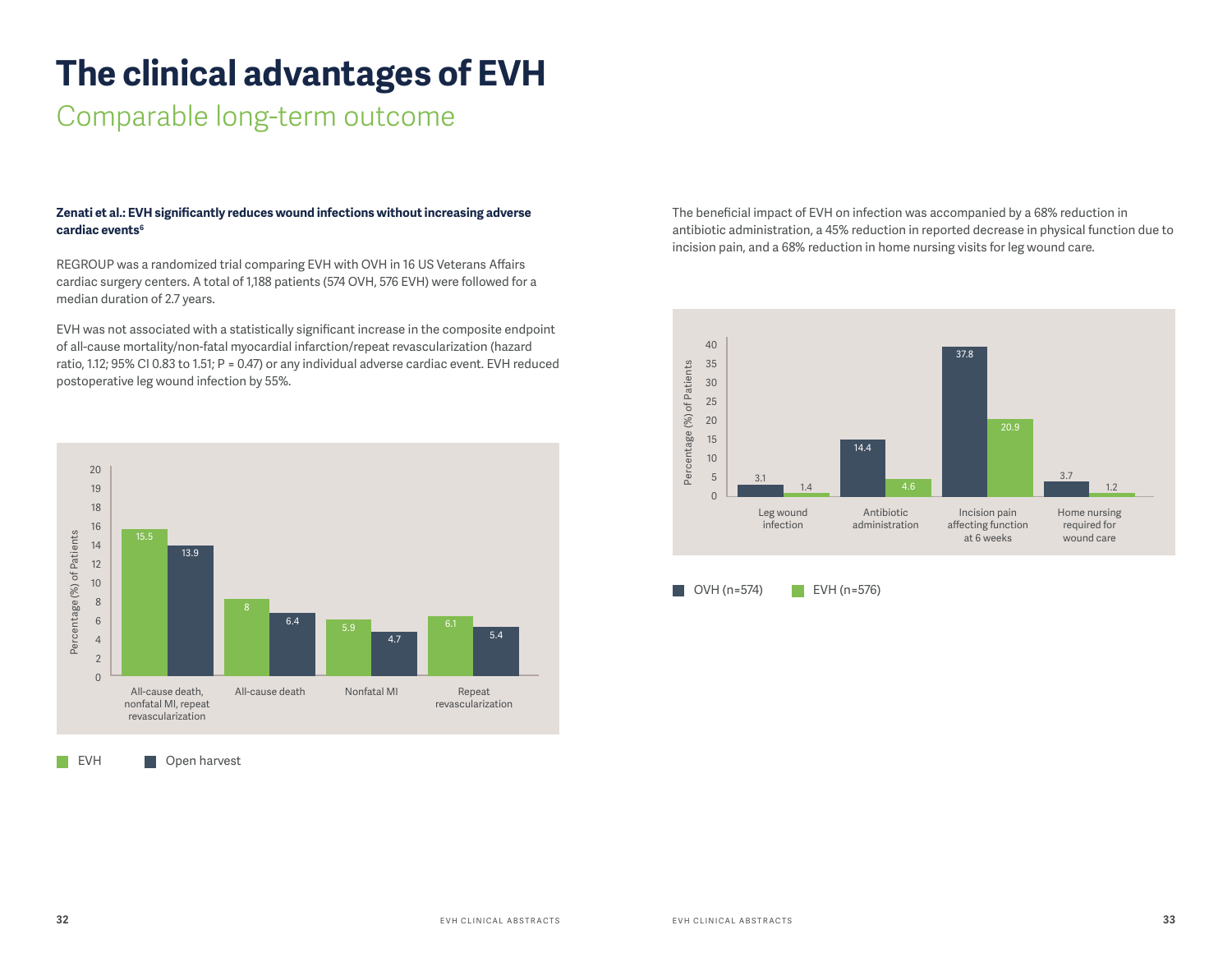# The clinical advantages of EVH

## Comparable long-term outcome

**Zenati et al.: EVH significantly reduces wound infections without increasing adverse cardiac events[6]**

REGROUP was a randomized trial comparing EVH with OVH in 16 US Veterans Affairs cardiac surgery centers. A total of 1,188 patients (574 OVH, 576 EVH) were followed for a median duration of 2.7 years.

EVH was not associated with a statistically significant increase in the composite endpoint of all-cause mortality/non-fatal myocardial infarction/repeat revascularization (hazard ratio, 1.12; 95% CI 0.83 to 1.51; P = 0.47) or any individual adverse cardiac event. EVH reduced postoperative leg wound infection by 55%.

| Percentage (%) of Patients | EVH | Open harvest |
|---|---|---|
| All-cause death, nonfatal MI, repeat revascularization | 15.5 | 13.9 |
| All-cause death | 8 | 6.4 |
| Nonfatal MI | 5.9 | 4.7 |
| Repeat revascularization | 6.1 | 5.4 |

The beneficial impact of EVH on infection was accompanied by a 68% reduction in antibiotic administration, a 45% reduction in reported decrease in physical function due to incision pain, and a 68% reduction in home nursing visits for leg wound care.

| Percentage (%) of Patients | OVH (n=574) | EVH (n=576) |
|---|---|---|
| Leg wound infection | 3.1 | 1.4 |
| Antibiotic administration | 14.4 | 4.6 |
| Incision pain affecting function at 6 weeks | 37.8 | 20.9 |
| Home nursing required for wound care | 3.7 | 1.2 |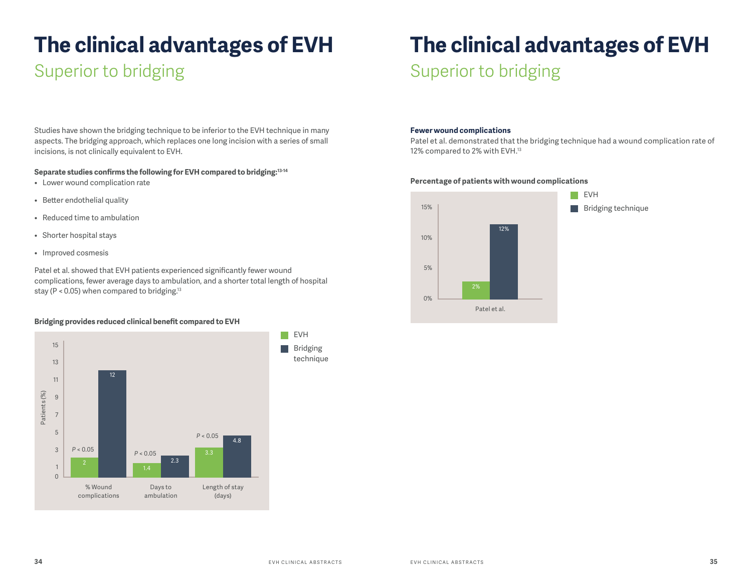# The clinical advantages of EVH

## Superior to bridging

Studies have shown the bridging technique to be inferior to the EVH technique in many aspects. The bridging approach, which replaces one long incision with a series of small incisions, is not clinically equivalent to EVH.

**Separate studies confirms the following for EVH compared to bridging:**[13-14]

- Lower wound complication rate
- Better endothelial quality
- Reduced time to ambulation
- Shorter hospital stays
- Improved cosmesis

Patel et al. showed that EVH patients experienced significantly fewer wound complications, fewer average days to ambulation, and a shorter total length of hospital stay (P < 0.05) when compared to bridging.[13]

**Bridging provides reduced clinical benefit compared to EVH**

| | EVH | Bridging technique | |
|---|---|---|---|
| % Wound complications | 2 | 12 | $P < 0.05$ |
| Days to ambulation | 1.4 | 2.3 | $P < 0.05$ |
| Length of stay (days) | 3.3 | 4.8 | $P < 0.05$ |

# The clinical advantages of EVH

## Superior to bridging

**Fewer wound complications**

Patel et al. demonstrated that the bridging technique had a wound complication rate of 12% compared to 2% with EVH.[13]

**Percentage of patients with wound complications**

| | EVH | Bridging technique |
|---|---|---|
| Patel et al. | 2% | 12% |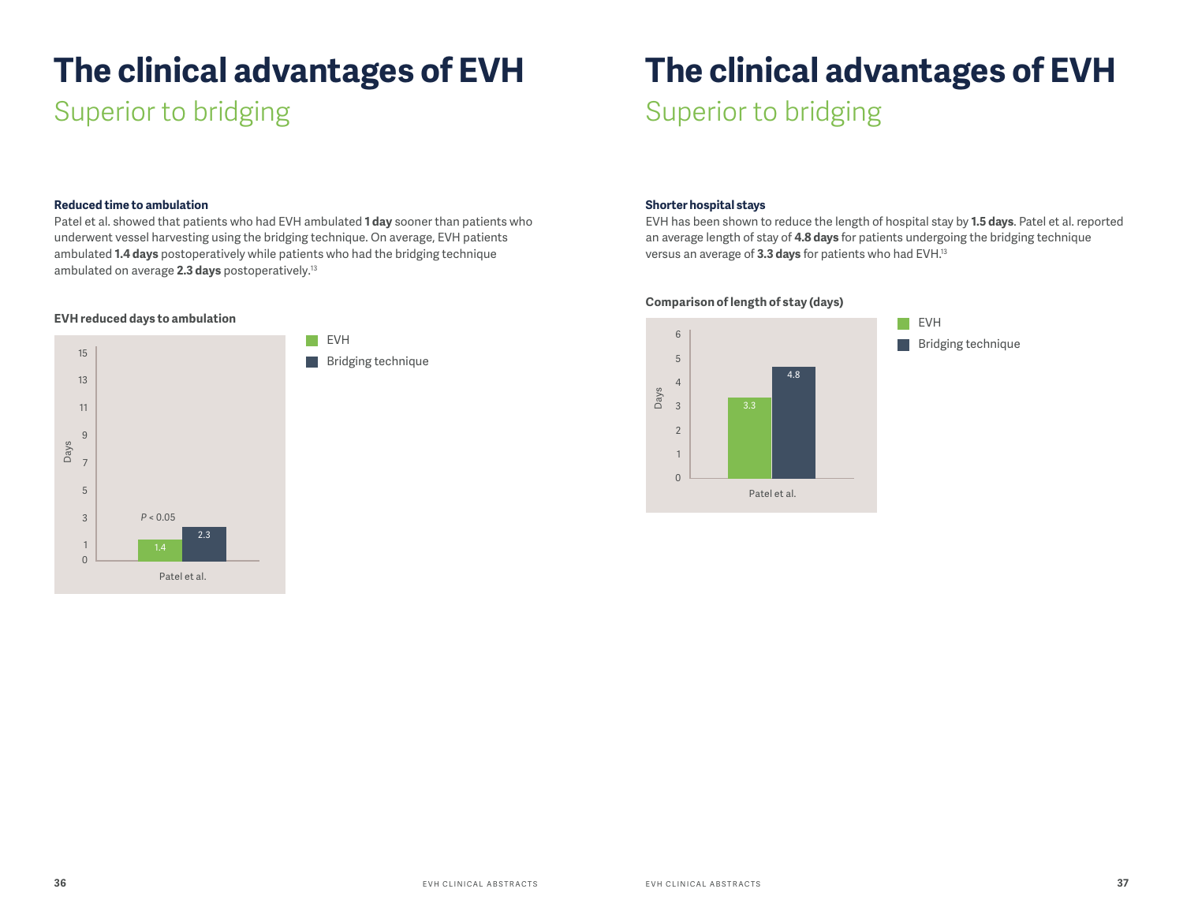# The clinical advantages of EVH

## Superior to bridging

### Reduced time to ambulation

Patel et al. showed that patients who had EVH ambulated **1 day** sooner than patients who underwent vessel harvesting using the bridging technique. On average, EVH patients ambulated **1.4 days** postoperatively while patients who had the bridging technique ambulated on average **2.3 days** postoperatively.[13]

**EVH reduced days to ambulation**

| Study | EVH (days) | Bridging technique (days) |
| --- | --- | --- |
| Patel et al. | 1.4 | 2.3 |

$P < 0.05$

# The clinical advantages of EVH

## Superior to bridging

### Shorter hospital stays

EVH has been shown to reduce the length of hospital stay by **1.5 days**. Patel et al. reported an average length of stay of **4.8 days** for patients undergoing the bridging technique versus an average of **3.3 days** for patients who had EVH.[13]

**Comparison of length of stay (days)**

| Study | EVH (days) | Bridging technique (days) |
| --- | --- | --- |
| Patel et al. | 3.3 | 4.8 |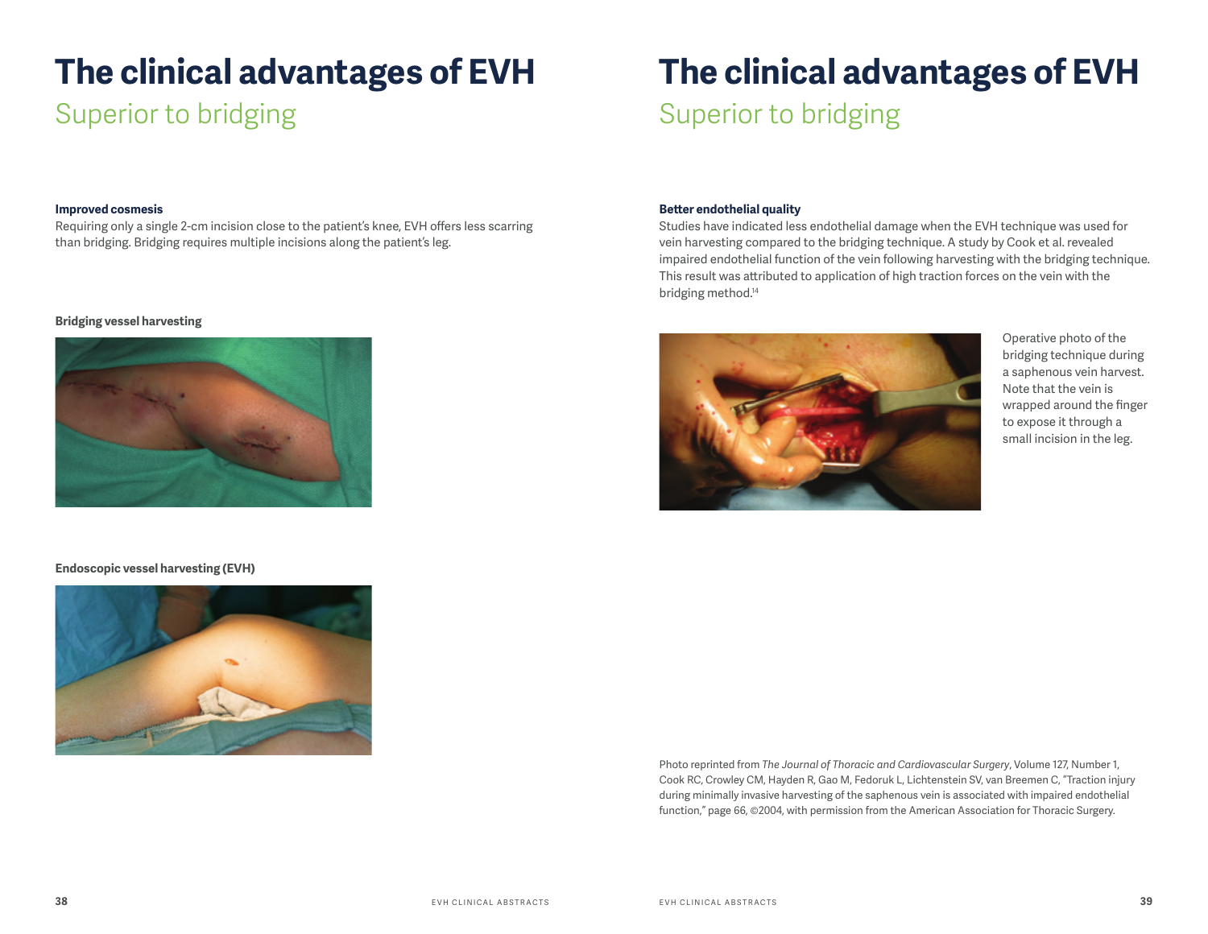# The clinical advantages of EVH

## Superior to bridging

**Improved cosmesis**

Requiring only a single 2-cm incision close to the patient's knee, EVH offers less scarring than bridging. Bridging requires multiple incisions along the patient's leg.

**Bridging vessel harvesting**

**Endoscopic vessel harvesting (EVH)**

# The clinical advantages of EVH

## Superior to bridging

**Better endothelial quality**

Studies have indicated less endothelial damage when the EVH technique was used for vein harvesting compared to the bridging technique. A study by Cook et al. revealed impaired endothelial function of the vein following harvesting with the bridging technique. This result was attributed to application of high traction forces on the vein with the bridging method.[14]

Operative photo of the bridging technique during a saphenous vein harvest. Note that the vein is wrapped around the finger to expose it through a small incision in the leg.

Photo reprinted from *The Journal of Thoracic and Cardiovascular Surgery*, Volume 127, Number 1, Cook RC, Crowley CM, Hayden R, Gao M, Fedoruk L, Lichtenstein SV, van Breemen C, "Traction injury during minimally invasive harvesting of the saphenous vein is associated with impaired endothelial function," page 66, ©2004, with permission from the American Association for Thoracic Surgery.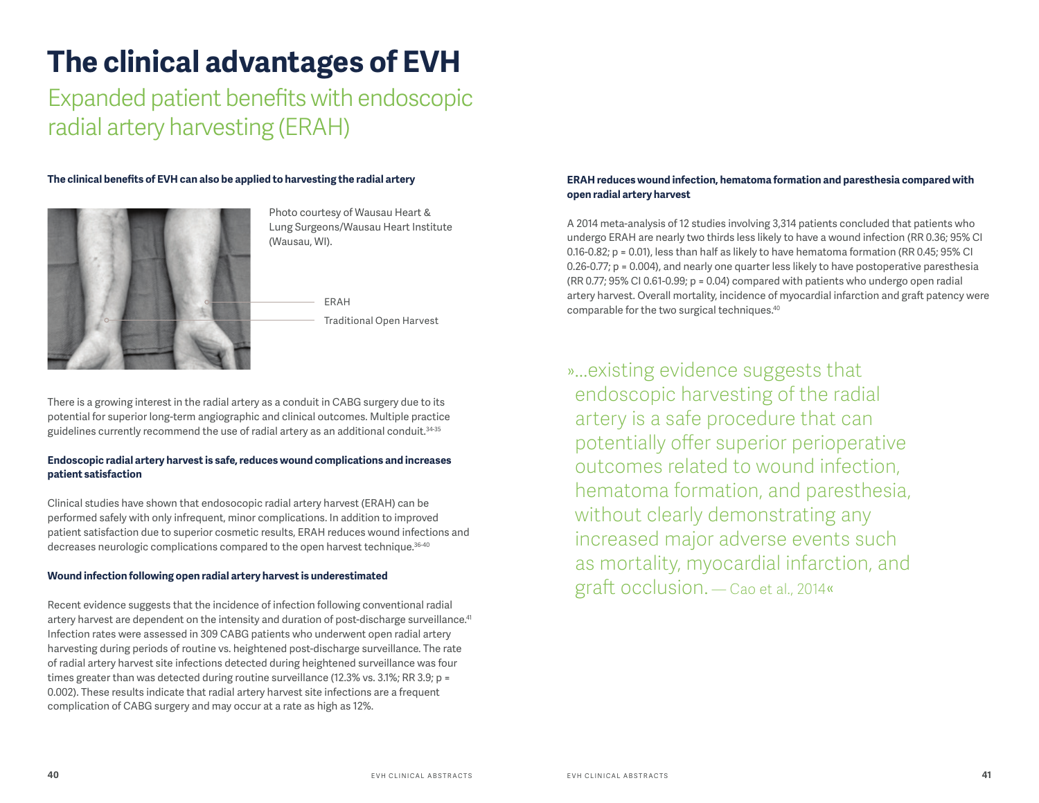# The clinical advantages of EVH

## Expanded patient benefits with endoscopic radial artery harvesting (ERAH)

**The clinical benefits of EVH can also be applied to harvesting the radial artery**

Photo courtesy of Wausau Heart & Lung Surgeons/Wausau Heart Institute (Wausau, WI).

ERAH

Traditional Open Harvest

There is a growing interest in the radial artery as a conduit in CABG surgery due to its potential for superior long-term angiographic and clinical outcomes. Multiple practice guidelines currently recommend the use of radial artery as an additional conduit.[34-35]

**Endoscopic radial artery harvest is safe, reduces wound complications and increases patient satisfaction**

Clinical studies have shown that endosocopic radial artery harvest (ERAH) can be performed safely with only infrequent, minor complications. In addition to improved patient satisfaction due to superior cosmetic results, ERAH reduces wound infections and decreases neurologic complications compared to the open harvest technique.[36-40]

**Wound infection following open radial artery harvest is underestimated**

Recent evidence suggests that the incidence of infection following conventional radial artery harvest are dependent on the intensity and duration of post-discharge surveillance.[41] Infection rates were assessed in 309 CABG patients who underwent open radial artery harvesting during periods of routine vs. heightened post-discharge surveillance. The rate of radial artery harvest site infections detected during heightened surveillance was four times greater than was detected during routine surveillance (12.3% vs. 3.1%; RR 3.9; p = 0.002). These results indicate that radial artery harvest site infections are a frequent complication of CABG surgery and may occur at a rate as high as 12%.

**ERAH reduces wound infection, hematoma formation and paresthesia compared with open radial artery harvest**

A 2014 meta-analysis of 12 studies involving 3,314 patients concluded that patients who undergo ERAH are nearly two thirds less likely to have a wound infection (RR 0.36; 95% CI 0.16-0.82; p = 0.01), less than half as likely to have hematoma formation (RR 0.45; 95% CI 0.26-0.77; p = 0.004), and nearly one quarter less likely to have postoperative paresthesia (RR 0.77; 95% CI 0.61-0.99; p = 0.04) compared with patients who undergo open radial artery harvest. Overall mortality, incidence of myocardial infarction and graft patency were comparable for the two surgical techniques.[40]

»…existing evidence suggests that endoscopic harvesting of the radial artery is a safe procedure that can potentially offer superior perioperative outcomes related to wound infection, hematoma formation, and paresthesia, without clearly demonstrating any increased major adverse events such as mortality, myocardial infarction, and graft occlusion. — Cao et al., 2014«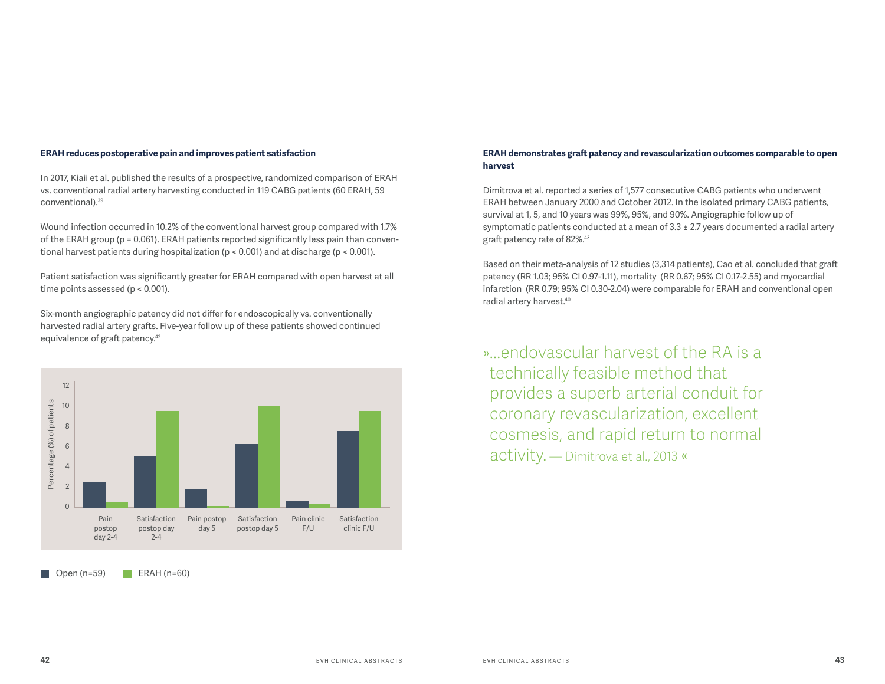### ERAH reduces postoperative pain and improves patient satisfaction

In 2017, Kiaii et al. published the results of a prospective, randomized comparison of ERAH vs. conventional radial artery harvesting conducted in 119 CABG patients (60 ERAH, 59 conventional).[39]

Wound infection occurred in 10.2% of the conventional harvest group compared with 1.7% of the ERAH group ($p = 0.061$). ERAH patients reported significantly less pain than conventional harvest patients during hospitalization ($p < 0.001$) and at discharge ($p < 0.001$).

Patient satisfaction was significantly greater for ERAH compared with open harvest at all time points assessed ($p < 0.001$).

Six-month angiographic patency did not differ for endoscopically vs. conventionally harvested radial artery grafts. Five-year follow up of these patients showed continued equivalence of graft patency.[42]

Percentage (%) of patients

| | Open (n=59) | ERAH (n=60) |
|---|---|---|
| Pain postop day 2-4 | ~2.5 | ~0.5 |
| Satisfaction postop day 2-4 | ~5 | ~9.5 |
| Pain postop day 5 | ~1.8 | ~0.1 |
| Satisfaction postop day 5 | ~6.2 | ~10 |
| Pain clinic F/U | ~0.6 | ~0.3 |
| Satisfaction clinic F/U | ~7.5 | ~9.5 |

Open (n=59) ERAH (n=60)

### ERAH demonstrates graft patency and revascularization outcomes comparable to open harvest

Dimitrova et al. reported a series of 1,577 consecutive CABG patients who underwent ERAH between January 2000 and October 2012. In the isolated primary CABG patients, survival at 1, 5, and 10 years was 99%, 95%, and 90%. Angiographic follow up of symptomatic patients conducted at a mean of 3.3 ± 2.7 years documented a radial artery graft patency rate of 82%.[43]

Based on their meta-analysis of 12 studies (3,314 patients), Cao et al. concluded that graft patency (RR 1.03; 95% CI 0.97-1.11), mortality (RR 0.67; 95% CI 0.17-2.55) and myocardial infarction (RR 0.79; 95% CI 0.30-2.04) were comparable for ERAH and conventional open radial artery harvest.[40]

> »…endovascular harvest of the RA is a technically feasible method that provides a superb arterial conduit for coronary revascularization, excellent cosmesis, and rapid return to normal activity. — Dimitrova et al., 2013 «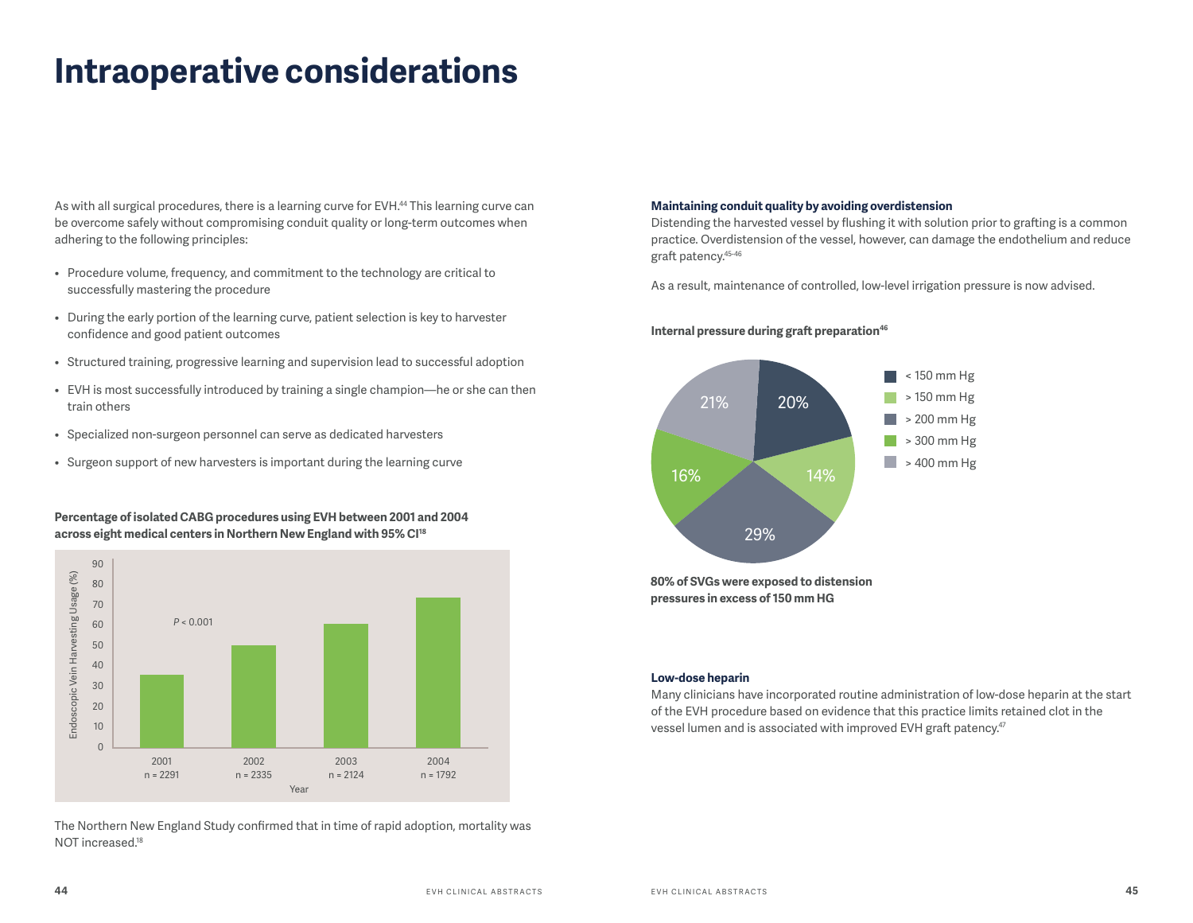# Intraoperative considerations

As with all surgical procedures, there is a learning curve for EVH.[44] This learning curve can be overcome safely without compromising conduit quality or long-term outcomes when adhering to the following principles:

- Procedure volume, frequency, and commitment to the technology are critical to successfully mastering the procedure
- During the early portion of the learning curve, patient selection is key to harvester confidence and good patient outcomes
- Structured training, progressive learning and supervision lead to successful adoption
- EVH is most successfully introduced by training a single champion—he or she can then train others
- Specialized non-surgeon personnel can serve as dedicated harvesters
- Surgeon support of new harvesters is important during the learning curve

**Percentage of isolated CABG procedures using EVH between 2001 and 2004 across eight medical centers in Northern New England with 95% CI[18]**

Endoscopic Vein Harvesting Usage (%)

$P < 0.001$

| Year | 2001 | 2002 | 2003 | 2004 |
|---|---|---|---|---|
| n | n = 2291 | n = 2335 | n = 2124 | n = 1792 |

The Northern New England Study confirmed that in time of rapid adoption, mortality was NOT increased.[18]

**Maintaining conduit quality by avoiding overdistension**

Distending the harvested vessel by flushing it with solution prior to grafting is a common practice. Overdistension of the vessel, however, can damage the endothelium and reduce graft patency.[45-46]

As a result, maintenance of controlled, low-level irrigation pressure is now advised.

**Internal pressure during graft preparation[46]**

| Pressure | Percentage |
|---|---|
| < 150 mm Hg | 20% |
| > 150 mm Hg | 14% |
| > 200 mm Hg | 29% |
| > 300 mm Hg | 16% |
| > 400 mm Hg | 21% |

**80% of SVGs were exposed to distension pressures in excess of 150 mm HG**

**Low-dose heparin**

Many clinicians have incorporated routine administration of low-dose heparin at the start of the EVH procedure based on evidence that this practice limits retained clot in the vessel lumen and is associated with improved EVH graft patency.[47]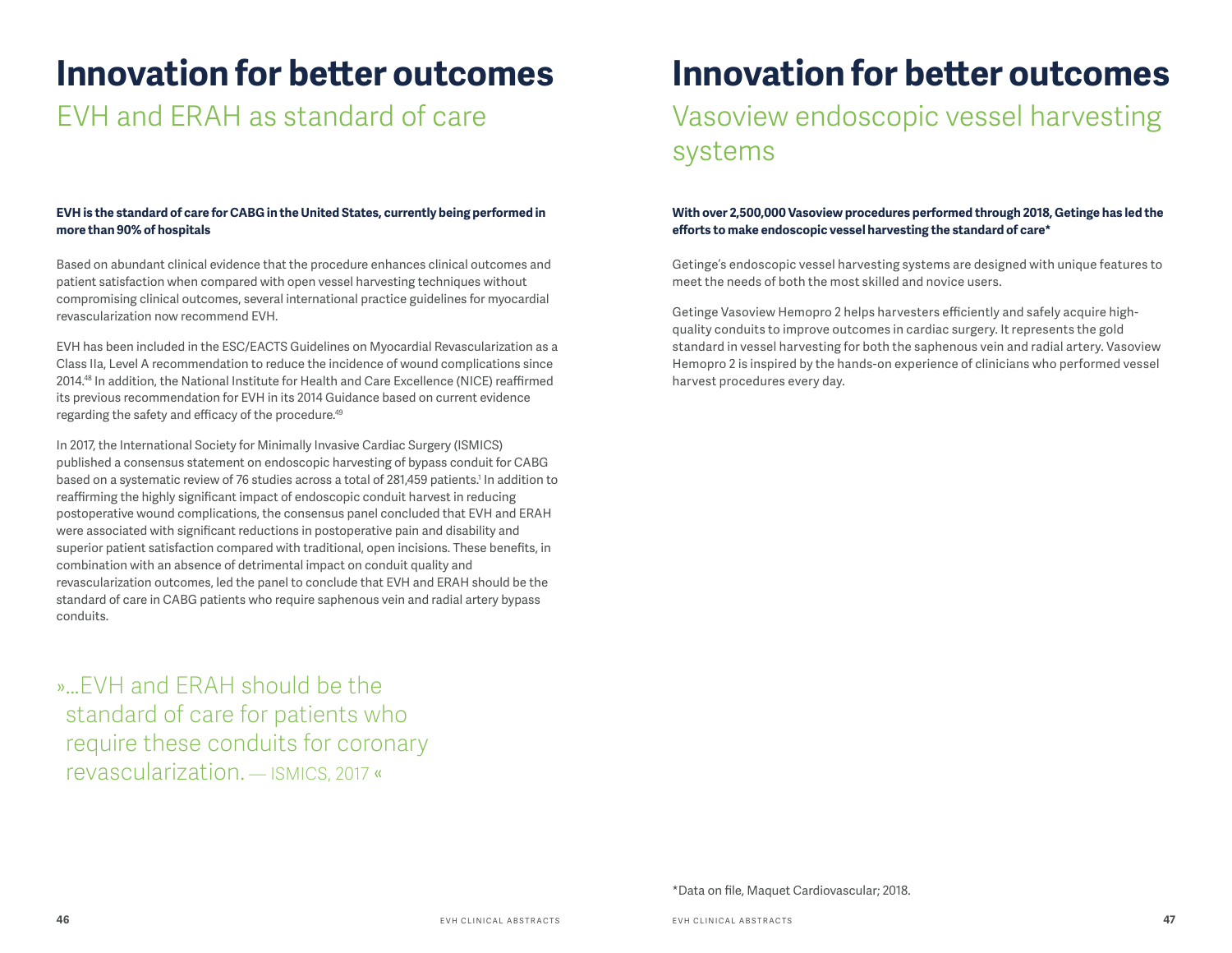# Innovation for better outcomes

## EVH and ERAH as standard of care

**EVH is the standard of care for CABG in the United States, currently being performed in more than 90% of hospitals**

Based on abundant clinical evidence that the procedure enhances clinical outcomes and patient satisfaction when compared with open vessel harvesting techniques without compromising clinical outcomes, several international practice guidelines for myocardial revascularization now recommend EVH.

EVH has been included in the ESC/EACTS Guidelines on Myocardial Revascularization as a Class IIa, Level A recommendation to reduce the incidence of wound complications since 2014.[48] In addition, the National Institute for Health and Care Excellence (NICE) reaffirmed its previous recommendation for EVH in its 2014 Guidance based on current evidence regarding the safety and efficacy of the procedure.[49]

In 2017, the International Society for Minimally Invasive Cardiac Surgery (ISMICS) published a consensus statement on endoscopic harvesting of bypass conduit for CABG based on a systematic review of 76 studies across a total of 281,459 patients.[1] In addition to reaffirming the highly significant impact of endoscopic conduit harvest in reducing postoperative wound complications, the consensus panel concluded that EVH and ERAH were associated with significant reductions in postoperative pain and disability and superior patient satisfaction compared with traditional, open incisions. These benefits, in combination with an absence of detrimental impact on conduit quality and revascularization outcomes, led the panel to conclude that EVH and ERAH should be the standard of care in CABG patients who require saphenous vein and radial artery bypass conduits.

»…EVH and ERAH should be the standard of care for patients who require these conduits for coronary revascularization. — ISMICS, 2017 «

# Innovation for better outcomes

## Vasoview endoscopic vessel harvesting systems

**With over 2,500,000 Vasoview procedures performed through 2018, Getinge has led the efforts to make endoscopic vessel harvesting the standard of care***

Getinge's endoscopic vessel harvesting systems are designed with unique features to meet the needs of both the most skilled and novice users.

Getinge Vasoview Hemopro 2 helps harvesters efficiently and safely acquire high-quality conduits to improve outcomes in cardiac surgery. It represents the gold standard in vessel harvesting for both the saphenous vein and radial artery. Vasoview Hemopro 2 is inspired by the hands-on experience of clinicians who performed vessel harvest procedures every day.

*Data on file, Maquet Cardiovascular; 2018.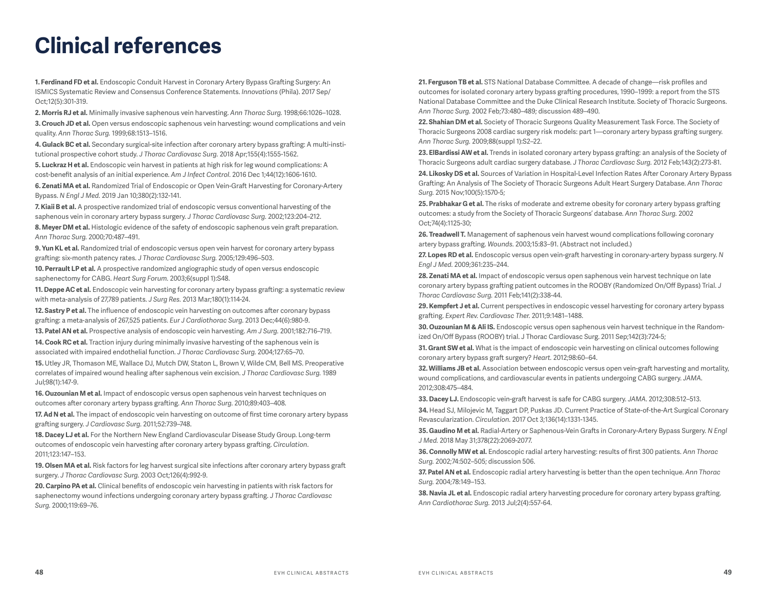# Clinical references

**1. Ferdinand FD et al.** Endoscopic Conduit Harvest in Coronary Artery Bypass Grafting Surgery: An ISMICS Systematic Review and Consensus Conference Statements. *Innovations* (Phila). 2017 Sep/Oct;12(5):301-319.

**2. Morris RJ et al.** Minimally invasive saphenous vein harvesting. *Ann Thorac Surg.* 1998;66:1026–1028.

**3. Crouch JD et al.** Open versus endoscopic saphenous vein harvesting: wound complications and vein quality. *Ann Thorac Surg.* 1999;68:1513–1516.

**4. Gulack BC et al.** Secondary surgical-site infection after coronary artery bypass grafting: A multi-institutional prospective cohort study. *J Thorac Cardiovasc Surg.* 2018 Apr;155(4):1555-1562.

**5. Luckraz H et al.** Endoscopic vein harvest in patients at high risk for leg wound complications: A cost-benefit analysis of an initial experience. *Am J Infect Control.* 2016 Dec 1;44(12):1606-1610.

**6. Zenati MA et al.** Randomized Trial of Endoscopic or Open Vein-Graft Harvesting for Coronary-Artery Bypass. *N Engl J Med.* 2019 Jan 10;380(2):132-141.

**7. Kiaii B et al.** A prospective randomized trial of endoscopic versus conventional harvesting of the saphenous vein in coronary artery bypass surgery. *J Thorac Cardiovasc Surg.* 2002;123:204–212.

**8. Meyer DM et al.** Histologic evidence of the safety of endoscopic saphenous vein graft preparation. *Ann Thorac Surg.* 2000;70:487–491.

**9. Yun KL et al.** Randomized trial of endoscopic versus open vein harvest for coronary artery bypass grafting: six-month patency rates. *J Thorac Cardiovasc Surg.* 2005;129:496–503.

**10. Perrault LP et al.** A prospective randomized angiographic study of open versus endoscopic saphenectomy for CABG. *Heart Surg Forum.* 2003;6(suppl 1):S48.

**11. Deppe AC et al.** Endoscopic vein harvesting for coronary artery bypass grafting: a systematic review with meta-analysis of 27,789 patients. *J Surg Res.* 2013 Mar;180(1):114-24.

**12. Sastry P et al.** The influence of endoscopic vein harvesting on outcomes after coronary bypass grafting: a meta-analysis of 267,525 patients. *Eur J Cardiothorac Surg.* 2013 Dec;44(6):980-9.

**13. Patel AN et al.** Prospective analysis of endoscopic vein harvesting. *Am J Surg.* 2001;182:716–719.

**14. Cook RC et al.** Traction injury during minimally invasive harvesting of the saphenous vein is associated with impaired endothelial function. *J Thorac Cardiovasc Surg.* 2004;127:65–70.

**15.** Utley JR, Thomason ME, Wallace DJ, Mutch DW, Staton L, Brown V, Wilde CM, Bell MS. Preoperative correlates of impaired wound healing after saphenous vein excision. *J Thorac Cardiovasc Surg.* 1989 Jul;98(1):147-9.

**16. Ouzounian M et al.** Impact of endoscopic versus open saphenous vein harvest techniques on outcomes after coronary artery bypass grafting. *Ann Thorac Surg.* 2010;89:403–408.

**17. Ad N et al.** The impact of endoscopic vein harvesting on outcome of first time coronary artery bypass grafting surgery. *J Cardiovasc Surg.* 2011;52:739–748.

**18. Dacey LJ et al.** For the Northern New England Cardiovascular Disease Study Group. Long-term outcomes of endoscopic vein harvesting after coronary artery bypass grafting. *Circulation.* 2011;123:147–153.

**19. Olsen MA et al.** Risk factors for leg harvest surgical site infections after coronary artery bypass graft surgery. *J Thorac Cardiovasc Surg.* 2003 Oct;126(4):992-9.

**20. Carpino PA et al.** Clinical benefits of endoscopic vein harvesting in patients with risk factors for saphenectomy wound infections undergoing coronary artery bypass grafting. *J Thorac Cardiovasc Surg.* 2000;119:69–76.

**21. Ferguson TB et al.** STS National Database Committee. A decade of change—risk profiles and outcomes for isolated coronary artery bypass grafting procedures, 1990–1999: a report from the STS National Database Committee and the Duke Clinical Research Institute. Society of Thoracic Surgeons. *Ann Thorac Surg.* 2002 Feb;73:480–489; discussion 489–490.

**22. Shahian DM et al.** Society of Thoracic Surgeons Quality Measurement Task Force. The Society of Thoracic Surgeons 2008 cardiac surgery risk models: part 1—coronary artery bypass grafting surgery. *Ann Thorac Surg.* 2009;88(suppl 1):S2–22.

**23. ElBardissi AW et al.** Trends in isolated coronary artery bypass grafting: an analysis of the Society of Thoracic Surgeons adult cardiac surgery database. *J Thorac Cardiovasc Surg.* 2012 Feb;143(2):273-81.

**24. Likosky DS et al.** Sources of Variation in Hospital-Level Infection Rates After Coronary Artery Bypass Grafting: An Analysis of The Society of Thoracic Surgeons Adult Heart Surgery Database. *Ann Thorac Surg.* 2015 Nov;100(5):1570-5;

**25. Prabhakar G et al.** The risks of moderate and extreme obesity for coronary artery bypass grafting outcomes: a study from the Society of Thoracic Surgeons' database. *Ann Thorac Surg.* 2002 Oct;74(4):1125-30;

**26. Treadwell T.** Management of saphenous vein harvest wound complications following coronary artery bypass grafting. *Wounds.* 2003;15:83–91. (Abstract not included.)

**27. Lopes RD et al.** Endoscopic versus open vein-graft harvesting in coronary-artery bypass surgery. *N Engl J Med.* 2009;361:235–244.

**28. Zenati MA et al.** Impact of endoscopic versus open saphenous vein harvest technique on late coronary artery bypass grafting patient outcomes in the ROOBY (Randomized On/Off Bypass) Trial. *J Thorac Cardiovasc Surg.* 2011 Feb;141(2):338-44.

**29. Kempfert J et al.** Current perspectives in endoscopic vessel harvesting for coronary artery bypass grafting. *Expert Rev. Cardiovasc Ther.* 2011;9:1481–1488.

**30. Ouzounian M & Ali IS.** Endoscopic versus open saphenous vein harvest technique in the Randomized On/Off Bypass (ROOBY) trial. J Thorac Cardiovasc Surg. 2011 Sep;142(3):724-5;

**31. Grant SW et al.** What is the impact of endoscopic vein harvesting on clinical outcomes following coronary artery bypass graft surgery? *Heart.* 2012;98:60–64.

**32. Williams JB et al.** Association between endoscopic versus open vein-graft harvesting and mortality, wound complications, and cardiovascular events in patients undergoing CABG surgery. *JAMA.* 2012;308:475–484.

**33. Dacey LJ.** Endoscopic vein-graft harvest is safe for CABG surgery. *JAMA.* 2012;308:512–513.

**34.** Head SJ, Milojevic M, Taggart DP, Puskas JD. Current Practice of State-of-the-Art Surgical Coronary Revascularization. *Circulation.* 2017 Oct 3;136(14):1331-1345.

**35. Gaudino M et al.** Radial-Artery or Saphenous-Vein Grafts in Coronary-Artery Bypass Surgery. *N Engl J Med.* 2018 May 31;378(22):2069-2077.

**36. Connolly MW et al.** Endoscopic radial artery harvesting: results of first 300 patients. *Ann Thorac Surg.* 2002;74:502–505; discussion 506.

**37. Patel AN et al.** Endoscopic radial artery harvesting is better than the open technique. *Ann Thorac Surg.* 2004;78:149–153.

**38. Navia JL et al.** Endoscopic radial artery harvesting procedure for coronary artery bypass grafting. *Ann Cardiothorac Surg.* 2013 Jul;2(4):557-64.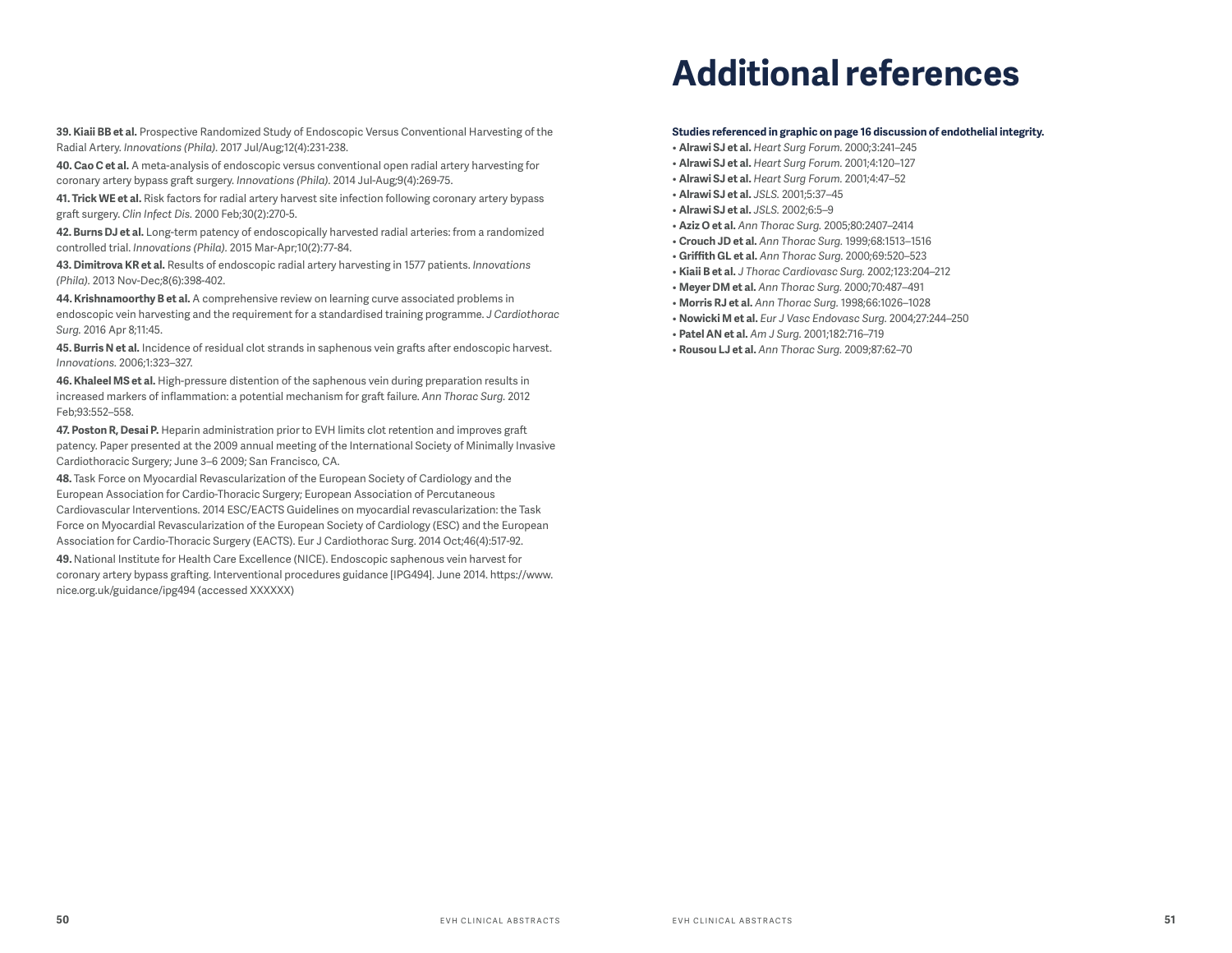**39. Kiaii BB et al.** Prospective Randomized Study of Endoscopic Versus Conventional Harvesting of the Radial Artery. *Innovations (Phila)*. 2017 Jul/Aug;12(4):231-238.

**40. Cao C et al.** A meta-analysis of endoscopic versus conventional open radial artery harvesting for coronary artery bypass graft surgery. *Innovations (Phila)*. 2014 Jul-Aug;9(4):269-75.

**41. Trick WE et al.** Risk factors for radial artery harvest site infection following coronary artery bypass graft surgery. *Clin Infect Dis.* 2000 Feb;30(2):270-5.

**42. Burns DJ et al.** Long-term patency of endoscopically harvested radial arteries: from a randomized controlled trial. *Innovations (Phila)*. 2015 Mar-Apr;10(2):77-84.

**43. Dimitrova KR et al.** Results of endoscopic radial artery harvesting in 1577 patients. *Innovations (Phila)*. 2013 Nov-Dec;8(6):398-402.

**44. Krishnamoorthy B et al.** A comprehensive review on learning curve associated problems in endoscopic vein harvesting and the requirement for a standardised training programme. *J Cardiothorac Surg.* 2016 Apr 8;11:45.

**45. Burris N et al.** Incidence of residual clot strands in saphenous vein grafts after endoscopic harvest. *Innovations.* 2006;1:323–327.

**46. Khaleel MS et al.** High-pressure distention of the saphenous vein during preparation results in increased markers of inflammation: a potential mechanism for graft failure. *Ann Thorac Surg.* 2012 Feb;93:552–558.

**47. Poston R, Desai P.** Heparin administration prior to EVH limits clot retention and improves graft patency. Paper presented at the 2009 annual meeting of the International Society of Minimally Invasive Cardiothoracic Surgery; June 3–6 2009; San Francisco, CA.

**48.** Task Force on Myocardial Revascularization of the European Society of Cardiology and the European Association for Cardio-Thoracic Surgery; European Association of Percutaneous Cardiovascular Interventions. 2014 ESC/EACTS Guidelines on myocardial revascularization: the Task Force on Myocardial Revascularization of the European Society of Cardiology (ESC) and the European Association for Cardio-Thoracic Surgery (EACTS). Eur J Cardiothorac Surg. 2014 Oct;46(4):517-92.

**49.** National Institute for Health Care Excellence (NICE). Endoscopic saphenous vein harvest for coronary artery bypass grafting. Interventional procedures guidance [IPG494]. June 2014. https://www.nice.org.uk/guidance/ipg494 (accessed XXXXXX)

# Additional references

**Studies referenced in graphic on page 16 discussion of endothelial integrity.**

- **Alrawi SJ et al.** *Heart Surg Forum.* 2000;3:241–245
- **Alrawi SJ et al.** *Heart Surg Forum.* 2001;4:120–127
- **Alrawi SJ et al.** *Heart Surg Forum.* 2001;4:47–52
- **Alrawi SJ et al.** *JSLS.* 2001;5:37–45
- **Alrawi SJ et al.** *JSLS.* 2002;6:5–9
- **Aziz O et al.** *Ann Thorac Surg.* 2005;80:2407–2414
- **Crouch JD et al.** *Ann Thorac Surg.* 1999;68:1513–1516
- **Griffith GL et al.** *Ann Thorac Surg.* 2000;69:520–523
- **Kiaii B et al.** *J Thorac Cardiovasc Surg.* 2002;123:204–212
- **Meyer DM et al.** *Ann Thorac Surg.* 2000;70:487–491
- **Morris RJ et al.** *Ann Thorac Surg.* 1998;66:1026–1028
- **Nowicki M et al.** *Eur J Vasc Endovasc Surg.* 2004;27:244–250
- **Patel AN et al.** *Am J Surg.* 2001;182:716–719
- **Rousou LJ et al.** *Ann Thorac Surg.* 2009;87:62–70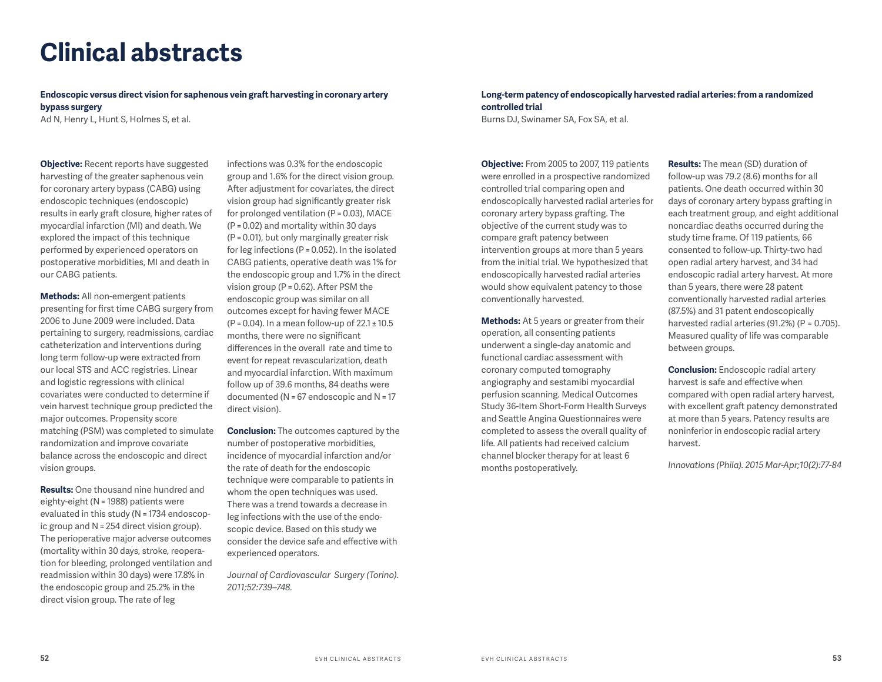# Clinical abstracts

**Endoscopic versus direct vision for saphenous vein graft harvesting in coronary artery bypass surgery**

Ad N, Henry L, Hunt S, Holmes S, et al.

**Objective:** Recent reports have suggested harvesting of the greater saphenous vein for coronary artery bypass (CABG) using endoscopic techniques (endoscopic) results in early graft closure, higher rates of myocardial infarction (MI) and death. We explored the impact of this technique performed by experienced operators on postoperative morbidities, MI and death in our CABG patients.

**Methods:** All non-emergent patients presenting for first time CABG surgery from 2006 to June 2009 were included. Data pertaining to surgery, readmissions, cardiac catheterization and interventions during long term follow-up were extracted from our local STS and ACC registries. Linear and logistic regressions with clinical covariates were conducted to determine if vein harvest technique group predicted the major outcomes. Propensity score matching (PSM) was completed to simulate randomization and improve covariate balance across the endoscopic and direct vision groups.

**Results:** One thousand nine hundred and eighty-eight (N = 1988) patients were evaluated in this study (N = 1734 endoscopic group and N = 254 direct vision group). The perioperative major adverse outcomes (mortality within 30 days, stroke, reoperation for bleeding, prolonged ventilation and readmission within 30 days) were 17.8% in the endoscopic group and 25.2% in the direct vision group. The rate of leg infections was 0.3% for the endoscopic group and 1.6% for the direct vision group. After adjustment for covariates, the direct vision group had significantly greater risk for prolonged ventilation (P = 0.03), MACE (P = 0.02) and mortality within 30 days (P = 0.01), but only marginally greater risk for leg infections (P = 0.052). In the isolated CABG patients, operative death was 1% for the endoscopic group and 1.7% in the direct vision group (P = 0.62). After PSM the endoscopic group was similar on all outcomes except for having fewer MACE (P = 0.04). In a mean follow-up of 22.1 ± 10.5 months, there were no significant differences in the overall rate and time to event for repeat revascularization, death and myocardial infarction. With maximum follow up of 39.6 months, 84 deaths were documented (N = 67 endoscopic and N = 17 direct vision).

**Conclusion:** The outcomes captured by the number of postoperative morbidities, incidence of myocardial infarction and/or the rate of death for the endoscopic technique were comparable to patients in whom the open techniques was used. There was a trend towards a decrease in leg infections with the use of the endoscopic device. Based on this study we consider the device safe and effective with experienced operators.

*Journal of Cardiovascular Surgery (Torino). 2011;52:739–748.*

**Long-term patency of endoscopically harvested radial arteries: from a randomized controlled trial**

Burns DJ, Swinamer SA, Fox SA, et al.

**Objective:** From 2005 to 2007, 119 patients were enrolled in a prospective randomized controlled trial comparing open and endoscopically harvested radial arteries for coronary artery bypass grafting. The objective of the current study was to compare graft patency between intervention groups at more than 5 years from the initial trial. We hypothesized that endoscopically harvested radial arteries would show equivalent patency to those conventionally harvested.

**Methods:** At 5 years or greater from their operation, all consenting patients underwent a single-day anatomic and functional cardiac assessment with coronary computed tomography angiography and sestamibi myocardial perfusion scanning. Medical Outcomes Study 36-Item Short-Form Health Surveys and Seattle Angina Questionnaires were completed to assess the overall quality of life. All patients had received calcium channel blocker therapy for at least 6 months postoperatively.

**Results:** The mean (SD) duration of follow-up was 79.2 (8.6) months for all patients. One death occurred within 30 days of coronary artery bypass grafting in each treatment group, and eight additional noncardiac deaths occurred during the study time frame. Of 119 patients, 66 consented to follow-up. Thirty-two had open radial artery harvest, and 34 had endoscopic radial artery harvest. At more than 5 years, there were 28 patent conventionally harvested radial arteries (87.5%) and 31 patent endoscopically harvested radial arteries (91.2%) (P = 0.705). Measured quality of life was comparable between groups.

**Conclusion:** Endoscopic radial artery harvest is safe and effective when compared with open radial artery harvest, with excellent graft patency demonstrated at more than 5 years. Patency results are noninferior in endoscopic radial artery harvest.

*Innovations (Phila). 2015 Mar-Apr;10(2):77-84*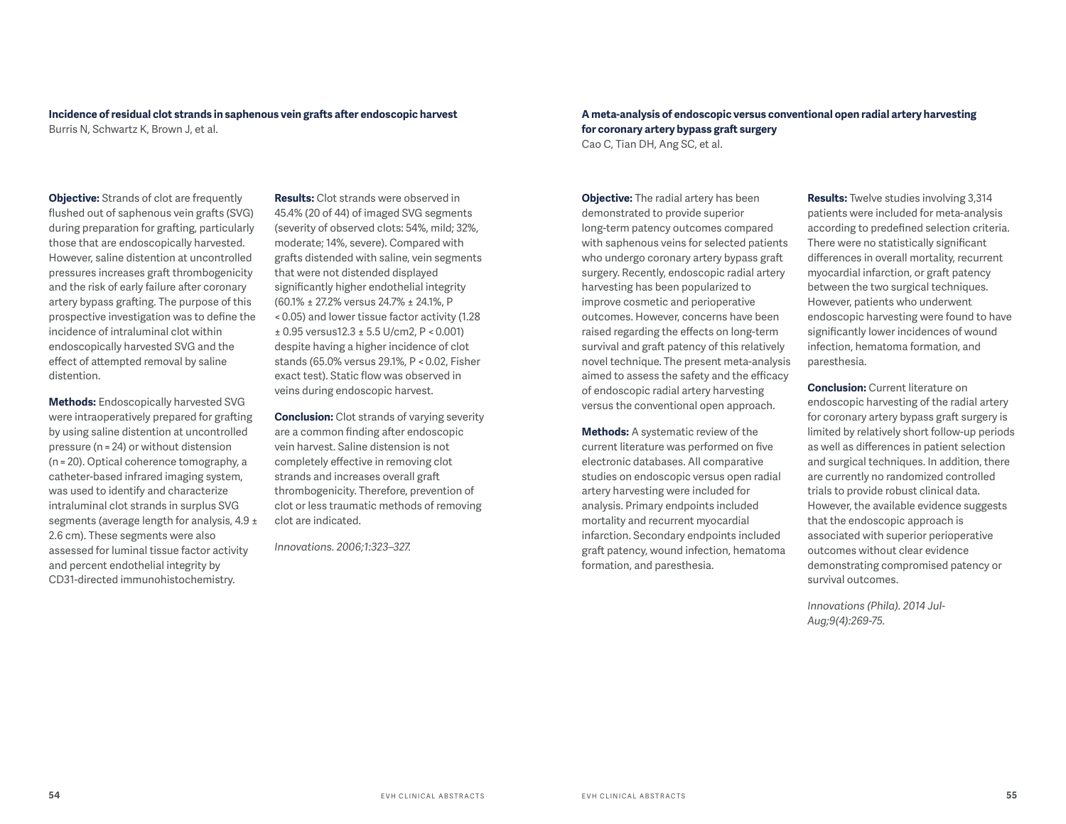### Incidence of residual clot strands in saphenous vein grafts after endoscopic harvest

Burris N, Schwartz K, Brown J, et al.

**Objective:** Strands of clot are frequently flushed out of saphenous vein grafts (SVG) during preparation for grafting, particularly those that are endoscopically harvested. However, saline distention at uncontrolled pressures increases graft thrombogenicity and the risk of early failure after coronary artery bypass grafting. The purpose of this prospective investigation was to define the incidence of intraluminal clot within endoscopically harvested SVG and the effect of attempted removal by saline distention.

**Methods:** Endoscopically harvested SVG were intraoperatively prepared for grafting by using saline distention at uncontrolled pressure (n = 24) or without distension (n = 20). Optical coherence tomography, a catheter-based infrared imaging system, was used to identify and characterize intraluminal clot strands in surplus SVG segments (average length for analysis, 4.9 ± 2.6 cm). These segments were also assessed for luminal tissue factor activity and percent endothelial integrity by CD31-directed immunohistochemistry.

**Results:** Clot strands were observed in 45.4% (20 of 44) of imaged SVG segments (severity of observed clots: 54%, mild; 32%, moderate; 14%, severe). Compared with grafts distended with saline, vein segments that were not distended displayed significantly higher endothelial integrity (60.1% ± 27.2% versus 24.7% ± 24.1%, $P < 0.05$) and lower tissue factor activity (1.28 ± 0.95 versus12.3 ± 5.5 U/cm2, $P < 0.001$) despite having a higher incidence of clot stands (65.0% versus 29.1%, $P < 0.02$, Fisher exact test). Static flow was observed in veins during endoscopic harvest.

**Conclusion:** Clot strands of varying severity are a common finding after endoscopic vein harvest. Saline distension is not completely effective in removing clot strands and increases overall graft thrombogenicity. Therefore, prevention of clot or less traumatic methods of removing clot are indicated.

*Innovations. 2006;1:323–327.*

### A meta-analysis of endoscopic versus conventional open radial artery harvesting for coronary artery bypass graft surgery

Cao C, Tian DH, Ang SC, et al.

**Objective:** The radial artery has been demonstrated to provide superior long-term patency outcomes compared with saphenous veins for selected patients who undergo coronary artery bypass graft surgery. Recently, endoscopic radial artery harvesting has been popularized to improve cosmetic and perioperative outcomes. However, concerns have been raised regarding the effects on long-term survival and graft patency of this relatively novel technique. The present meta-analysis aimed to assess the safety and the efficacy of endoscopic radial artery harvesting versus the conventional open approach.

**Methods:** A systematic review of the current literature was performed on five electronic databases. All comparative studies on endoscopic versus open radial artery harvesting were included for analysis. Primary endpoints included mortality and recurrent myocardial infarction. Secondary endpoints included graft patency, wound infection, hematoma formation, and paresthesia.

**Results:** Twelve studies involving 3,314 patients were included for meta-analysis according to predefined selection criteria. There were no statistically significant differences in overall mortality, recurrent myocardial infarction, or graft patency between the two surgical techniques. However, patients who underwent endoscopic harvesting were found to have significantly lower incidences of wound infection, hematoma formation, and paresthesia.

**Conclusion:** Current literature on endoscopic harvesting of the radial artery for coronary artery bypass graft surgery is limited by relatively short follow-up periods as well as differences in patient selection and surgical techniques. In addition, there are currently no randomized controlled trials to provide robust clinical data. However, the available evidence suggests that the endoscopic approach is associated with superior perioperative outcomes without clear evidence demonstrating compromised patency or survival outcomes.

*Innovations (Phila). 2014 Jul-Aug;9(4):269-75.*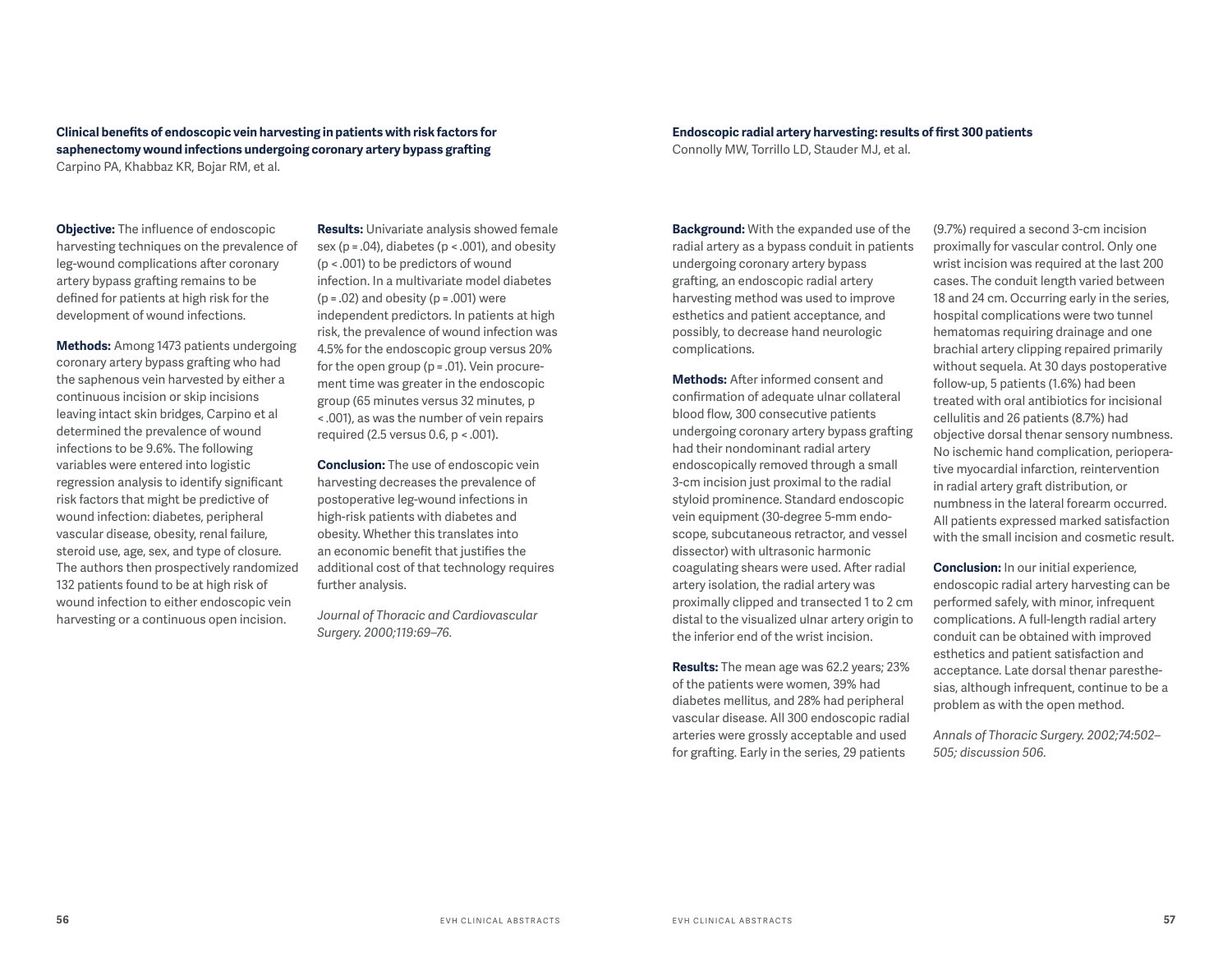## Clinical benefits of endoscopic vein harvesting in patients with risk factors for saphenectomy wound infections undergoing coronary artery bypass grafting

Carpino PA, Khabbaz KR, Bojar RM, et al.

**Objective:** The influence of endoscopic harvesting techniques on the prevalence of leg-wound complications after coronary artery bypass grafting remains to be defined for patients at high risk for the development of wound infections.

**Methods:** Among 1473 patients undergoing coronary artery bypass grafting who had the saphenous vein harvested by either a continuous incision or skip incisions leaving intact skin bridges, Carpino et al determined the prevalence of wound infections to be 9.6%. The following variables were entered into logistic regression analysis to identify significant risk factors that might be predictive of wound infection: diabetes, peripheral vascular disease, obesity, renal failure, steroid use, age, sex, and type of closure. The authors then prospectively randomized 132 patients found to be at high risk of wound infection to either endoscopic vein harvesting or a continuous open incision.

**Results:** Univariate analysis showed female sex ($p = .04$), diabetes ($p < .001$), and obesity ($p < .001$) to be predictors of wound infection. In a multivariate model diabetes ($p = .02$) and obesity ($p = .001$) were independent predictors. In patients at high risk, the prevalence of wound infection was 4.5% for the endoscopic group versus 20% for the open group ($p = .01$). Vein procurement time was greater in the endoscopic group (65 minutes versus 32 minutes, $p < .001$), as was the number of vein repairs required (2.5 versus 0.6, $p < .001$).

**Conclusion:** The use of endoscopic vein harvesting decreases the prevalence of postoperative leg-wound infections in high-risk patients with diabetes and obesity. Whether this translates into an economic benefit that justifies the additional cost of that technology requires further analysis.

*Journal of Thoracic and Cardiovascular Surgery. 2000;119:69–76.*

## Endoscopic radial artery harvesting: results of first 300 patients

Connolly MW, Torrillo LD, Stauder MJ, et al.

**Background:** With the expanded use of the radial artery as a bypass conduit in patients undergoing coronary artery bypass grafting, an endoscopic radial artery harvesting method was used to improve esthetics and patient acceptance, and possibly, to decrease hand neurologic complications.

**Methods:** After informed consent and confirmation of adequate ulnar collateral blood flow, 300 consecutive patients undergoing coronary artery bypass grafting had their nondominant radial artery endoscopically removed through a small 3-cm incision just proximal to the radial styloid prominence. Standard endoscopic vein equipment (30-degree 5-mm endoscope, subcutaneous retractor, and vessel dissector) with ultrasonic harmonic coagulating shears were used. After radial artery isolation, the radial artery was proximally clipped and transected 1 to 2 cm distal to the visualized ulnar artery origin to the inferior end of the wrist incision.

**Results:** The mean age was 62.2 years; 23% of the patients were women, 39% had diabetes mellitus, and 28% had peripheral vascular disease. All 300 endoscopic radial arteries were grossly acceptable and used for grafting. Early in the series, 29 patients (9.7%) required a second 3-cm incision proximally for vascular control. Only one wrist incision was required at the last 200 cases. The conduit length varied between 18 and 24 cm. Occurring early in the series, hospital complications were two tunnel hematomas requiring drainage and one brachial artery clipping repaired primarily without sequela. At 30 days postoperative follow-up, 5 patients (1.6%) had been treated with oral antibiotics for incisional cellulitis and 26 patients (8.7%) had objective dorsal thenar sensory numbness. No ischemic hand complication, perioperative myocardial infarction, reintervention in radial artery graft distribution, or numbness in the lateral forearm occurred. All patients expressed marked satisfaction with the small incision and cosmetic result.

**Conclusion:** In our initial experience, endoscopic radial artery harvesting can be performed safely, with minor, infrequent complications. A full-length radial artery conduit can be obtained with improved esthetics and patient satisfaction and acceptance. Late dorsal thenar paresthesias, although infrequent, continue to be a problem as with the open method.

*Annals of Thoracic Surgery. 2002;74:502–505; discussion 506.*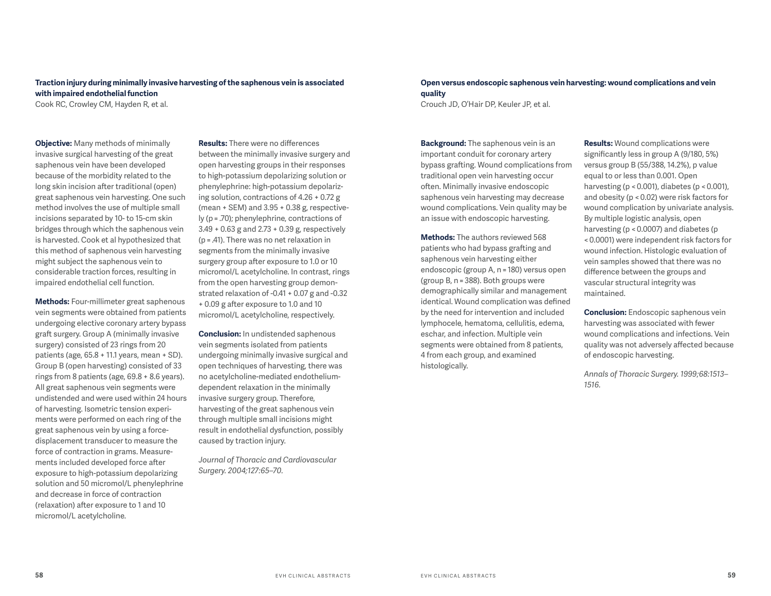### Traction injury during minimally invasive harvesting of the saphenous vein is associated with impaired endothelial function

Cook RC, Crowley CM, Hayden R, et al.

**Objective:** Many methods of minimally invasive surgical harvesting of the great saphenous vein have been developed because of the morbidity related to the long skin incision after traditional (open) great saphenous vein harvesting. One such method involves the use of multiple small incisions separated by 10- to 15-cm skin bridges through which the saphenous vein is harvested. Cook et al hypothesized that this method of saphenous vein harvesting might subject the saphenous vein to considerable traction forces, resulting in impaired endothelial cell function.

**Methods:** Four-millimeter great saphenous vein segments were obtained from patients undergoing elective coronary artery bypass graft surgery. Group A (minimally invasive surgery) consisted of 23 rings from 20 patients (age, 65.8 + 11.1 years, mean + SD). Group B (open harvesting) consisted of 33 rings from 8 patients (age, 69.8 + 8.6 years). All great saphenous vein segments were undistended and were used within 24 hours of harvesting. Isometric tension experiments were performed on each ring of the great saphenous vein by using a force-displacement transducer to measure the force of contraction in grams. Measurements included developed force after exposure to high-potassium depolarizing solution and 50 micromol/L phenylephrine and decrease in force of contraction (relaxation) after exposure to 1 and 10 micromol/L acetylcholine.

**Results:** There were no differences between the minimally invasive surgery and open harvesting groups in their responses to high-potassium depolarizing solution or phenylephrine: high-potassium depolarizing solution, contractions of 4.26 + 0.72 g (mean + SEM) and 3.95 + 0.38 g, respectively ($p = .70$); phenylephrine, contractions of 3.49 + 0.63 g and 2.73 + 0.39 g, respectively ($p = .41$). There was no net relaxation in segments from the minimally invasive surgery group after exposure to 1.0 or 10 micromol/L acetylcholine. In contrast, rings from the open harvesting group demonstrated relaxation of -0.41 + 0.07 g and -0.32 + 0.09 g after exposure to 1.0 and 10 micromol/L acetylcholine, respectively.

**Conclusion:** In undistended saphenous vein segments isolated from patients undergoing minimally invasive surgical and open techniques of harvesting, there was no acetylcholine-mediated endothelium-dependent relaxation in the minimally invasive surgery group. Therefore, harvesting of the great saphenous vein through multiple small incisions might result in endothelial dysfunction, possibly caused by traction injury.

*Journal of Thoracic and Cardiovascular Surgery. 2004;127:65–70.*

### Open versus endoscopic saphenous vein harvesting: wound complications and vein quality

Crouch JD, O'Hair DP, Keuler JP, et al.

**Background:** The saphenous vein is an important conduit for coronary artery bypass grafting. Wound complications from traditional open vein harvesting occur often. Minimally invasive endoscopic saphenous vein harvesting may decrease wound complications. Vein quality may be an issue with endoscopic harvesting.

**Methods:** The authors reviewed 568 patients who had bypass grafting and saphenous vein harvesting either endoscopic (group A, $n = 180$) versus open (group B, $n = 388$). Both groups were demographically similar and management identical. Wound complication was defined by the need for intervention and included lymphocele, hematoma, cellulitis, edema, eschar, and infection. Multiple vein segments were obtained from 8 patients, 4 from each group, and examined histologically.

**Results:** Wound complications were significantly less in group A (9/180, 5%) versus group B (55/388, 14.2%), p value equal to or less than 0.001. Open harvesting ($p < 0.001$), diabetes ($p < 0.001$), and obesity ($p < 0.02$) were risk factors for wound complication by univariate analysis. By multiple logistic analysis, open harvesting ($p < 0.0007$) and diabetes ($p < 0.0001$) were independent risk factors for wound infection. Histologic evaluation of vein samples showed that there was no difference between the groups and vascular structural integrity was maintained.

**Conclusion:** Endoscopic saphenous vein harvesting was associated with fewer wound complications and infections. Vein quality was not adversely affected because of endoscopic harvesting.

*Annals of Thoracic Surgery. 1999;68:1513–1516.*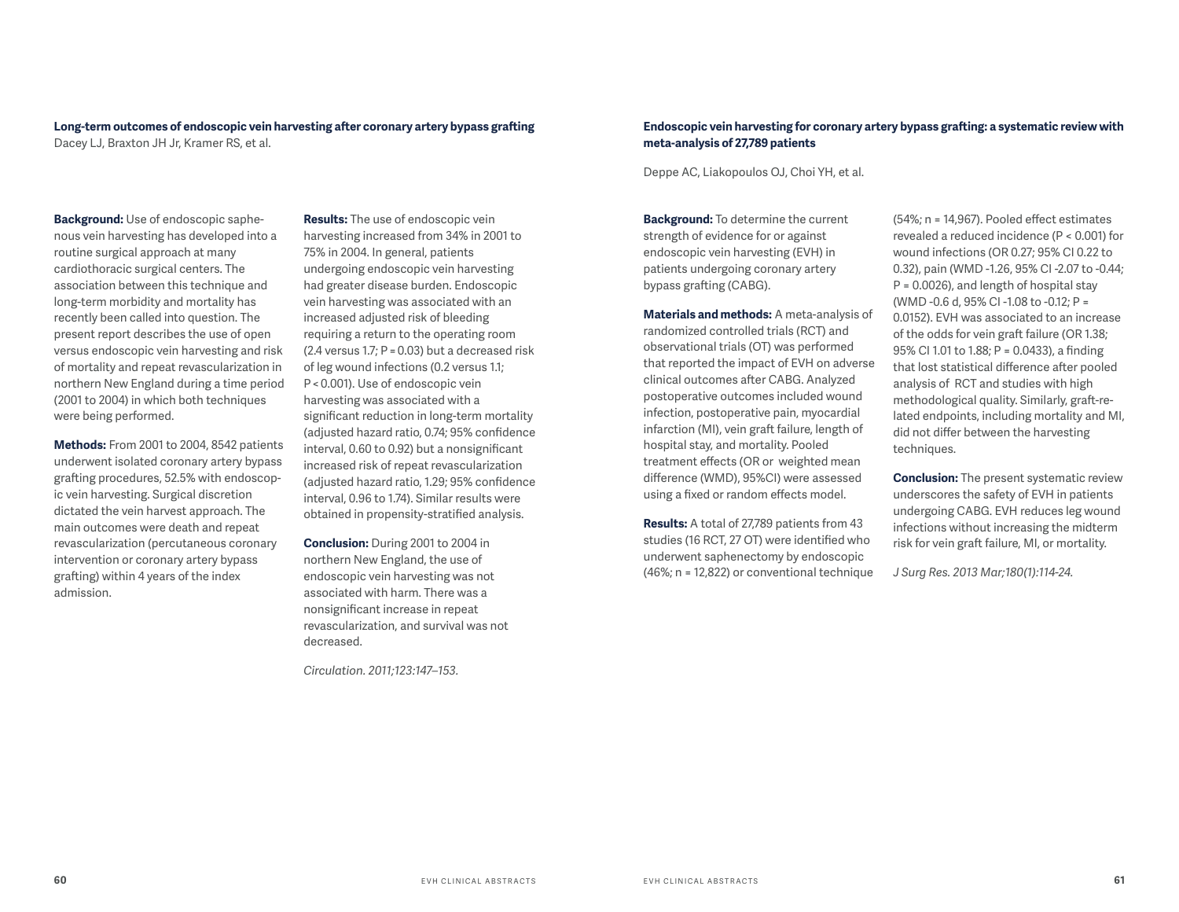**Long-term outcomes of endoscopic vein harvesting after coronary artery bypass grafting**

Dacey LJ, Braxton JH Jr, Kramer RS, et al.

**Background:** Use of endoscopic saphenous vein harvesting has developed into a routine surgical approach at many cardiothoracic surgical centers. The association between this technique and long-term morbidity and mortality has recently been called into question. The present report describes the use of open versus endoscopic vein harvesting and risk of mortality and repeat revascularization in northern New England during a time period (2001 to 2004) in which both techniques were being performed.

**Methods:** From 2001 to 2004, 8542 patients underwent isolated coronary artery bypass grafting procedures, 52.5% with endoscopic vein harvesting. Surgical discretion dictated the vein harvest approach. The main outcomes were death and repeat revascularization (percutaneous coronary intervention or coronary artery bypass grafting) within 4 years of the index admission.

**Results:** The use of endoscopic vein harvesting increased from 34% in 2001 to 75% in 2004. In general, patients undergoing endoscopic vein harvesting had greater disease burden. Endoscopic vein harvesting was associated with an increased adjusted risk of bleeding requiring a return to the operating room (2.4 versus 1.7; P = 0.03) but a decreased risk of leg wound infections (0.2 versus 1.1; P < 0.001). Use of endoscopic vein harvesting was associated with a significant reduction in long-term mortality (adjusted hazard ratio, 0.74; 95% confidence interval, 0.60 to 0.92) but a nonsignificant increased risk of repeat revascularization (adjusted hazard ratio, 1.29; 95% confidence interval, 0.96 to 1.74). Similar results were obtained in propensity-stratified analysis.

**Conclusion:** During 2001 to 2004 in northern New England, the use of endoscopic vein harvesting was not associated with harm. There was a nonsignificant increase in repeat revascularization, and survival was not decreased.

*Circulation. 2011;123:147–153.*

**Endoscopic vein harvesting for coronary artery bypass grafting: a systematic review with meta-analysis of 27,789 patients**

Deppe AC, Liakopoulos OJ, Choi YH, et al.

**Background:** To determine the current strength of evidence for or against endoscopic vein harvesting (EVH) in patients undergoing coronary artery bypass grafting (CABG).

**Materials and methods:** A meta-analysis of randomized controlled trials (RCT) and observational trials (OT) was performed that reported the impact of EVH on adverse clinical outcomes after CABG. Analyzed postoperative outcomes included wound infection, postoperative pain, myocardial infarction (MI), vein graft failure, length of hospital stay, and mortality. Pooled treatment effects (OR or weighted mean difference (WMD), 95%CI) were assessed using a fixed or random effects model.

**Results:** A total of 27,789 patients from 43 studies (16 RCT, 27 OT) were identified who underwent saphenectomy by endoscopic (46%; n = 12,822) or conventional technique (54%; n = 14,967). Pooled effect estimates revealed a reduced incidence (P < 0.001) for wound infections (OR 0.27; 95% CI 0.22 to 0.32), pain (WMD -1.26, 95% CI -2.07 to -0.44; P = 0.0026), and length of hospital stay (WMD -0.6 d, 95% CI -1.08 to -0.12; P = 0.0152). EVH was associated to an increase of the odds for vein graft failure (OR 1.38; 95% CI 1.01 to 1.88; P = 0.0433), a finding that lost statistical difference after pooled analysis of RCT and studies with high methodological quality. Similarly, graft-related endpoints, including mortality and MI, did not differ between the harvesting techniques.

**Conclusion:** The present systematic review underscores the safety of EVH in patients undergoing CABG. EVH reduces leg wound infections without increasing the midterm risk for vein graft failure, MI, or mortality.

*J Surg Res. 2013 Mar;180(1):114-24.*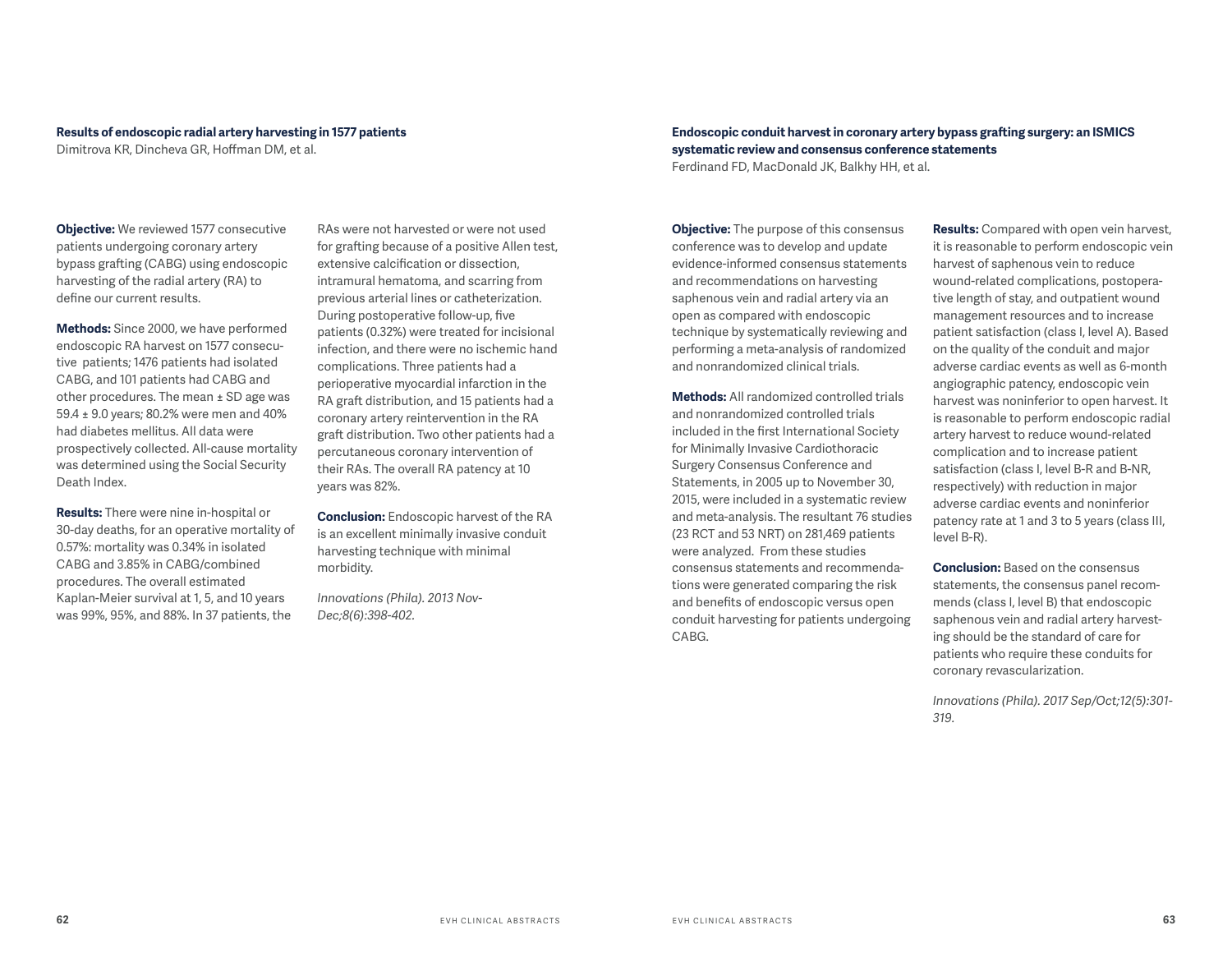### Results of endoscopic radial artery harvesting in 1577 patients

Dimitrova KR, Dincheva GR, Hoffman DM, et al.

**Objective:** We reviewed 1577 consecutive patients undergoing coronary artery bypass grafting (CABG) using endoscopic harvesting of the radial artery (RA) to define our current results.

**Methods:** Since 2000, we have performed endoscopic RA harvest on 1577 consecutive patients; 1476 patients had isolated CABG, and 101 patients had CABG and other procedures. The mean ± SD age was 59.4 ± 9.0 years; 80.2% were men and 40% had diabetes mellitus. All data were prospectively collected. All-cause mortality was determined using the Social Security Death Index.

**Results:** There were nine in-hospital or 30-day deaths, for an operative mortality of 0.57%: mortality was 0.34% in isolated CABG and 3.85% in CABG/combined procedures. The overall estimated Kaplan-Meier survival at 1, 5, and 10 years was 99%, 95%, and 88%. In 37 patients, the RAs were not harvested or were not used for grafting because of a positive Allen test, extensive calcification or dissection, intramural hematoma, and scarring from previous arterial lines or catheterization. During postoperative follow-up, five patients (0.32%) were treated for incisional infection, and there were no ischemic hand complications. Three patients had a perioperative myocardial infarction in the RA graft distribution, and 15 patients had a coronary artery reintervention in the RA graft distribution. Two other patients had a percutaneous coronary intervention of their RAs. The overall RA patency at 10 years was 82%.

**Conclusion:** Endoscopic harvest of the RA is an excellent minimally invasive conduit harvesting technique with minimal morbidity.

*Innovations (Phila). 2013 Nov-Dec;8(6):398-402.*

### Endoscopic conduit harvest in coronary artery bypass grafting surgery: an ISMICS systematic review and consensus conference statements

Ferdinand FD, MacDonald JK, Balkhy HH, et al.

**Objective:** The purpose of this consensus conference was to develop and update evidence-informed consensus statements and recommendations on harvesting saphenous vein and radial artery via an open as compared with endoscopic technique by systematically reviewing and performing a meta-analysis of randomized and nonrandomized clinical trials.

**Methods:** All randomized controlled trials and nonrandomized controlled trials included in the first International Society for Minimally Invasive Cardiothoracic Surgery Consensus Conference and Statements, in 2005 up to November 30, 2015, were included in a systematic review and meta-analysis. The resultant 76 studies (23 RCT and 53 NRT) on 281,469 patients were analyzed. From these studies consensus statements and recommendations were generated comparing the risk and benefits of endoscopic versus open conduit harvesting for patients undergoing CABG.

**Results:** Compared with open vein harvest, it is reasonable to perform endoscopic vein harvest of saphenous vein to reduce wound-related complications, postoperative length of stay, and outpatient wound management resources and to increase patient satisfaction (class I, level A). Based on the quality of the conduit and major adverse cardiac events as well as 6-month angiographic patency, endoscopic vein harvest was noninferior to open harvest. It is reasonable to perform endoscopic radial artery harvest to reduce wound-related complication and to increase patient satisfaction (class I, level B-R and B-NR, respectively) with reduction in major adverse cardiac events and noninferior patency rate at 1 and 3 to 5 years (class III, level B-R).

**Conclusion:** Based on the consensus statements, the consensus panel recommends (class I, level B) that endoscopic saphenous vein and radial artery harvesting should be the standard of care for patients who require these conduits for coronary revascularization.

*Innovations (Phila). 2017 Sep/Oct;12(5):301-319.*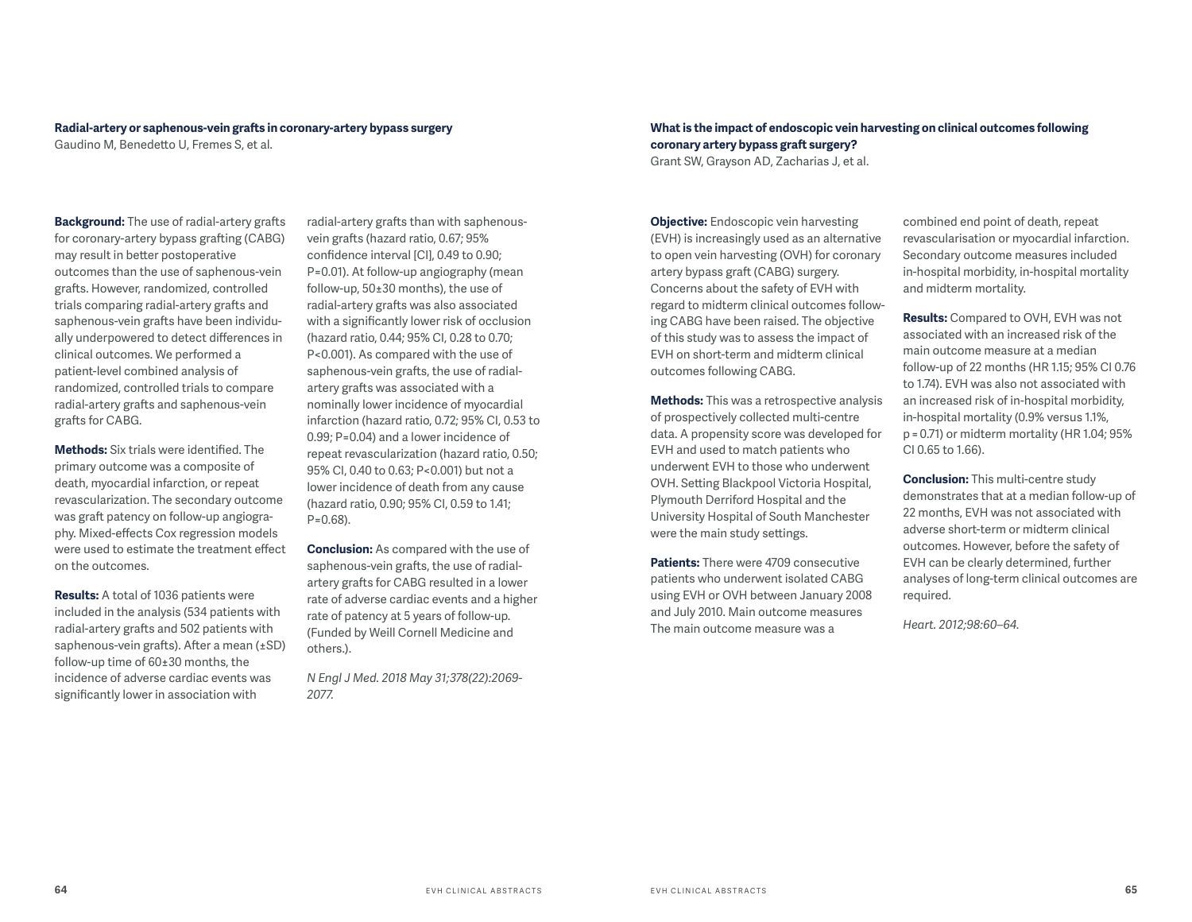## Radial-artery or saphenous-vein grafts in coronary-artery bypass surgery

Gaudino M, Benedetto U, Fremes S, et al.

**Background:** The use of radial-artery grafts for coronary-artery bypass grafting (CABG) may result in better postoperative outcomes than the use of saphenous-vein grafts. However, randomized, controlled trials comparing radial-artery grafts and saphenous-vein grafts have been individually underpowered to detect differences in clinical outcomes. We performed a patient-level combined analysis of randomized, controlled trials to compare radial-artery grafts and saphenous-vein grafts for CABG.

**Methods:** Six trials were identified. The primary outcome was a composite of death, myocardial infarction, or repeat revascularization. The secondary outcome was graft patency on follow-up angiography. Mixed-effects Cox regression models were used to estimate the treatment effect on the outcomes.

**Results:** A total of 1036 patients were included in the analysis (534 patients with radial-artery grafts and 502 patients with saphenous-vein grafts). After a mean (±SD) follow-up time of 60±30 months, the incidence of adverse cardiac events was significantly lower in association with radial-artery grafts than with saphenous-vein grafts (hazard ratio, 0.67; 95% confidence interval [CI], 0.49 to 0.90; P=0.01). At follow-up angiography (mean follow-up, 50±30 months), the use of radial-artery grafts was also associated with a significantly lower risk of occlusion (hazard ratio, 0.44; 95% CI, 0.28 to 0.70; P<0.001). As compared with the use of saphenous-vein grafts, the use of radial-artery grafts was associated with a nominally lower incidence of myocardial infarction (hazard ratio, 0.72; 95% CI, 0.53 to 0.99; P=0.04) and a lower incidence of repeat revascularization (hazard ratio, 0.50; 95% CI, 0.40 to 0.63; P<0.001) but not a lower incidence of death from any cause (hazard ratio, 0.90; 95% CI, 0.59 to 1.41; P=0.68).

**Conclusion:** As compared with the use of saphenous-vein grafts, the use of radial-artery grafts for CABG resulted in a lower rate of adverse cardiac events and a higher rate of patency at 5 years of follow-up. (Funded by Weill Cornell Medicine and others.).

*N Engl J Med. 2018 May 31;378(22):2069-2077.*

## What is the impact of endoscopic vein harvesting on clinical outcomes following coronary artery bypass graft surgery?

Grant SW, Grayson AD, Zacharias J, et al.

**Objective:** Endoscopic vein harvesting (EVH) is increasingly used as an alternative to open vein harvesting (OVH) for coronary artery bypass graft (CABG) surgery. Concerns about the safety of EVH with regard to midterm clinical outcomes following CABG have been raised. The objective of this study was to assess the impact of EVH on short-term and midterm clinical outcomes following CABG.

**Methods:** This was a retrospective analysis of prospectively collected multi-centre data. A propensity score was developed for EVH and used to match patients who underwent EVH to those who underwent OVH. Setting Blackpool Victoria Hospital, Plymouth Derriford Hospital and the University Hospital of South Manchester were the main study settings.

**Patients:** There were 4709 consecutive patients who underwent isolated CABG using EVH or OVH between January 2008 and July 2010. Main outcome measures The main outcome measure was a combined end point of death, repeat revascularisation or myocardial infarction. Secondary outcome measures included in-hospital morbidity, in-hospital mortality and midterm mortality.

**Results:** Compared to OVH, EVH was not associated with an increased risk of the main outcome measure at a median follow-up of 22 months (HR 1.15; 95% CI 0.76 to 1.74). EVH was also not associated with an increased risk of in-hospital morbidity, in-hospital mortality (0.9% versus 1.1%, p = 0.71) or midterm mortality (HR 1.04; 95% CI 0.65 to 1.66).

**Conclusion:** This multi-centre study demonstrates that at a median follow-up of 22 months, EVH was not associated with adverse short-term or midterm clinical outcomes. However, before the safety of EVH can be clearly determined, further analyses of long-term clinical outcomes are required.

*Heart. 2012;98:60–64.*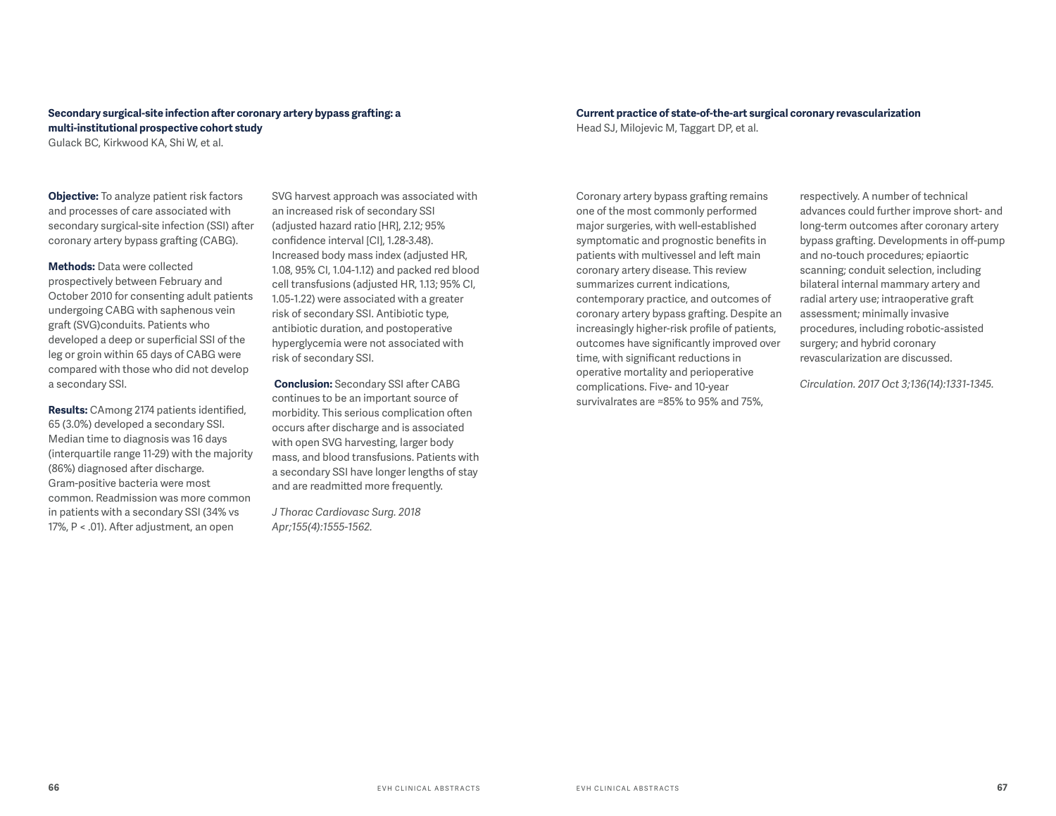**Secondary surgical-site infection after coronary artery bypass grafting: a multi-institutional prospective cohort study**
Gulack BC, Kirkwood KA, Shi W, et al.

**Objective:** To analyze patient risk factors and processes of care associated with secondary surgical-site infection (SSI) after coronary artery bypass grafting (CABG).

**Methods:** Data were collected prospectively between February and October 2010 for consenting adult patients undergoing CABG with saphenous vein graft (SVG)conduits. Patients who developed a deep or superficial SSI of the leg or groin within 65 days of CABG were compared with those who did not develop a secondary SSI.

**Results:** CAmong 2174 patients identified, 65 (3.0%) developed a secondary SSI. Median time to diagnosis was 16 days (interquartile range 11-29) with the majority (86%) diagnosed after discharge. Gram-positive bacteria were most common. Readmission was more common in patients with a secondary SSI (34% vs 17%, P < .01). After adjustment, an open SVG harvest approach was associated with an increased risk of secondary SSI (adjusted hazard ratio [HR], 2.12; 95% confidence interval [CI], 1.28-3.48). Increased body mass index (adjusted HR, 1.08, 95% CI, 1.04-1.12) and packed red blood cell transfusions (adjusted HR, 1.13; 95% CI, 1.05-1.22) were associated with a greater risk of secondary SSI. Antibiotic type, antibiotic duration, and postoperative hyperglycemia were not associated with risk of secondary SSI.

**Conclusion:** Secondary SSI after CABG continues to be an important source of morbidity. This serious complication often occurs after discharge and is associated with open SVG harvesting, larger body mass, and blood transfusions. Patients with a secondary SSI have longer lengths of stay and are readmitted more frequently.

*J Thorac Cardiovasc Surg. 2018 Apr;155(4):1555-1562.*

**Current practice of state-of-the-art surgical coronary revascularization**
Head SJ, Milojevic M, Taggart DP, et al.

Coronary artery bypass grafting remains one of the most commonly performed major surgeries, with well-established symptomatic and prognostic benefits in patients with multivessel and left main coronary artery disease. This review summarizes current indications, contemporary practice, and outcomes of coronary artery bypass grafting. Despite an increasingly higher-risk profile of patients, outcomes have significantly improved over time, with significant reductions in operative mortality and perioperative complications. Five- and 10-year survivalrates are ≈85% to 95% and 75%, respectively. A number of technical advances could further improve short- and long-term outcomes after coronary artery bypass grafting. Developments in off-pump and no-touch procedures; epiaortic scanning; conduit selection, including bilateral internal mammary artery and radial artery use; intraoperative graft assessment; minimally invasive procedures, including robotic-assisted surgery; and hybrid coronary revascularization are discussed.

*Circulation. 2017 Oct 3;136(14):1331-1345.*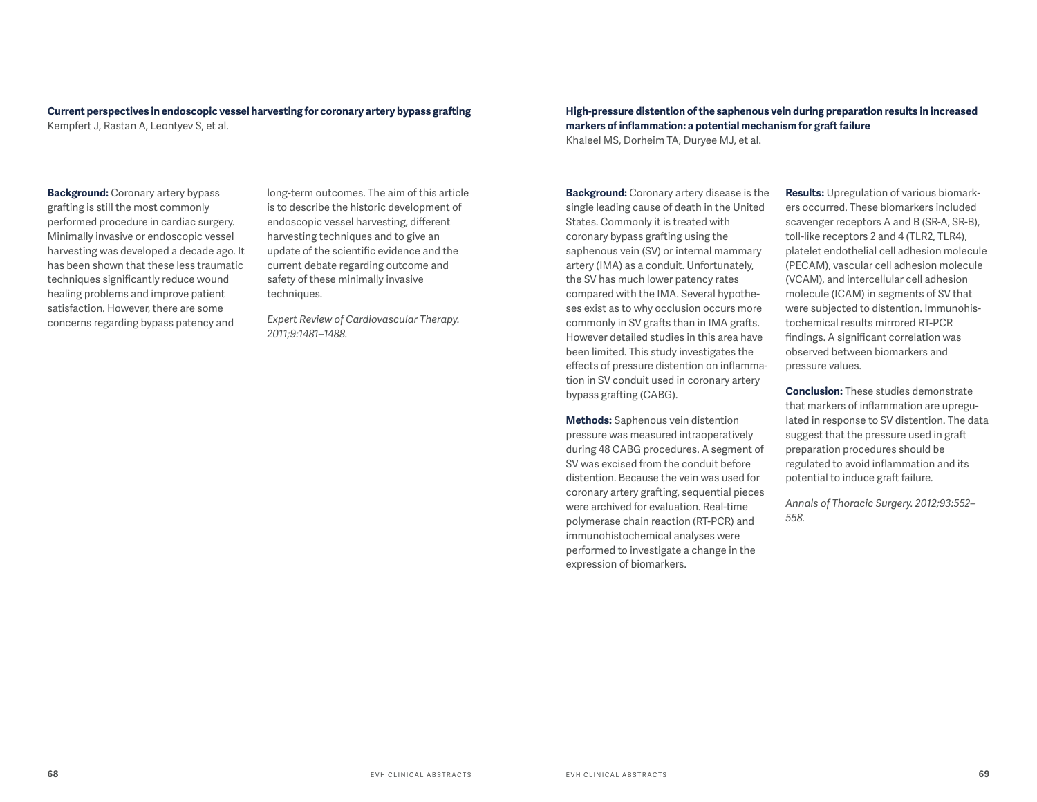**Current perspectives in endoscopic vessel harvesting for coronary artery bypass grafting**
Kempfert J, Rastan A, Leontyev S, et al.

**Background:** Coronary artery bypass grafting is still the most commonly performed procedure in cardiac surgery. Minimally invasive or endoscopic vessel harvesting was developed a decade ago. It has been shown that these less traumatic techniques significantly reduce wound healing problems and improve patient satisfaction. However, there are some concerns regarding bypass patency and long-term outcomes. The aim of this article is to describe the historic development of endoscopic vessel harvesting, different harvesting techniques and to give an update of the scientific evidence and the current debate regarding outcome and safety of these minimally invasive techniques.

*Expert Review of Cardiovascular Therapy. 2011;9:1481–1488.*

**High-pressure distention of the saphenous vein during preparation results in increased markers of inflammation: a potential mechanism for graft failure**
Khaleel MS, Dorheim TA, Duryee MJ, et al.

**Background:** Coronary artery disease is the single leading cause of death in the United States. Commonly it is treated with coronary bypass grafting using the saphenous vein (SV) or internal mammary artery (IMA) as a conduit. Unfortunately, the SV has much lower patency rates compared with the IMA. Several hypotheses exist as to why occlusion occurs more commonly in SV grafts than in IMA grafts. However detailed studies in this area have been limited. This study investigates the effects of pressure distention on inflammation in SV conduit used in coronary artery bypass grafting (CABG).

**Methods:** Saphenous vein distention pressure was measured intraoperatively during 48 CABG procedures. A segment of SV was excised from the conduit before distention. Because the vein was used for coronary artery grafting, sequential pieces were archived for evaluation. Real-time polymerase chain reaction (RT-PCR) and immunohistochemical analyses were performed to investigate a change in the expression of biomarkers.

**Results:** Upregulation of various biomarkers occurred. These biomarkers included scavenger receptors A and B (SR-A, SR-B), toll-like receptors 2 and 4 (TLR2, TLR4), platelet endothelial cell adhesion molecule (PECAM), vascular cell adhesion molecule (VCAM), and intercellular cell adhesion molecule (ICAM) in segments of SV that were subjected to distention. Immunohistochemical results mirrored RT-PCR findings. A significant correlation was observed between biomarkers and pressure values.

**Conclusion:** These studies demonstrate that markers of inflammation are upregulated in response to SV distention. The data suggest that the pressure used in graft preparation procedures should be regulated to avoid inflammation and its potential to induce graft failure.

*Annals of Thoracic Surgery. 2012;93:552–558.*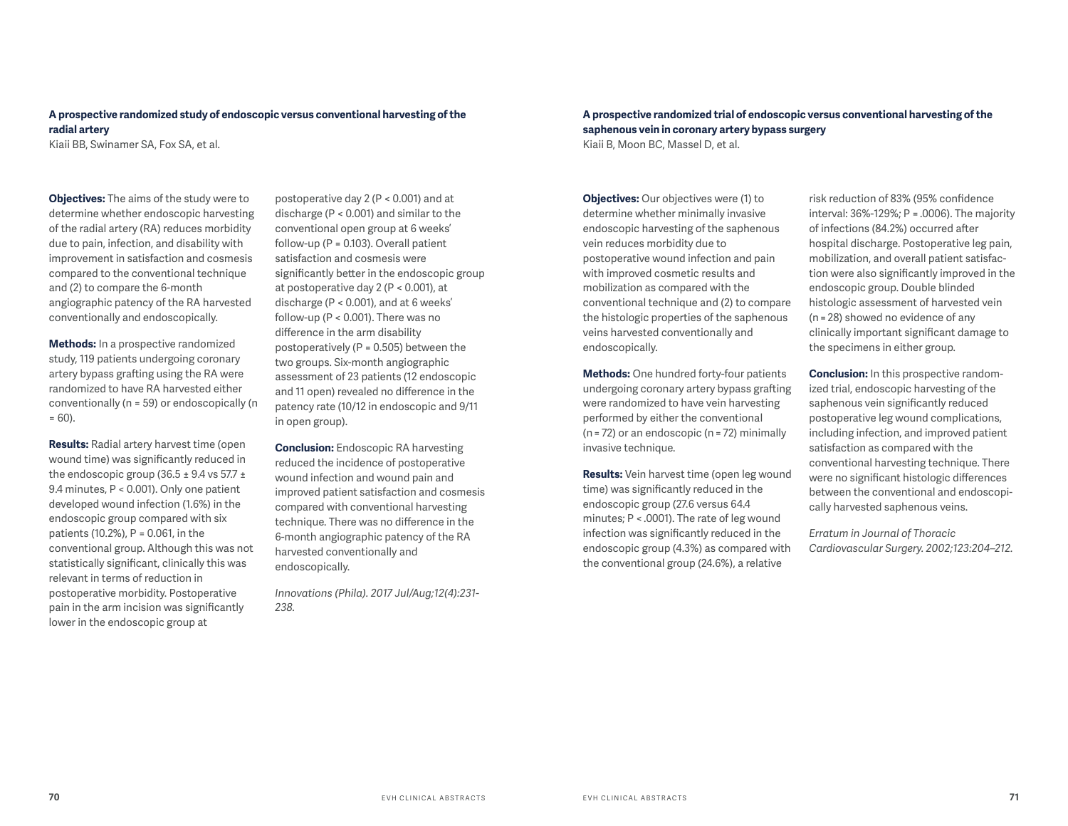### A prospective randomized study of endoscopic versus conventional harvesting of the radial artery

Kiaii BB, Swinamer SA, Fox SA, et al.

**Objectives:** The aims of the study were to determine whether endoscopic harvesting of the radial artery (RA) reduces morbidity due to pain, infection, and disability with improvement in satisfaction and cosmesis compared to the conventional technique and (2) to compare the 6-month angiographic patency of the RA harvested conventionally and endoscopically.

**Methods:** In a prospective randomized study, 119 patients undergoing coronary artery bypass grafting using the RA were randomized to have RA harvested either conventionally (n = 59) or endoscopically (n = 60).

**Results:** Radial artery harvest time (open wound time) was significantly reduced in the endoscopic group (36.5 ± 9.4 vs 57.7 ± 9.4 minutes, P < 0.001). Only one patient developed wound infection (1.6%) in the endoscopic group compared with six patients (10.2%), P = 0.061, in the conventional group. Although this was not statistically significant, clinically this was relevant in terms of reduction in postoperative morbidity. Postoperative pain in the arm incision was significantly lower in the endoscopic group at postoperative day 2 (P < 0.001) and at discharge (P < 0.001) and similar to the conventional open group at 6 weeks' follow-up (P = 0.103). Overall patient satisfaction and cosmesis were significantly better in the endoscopic group at postoperative day 2 (P < 0.001), at discharge (P < 0.001), and at 6 weeks' follow-up (P < 0.001). There was no difference in the arm disability postoperatively (P = 0.505) between the two groups. Six-month angiographic assessment of 23 patients (12 endoscopic and 11 open) revealed no difference in the patency rate (10/12 in endoscopic and 9/11 in open group).

**Conclusion:** Endoscopic RA harvesting reduced the incidence of postoperative wound infection and wound pain and improved patient satisfaction and cosmesis compared with conventional harvesting technique. There was no difference in the 6-month angiographic patency of the RA harvested conventionally and endoscopically.

*Innovations (Phila). 2017 Jul/Aug;12(4):231-238.*

### A prospective randomized trial of endoscopic versus conventional harvesting of the saphenous vein in coronary artery bypass surgery

Kiaii B, Moon BC, Massel D, et al.

**Objectives:** Our objectives were (1) to determine whether minimally invasive endoscopic harvesting of the saphenous vein reduces morbidity due to postoperative wound infection and pain with improved cosmetic results and mobilization as compared with the conventional technique and (2) to compare the histologic properties of the saphenous veins harvested conventionally and endoscopically.

**Methods:** One hundred forty-four patients undergoing coronary artery bypass grafting were randomized to have vein harvesting performed by either the conventional (n = 72) or an endoscopic (n = 72) minimally invasive technique.

**Results:** Vein harvest time (open leg wound time) was significantly reduced in the endoscopic group (27.6 versus 64.4 minutes; P < .0001). The rate of leg wound infection was significantly reduced in the endoscopic group (4.3%) as compared with the conventional group (24.6%), a relative risk reduction of 83% (95% confidence interval: 36%-129%; P = .0006). The majority of infections (84.2%) occurred after hospital discharge. Postoperative leg pain, mobilization, and overall patient satisfaction were also significantly improved in the endoscopic group. Double blinded histologic assessment of harvested vein (n = 28) showed no evidence of any clinically important significant damage to the specimens in either group.

**Conclusion:** In this prospective randomized trial, endoscopic harvesting of the saphenous vein significantly reduced postoperative leg wound complications, including infection, and improved patient satisfaction as compared with the conventional harvesting technique. There were no significant histologic differences between the conventional and endoscopically harvested saphenous veins.

*Erratum in Journal of Thoracic Cardiovascular Surgery. 2002;123:204–212.*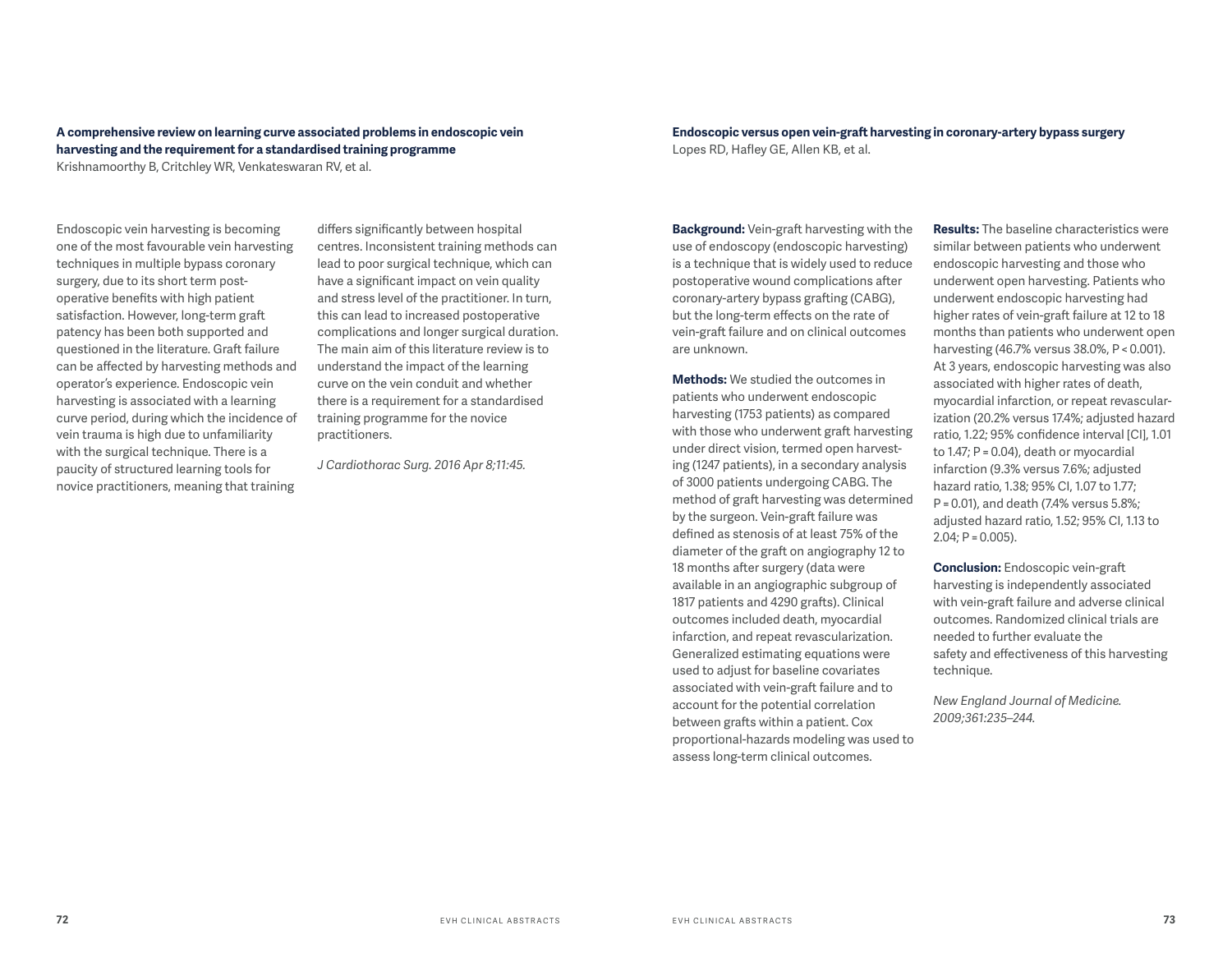### A comprehensive review on learning curve associated problems in endoscopic vein harvesting and the requirement for a standardised training programme

Krishnamoorthy B, Critchley WR, Venkateswaran RV, et al.

Endoscopic vein harvesting is becoming one of the most favourable vein harvesting techniques in multiple bypass coronary surgery, due to its short term post-operative benefits with high patient satisfaction. However, long-term graft patency has been both supported and questioned in the literature. Graft failure can be affected by harvesting methods and operator's experience. Endoscopic vein harvesting is associated with a learning curve period, during which the incidence of vein trauma is high due to unfamiliarity with the surgical technique. There is a paucity of structured learning tools for novice practitioners, meaning that training differs significantly between hospital centres. Inconsistent training methods can lead to poor surgical technique, which can have a significant impact on vein quality and stress level of the practitioner. In turn, this can lead to increased postoperative complications and longer surgical duration. The main aim of this literature review is to understand the impact of the learning curve on the vein conduit and whether there is a requirement for a standardised training programme for the novice practitioners.

*J Cardiothorac Surg. 2016 Apr 8;11:45.*

### Endoscopic versus open vein-graft harvesting in coronary-artery bypass surgery

Lopes RD, Hafley GE, Allen KB, et al.

**Background:** Vein-graft harvesting with the use of endoscopy (endoscopic harvesting) is a technique that is widely used to reduce postoperative wound complications after coronary-artery bypass grafting (CABG), but the long-term effects on the rate of vein-graft failure and on clinical outcomes are unknown.

**Methods:** We studied the outcomes in patients who underwent endoscopic harvesting (1753 patients) as compared with those who underwent graft harvesting under direct vision, termed open harvesting (1247 patients), in a secondary analysis of 3000 patients undergoing CABG. The method of graft harvesting was determined by the surgeon. Vein-graft failure was defined as stenosis of at least 75% of the diameter of the graft on angiography 12 to 18 months after surgery (data were available in an angiographic subgroup of 1817 patients and 4290 grafts). Clinical outcomes included death, myocardial infarction, and repeat revascularization. Generalized estimating equations were used to adjust for baseline covariates associated with vein-graft failure and to account for the potential correlation between grafts within a patient. Cox proportional-hazards modeling was used to assess long-term clinical outcomes.

**Results:** The baseline characteristics were similar between patients who underwent endoscopic harvesting and those who underwent open harvesting. Patients who underwent endoscopic harvesting had higher rates of vein-graft failure at 12 to 18 months than patients who underwent open harvesting (46.7% versus 38.0%, $P < 0.001$). At 3 years, endoscopic harvesting was also associated with higher rates of death, myocardial infarction, or repeat revascularization (20.2% versus 17.4%; adjusted hazard ratio, 1.22; 95% confidence interval [CI], 1.01 to 1.47; $P = 0.04$), death or myocardial infarction (9.3% versus 7.6%; adjusted hazard ratio, 1.38; 95% CI, 1.07 to 1.77; $P = 0.01$), and death (7.4% versus 5.8%; adjusted hazard ratio, 1.52; 95% CI, 1.13 to 2.04; $P = 0.005$).

**Conclusion:** Endoscopic vein-graft harvesting is independently associated with vein-graft failure and adverse clinical outcomes. Randomized clinical trials are needed to further evaluate the safety and effectiveness of this harvesting technique.

*New England Journal of Medicine. 2009;361:235–244.*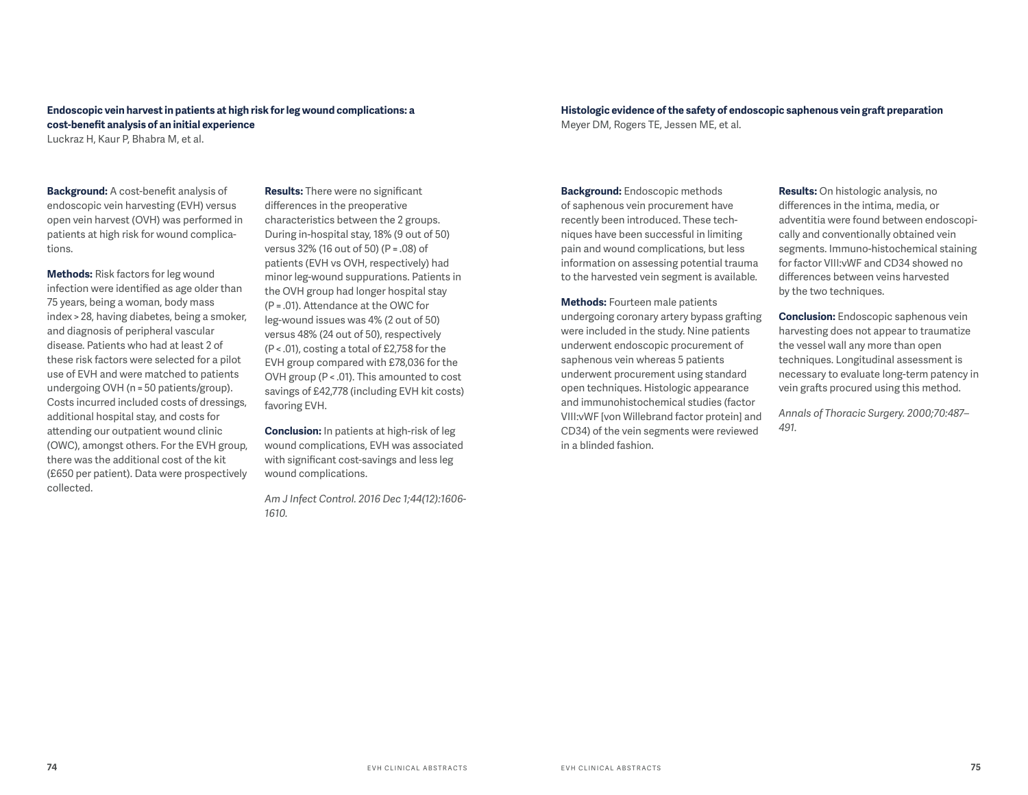## Endoscopic vein harvest in patients at high risk for leg wound complications: a cost-benefit analysis of an initial experience

Luckraz H, Kaur P, Bhabra M, et al.

**Background:** A cost-benefit analysis of endoscopic vein harvesting (EVH) versus open vein harvest (OVH) was performed in patients at high risk for wound complications.

**Methods:** Risk factors for leg wound infection were identified as age older than 75 years, being a woman, body mass index > 28, having diabetes, being a smoker, and diagnosis of peripheral vascular disease. Patients who had at least 2 of these risk factors were selected for a pilot use of EVH and were matched to patients undergoing OVH (n = 50 patients/group). Costs incurred included costs of dressings, additional hospital stay, and costs for attending our outpatient wound clinic (OWC), amongst others. For the EVH group, there was the additional cost of the kit (£650 per patient). Data were prospectively collected.

**Results:** There were no significant differences in the preoperative characteristics between the 2 groups. During in-hospital stay, 18% (9 out of 50) versus 32% (16 out of 50) (P = .08) of patients (EVH vs OVH, respectively) had minor leg-wound suppurations. Patients in the OVH group had longer hospital stay (P = .01). Attendance at the OWC for leg-wound issues was 4% (2 out of 50) versus 48% (24 out of 50), respectively (P < .01), costing a total of £2,758 for the EVH group compared with £78,036 for the OVH group (P < .01). This amounted to cost savings of £42,778 (including EVH kit costs) favoring EVH.

**Conclusion:** In patients at high-risk of leg wound complications, EVH was associated with significant cost-savings and less leg wound complications.

*Am J Infect Control. 2016 Dec 1;44(12):1606-1610.*

## Histologic evidence of the safety of endoscopic saphenous vein graft preparation

Meyer DM, Rogers TE, Jessen ME, et al.

**Background:** Endoscopic methods of saphenous vein procurement have recently been introduced. These techniques have been successful in limiting pain and wound complications, but less information on assessing potential trauma to the harvested vein segment is available.

**Methods:** Fourteen male patients undergoing coronary artery bypass grafting were included in the study. Nine patients underwent endoscopic procurement of saphenous vein whereas 5 patients underwent procurement using standard open techniques. Histologic appearance and immunohistochemical studies (factor VIII:vWF [von Willebrand factor protein] and CD34) of the vein segments were reviewed in a blinded fashion.

**Results:** On histologic analysis, no differences in the intima, media, or adventitia were found between endoscopically and conventionally obtained vein segments. Immuno-histochemical staining for factor VIII:vWF and CD34 showed no differences between veins harvested by the two techniques.

**Conclusion:** Endoscopic saphenous vein harvesting does not appear to traumatize the vessel wall any more than open techniques. Longitudinal assessment is necessary to evaluate long-term patency in vein grafts procured using this method.

*Annals of Thoracic Surgery. 2000;70:487–491.*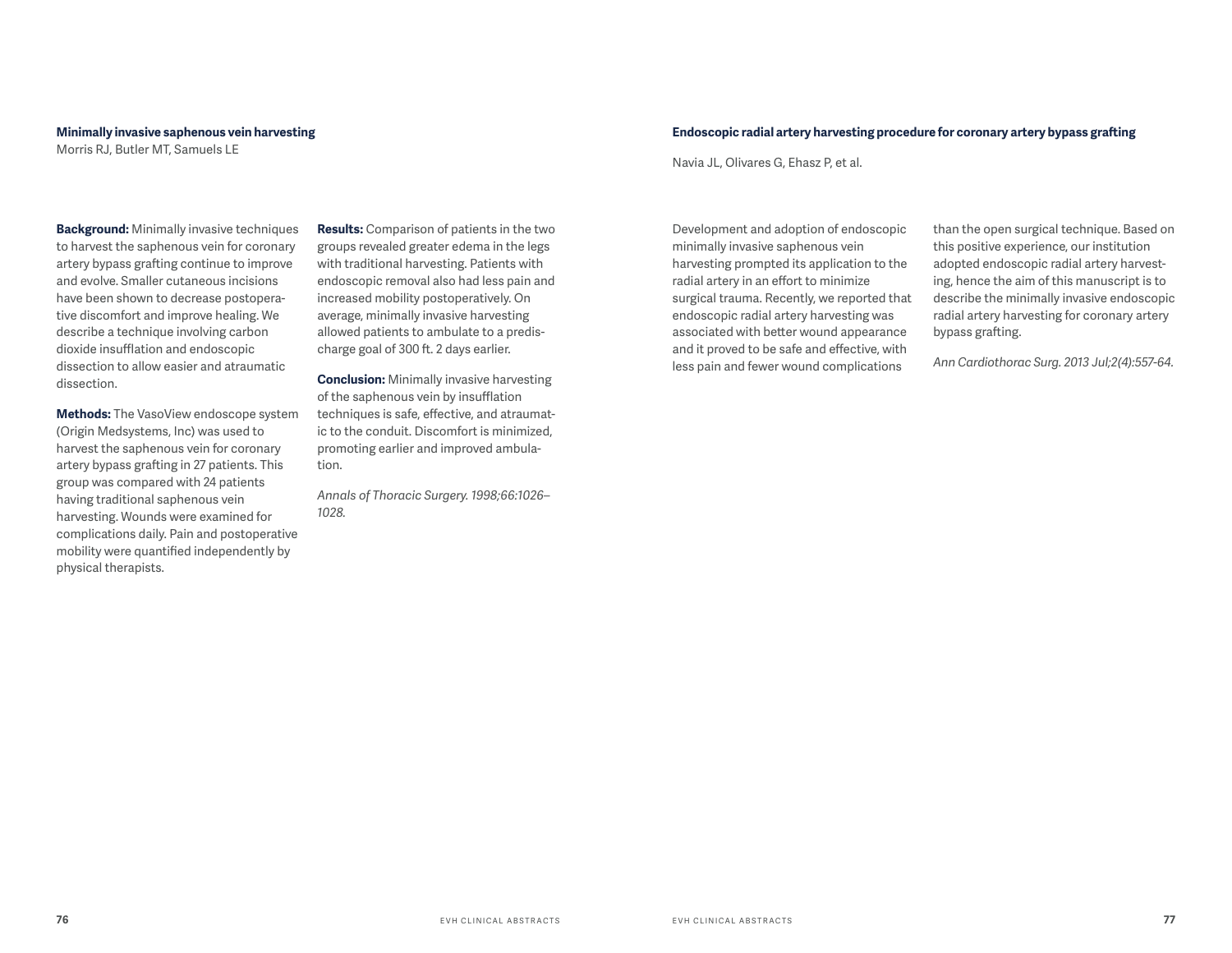## Minimally invasive saphenous vein harvesting

Morris RJ, Butler MT, Samuels LE

**Background:** Minimally invasive techniques to harvest the saphenous vein for coronary artery bypass grafting continue to improve and evolve. Smaller cutaneous incisions have been shown to decrease postoperative discomfort and improve healing. We describe a technique involving carbon dioxide insufflation and endoscopic dissection to allow easier and atraumatic dissection.

**Methods:** The VasoView endoscope system (Origin Medsystems, Inc) was used to harvest the saphenous vein for coronary artery bypass grafting in 27 patients. This group was compared with 24 patients having traditional saphenous vein harvesting. Wounds were examined for complications daily. Pain and postoperative mobility were quantified independently by physical therapists.

**Results:** Comparison of patients in the two groups revealed greater edema in the legs with traditional harvesting. Patients with endoscopic removal also had less pain and increased mobility postoperatively. On average, minimally invasive harvesting allowed patients to ambulate to a predischarge goal of 300 ft. 2 days earlier.

**Conclusion:** Minimally invasive harvesting of the saphenous vein by insufflation techniques is safe, effective, and atraumatic to the conduit. Discomfort is minimized, promoting earlier and improved ambulation.

*Annals of Thoracic Surgery. 1998;66:1026–1028.*

## Endoscopic radial artery harvesting procedure for coronary artery bypass grafting

Navia JL, Olivares G, Ehasz P, et al.

Development and adoption of endoscopic minimally invasive saphenous vein harvesting prompted its application to the radial artery in an effort to minimize surgical trauma. Recently, we reported that endoscopic radial artery harvesting was associated with better wound appearance and it proved to be safe and effective, with less pain and fewer wound complications than the open surgical technique. Based on this positive experience, our institution adopted endoscopic radial artery harvesting, hence the aim of this manuscript is to describe the minimally invasive endoscopic radial artery harvesting for coronary artery bypass grafting.

*Ann Cardiothorac Surg. 2013 Jul;2(4):557-64.*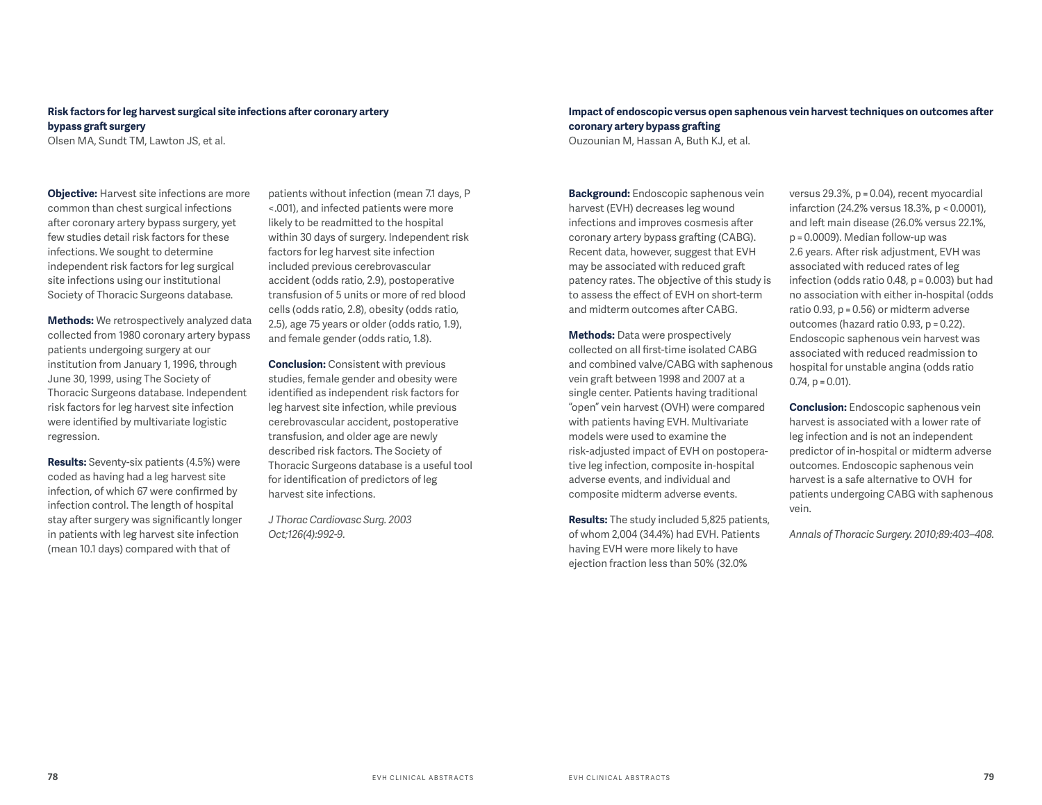### Risk factors for leg harvest surgical site infections after coronary artery bypass graft surgery

Olsen MA, Sundt TM, Lawton JS, et al.

**Objective:** Harvest site infections are more common than chest surgical infections after coronary artery bypass surgery, yet few studies detail risk factors for these infections. We sought to determine independent risk factors for leg surgical site infections using our institutional Society of Thoracic Surgeons database.

**Methods:** We retrospectively analyzed data collected from 1980 coronary artery bypass patients undergoing surgery at our institution from January 1, 1996, through June 30, 1999, using The Society of Thoracic Surgeons database. Independent risk factors for leg harvest site infection were identified by multivariate logistic regression.

**Results:** Seventy-six patients (4.5%) were coded as having had a leg harvest site infection, of which 67 were confirmed by infection control. The length of hospital stay after surgery was significantly longer in patients with leg harvest site infection (mean 10.1 days) compared with that of patients without infection (mean 7.1 days, $P < .001$), and infected patients were more likely to be readmitted to the hospital within 30 days of surgery. Independent risk factors for leg harvest site infection included previous cerebrovascular accident (odds ratio, 2.9), postoperative transfusion of 5 units or more of red blood cells (odds ratio, 2.8), obesity (odds ratio, 2.5), age 75 years or older (odds ratio, 1.9), and female gender (odds ratio, 1.8).

**Conclusion:** Consistent with previous studies, female gender and obesity were identified as independent risk factors for leg harvest site infection, while previous cerebrovascular accident, postoperative transfusion, and older age are newly described risk factors. The Society of Thoracic Surgeons database is a useful tool for identification of predictors of leg harvest site infections.

*J Thorac Cardiovasc Surg. 2003 Oct;126(4):992-9.*

### Impact of endoscopic versus open saphenous vein harvest techniques on outcomes after coronary artery bypass grafting

Ouzounian M, Hassan A, Buth KJ, et al.

**Background:** Endoscopic saphenous vein harvest (EVH) decreases leg wound infections and improves cosmesis after coronary artery bypass grafting (CABG). Recent data, however, suggest that EVH may be associated with reduced graft patency rates. The objective of this study is to assess the effect of EVH on short-term and midterm outcomes after CABG.

**Methods:** Data were prospectively collected on all first-time isolated CABG and combined valve/CABG with saphenous vein graft between 1998 and 2007 at a single center. Patients having traditional "open" vein harvest (OVH) were compared with patients having EVH. Multivariate models were used to examine the risk-adjusted impact of EVH on postoperative leg infection, composite in-hospital adverse events, and individual and composite midterm adverse events.

**Results:** The study included 5,825 patients, of whom 2,004 (34.4%) had EVH. Patients having EVH were more likely to have ejection fraction less than 50% (32.0% versus 29.3%, $p = 0.04$), recent myocardial infarction (24.2% versus 18.3%, $p < 0.0001$), and left main disease (26.0% versus 22.1%, $p = 0.0009$). Median follow-up was 2.6 years. After risk adjustment, EVH was associated with reduced rates of leg infection (odds ratio 0.48, $p = 0.003$) but had no association with either in-hospital (odds ratio 0.93, $p = 0.56$) or midterm adverse outcomes (hazard ratio 0.93, $p = 0.22$). Endoscopic saphenous vein harvest was associated with reduced readmission to hospital for unstable angina (odds ratio 0.74, $p = 0.01$).

**Conclusion:** Endoscopic saphenous vein harvest is associated with a lower rate of leg infection and is not an independent predictor of in-hospital or midterm adverse outcomes. Endoscopic saphenous vein harvest is a safe alternative to OVH for patients undergoing CABG with saphenous vein.

*Annals of Thoracic Surgery. 2010;89:403–408.*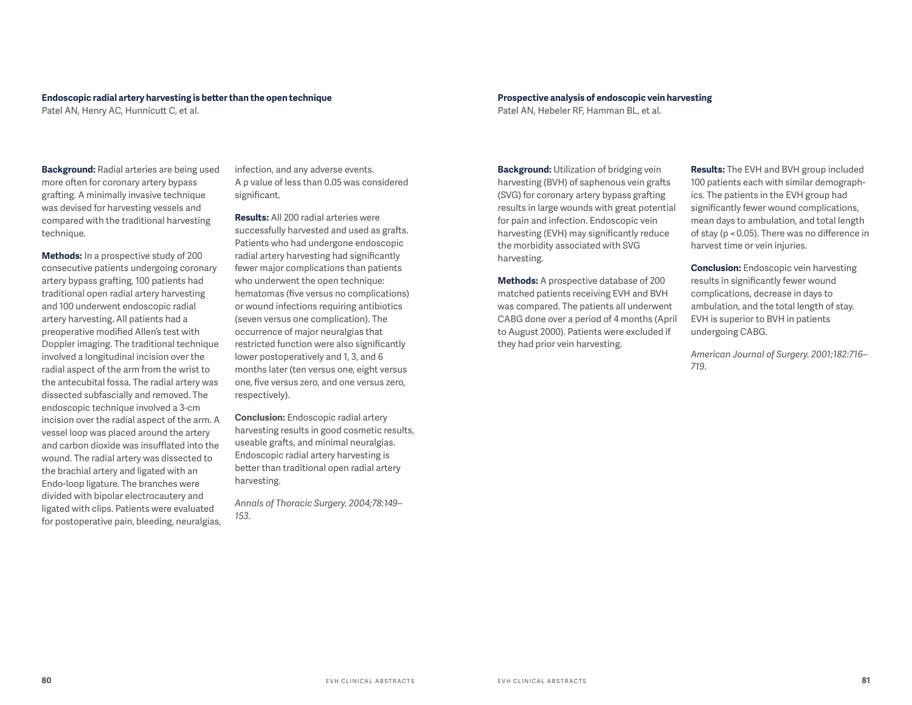### Endoscopic radial artery harvesting is better than the open technique

Patel AN, Henry AC, Hunnicutt C, et al.

**Background:** Radial arteries are being used more often for coronary artery bypass grafting. A minimally invasive technique was devised for harvesting vessels and compared with the traditional harvesting technique.

**Methods:** In a prospective study of 200 consecutive patients undergoing coronary artery bypass grafting, 100 patients had traditional open radial artery harvesting and 100 underwent endoscopic radial artery harvesting. All patients had a preoperative modified Allen's test with Doppler imaging. The traditional technique involved a longitudinal incision over the radial aspect of the arm from the wrist to the antecubital fossa. The radial artery was dissected subfascially and removed. The endoscopic technique involved a 3-cm incision over the radial aspect of the arm. A vessel loop was placed around the artery and carbon dioxide was insufflated into the wound. The radial artery was dissected to the brachial artery and ligated with an Endo-loop ligature. The branches were divided with bipolar electrocautery and ligated with clips. Patients were evaluated for postoperative pain, bleeding, neuralgias, infection, and any adverse events. A p value of less than 0.05 was considered significant.

**Results:** All 200 radial arteries were successfully harvested and used as grafts. Patients who had undergone endoscopic radial artery harvesting had significantly fewer major complications than patients who underwent the open technique: hematomas (five versus no complications) or wound infections requiring antibiotics (seven versus one complication). The occurrence of major neuralgias that restricted function were also significantly lower postoperatively and 1, 3, and 6 months later (ten versus one, eight versus one, five versus zero, and one versus zero, respectively).

**Conclusion:** Endoscopic radial artery harvesting results in good cosmetic results, useable grafts, and minimal neuralgias. Endoscopic radial artery harvesting is better than traditional open radial artery harvesting.

*Annals of Thoracic Surgery. 2004;78:149–153.*

### Prospective analysis of endoscopic vein harvesting

Patel AN, Hebeler RF, Hamman BL, et al.

**Background:** Utilization of bridging vein harvesting (BVH) of saphenous vein grafts (SVG) for coronary artery bypass grafting results in large wounds with great potential for pain and infection. Endoscopic vein harvesting (EVH) may significantly reduce the morbidity associated with SVG harvesting.

**Methods:** A prospective database of 200 matched patients receiving EVH and BVH was compared. The patients all underwent CABG done over a period of 4 months (April to August 2000). Patients were excluded if they had prior vein harvesting.

**Results:** The EVH and BVH group included 100 patients each with similar demographics. The patients in the EVH group had significantly fewer wound complications, mean days to ambulation, and total length of stay ($p < 0.05$). There was no difference in harvest time or vein injuries.

**Conclusion:** Endoscopic vein harvesting results in significantly fewer wound complications, decrease in days to ambulation, and the total length of stay. EVH is superior to BVH in patients undergoing CABG.

*American Journal of Surgery. 2001;182:716–719.*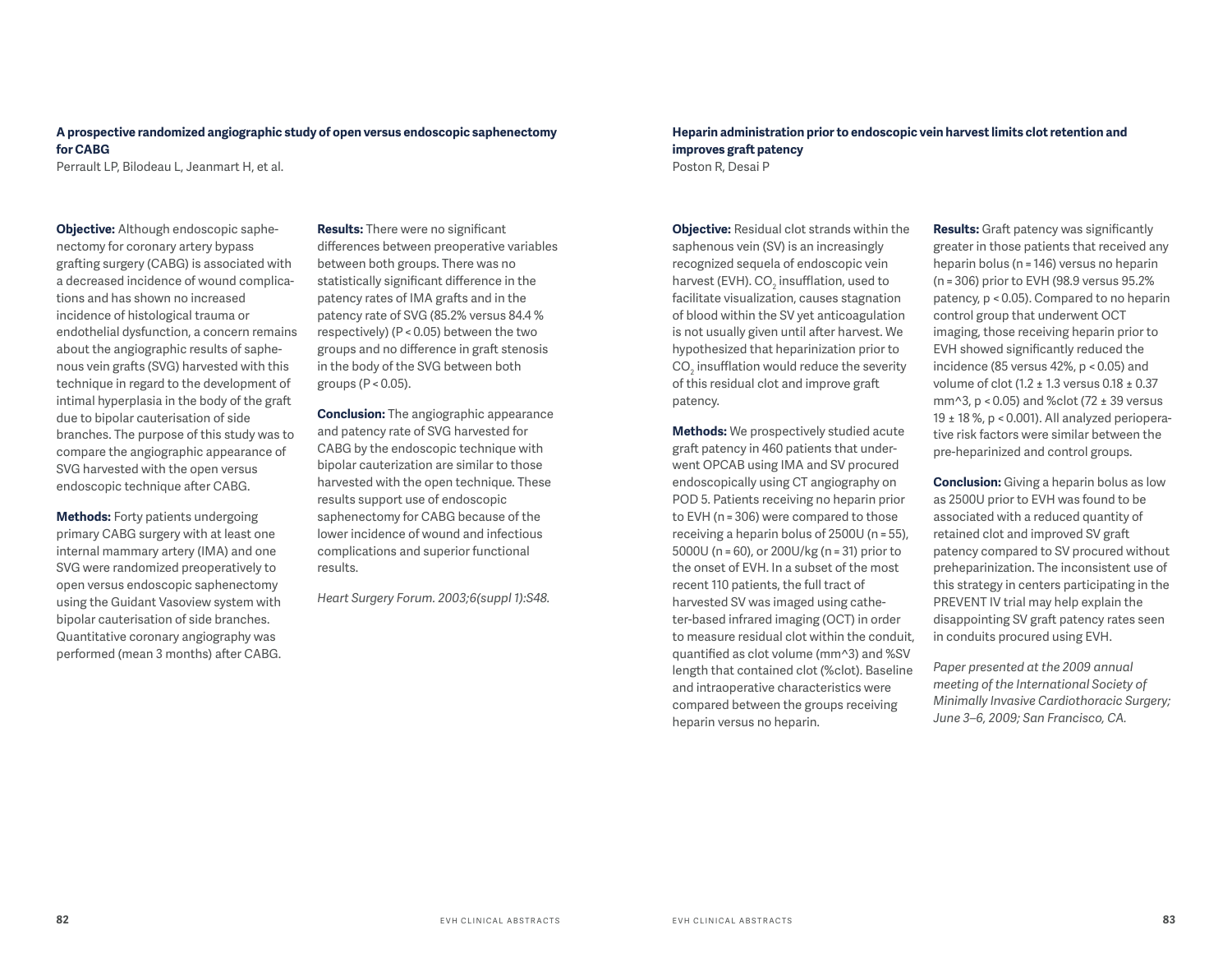## A prospective randomized angiographic study of open versus endoscopic saphenectomy for CABG

Perrault LP, Bilodeau L, Jeanmart H, et al.

**Objective:** Although endoscopic saphenectomy for coronary artery bypass grafting surgery (CABG) is associated with a decreased incidence of wound complications and has shown no increased incidence of histological trauma or endothelial dysfunction, a concern remains about the angiographic results of saphenous vein grafts (SVG) harvested with this technique in regard to the development of intimal hyperplasia in the body of the graft due to bipolar cauterisation of side branches. The purpose of this study was to compare the angiographic appearance of SVG harvested with the open versus endoscopic technique after CABG.

**Methods:** Forty patients undergoing primary CABG surgery with at least one internal mammary artery (IMA) and one SVG were randomized preoperatively to open versus endoscopic saphenectomy using the Guidant Vasoview system with bipolar cauterisation of side branches. Quantitative coronary angiography was performed (mean 3 months) after CABG.

**Results:** There were no significant differences between preoperative variables between both groups. There was no statistically significant difference in the patency rates of IMA grafts and in the patency rate of SVG (85.2% versus 84.4 % respectively) ($P < 0.05$) between the two groups and no difference in graft stenosis in the body of the SVG between both groups ($P < 0.05$).

**Conclusion:** The angiographic appearance and patency rate of SVG harvested for CABG by the endoscopic technique with bipolar cauterization are similar to those harvested with the open technique. These results support use of endoscopic saphenectomy for CABG because of the lower incidence of wound and infectious complications and superior functional results.

*Heart Surgery Forum. 2003;6(suppl 1):S48.*

## Heparin administration prior to endoscopic vein harvest limits clot retention and improves graft patency

Poston R, Desai P

**Objective:** Residual clot strands within the saphenous vein (SV) is an increasingly recognized sequela of endoscopic vein harvest (EVH). $CO_2$ insufflation, used to facilitate visualization, causes stagnation of blood within the SV yet anticoagulation is not usually given until after harvest. We hypothesized that heparinization prior to $CO_2$ insufflation would reduce the severity of this residual clot and improve graft patency.

**Methods:** We prospectively studied acute graft patency in 460 patients that underwent OPCAB using IMA and SV procured endoscopically using CT angiography on POD 5. Patients receiving no heparin prior to EVH (n = 306) were compared to those receiving a heparin bolus of 2500U (n = 55), 5000U (n = 60), or 200U/kg (n = 31) prior to the onset of EVH. In a subset of the most recent 110 patients, the full tract of harvested SV was imaged using catheter-based infrared imaging (OCT) in order to measure residual clot within the conduit, quantified as clot volume (mm^3) and %SV length that contained clot (%clot). Baseline and intraoperative characteristics were compared between the groups receiving heparin versus no heparin.

**Results:** Graft patency was significantly greater in those patients that received any heparin bolus (n = 146) versus no heparin (n = 306) prior to EVH (98.9 versus 95.2% patency, $p < 0.05$). Compared to no heparin control group that underwent OCT imaging, those receiving heparin prior to EVH showed significantly reduced the incidence (85 versus 42%, $p < 0.05$) and volume of clot ($1.2 \pm 1.3$ versus $0.18 \pm 0.37$ mm^3, $p < 0.05$) and %clot ($72 \pm 39$ versus $19 \pm 18$ %, $p < 0.001$). All analyzed perioperative risk factors were similar between the pre-heparinized and control groups.

**Conclusion:** Giving a heparin bolus as low as 2500U prior to EVH was found to be associated with a reduced quantity of retained clot and improved SV graft patency compared to SV procured without preheparinization. The inconsistent use of this strategy in centers participating in the PREVENT IV trial may help explain the disappointing SV graft patency rates seen in conduits procured using EVH.

*Paper presented at the 2009 annual meeting of the International Society of Minimally Invasive Cardiothoracic Surgery; June 3–6, 2009; San Francisco, CA.*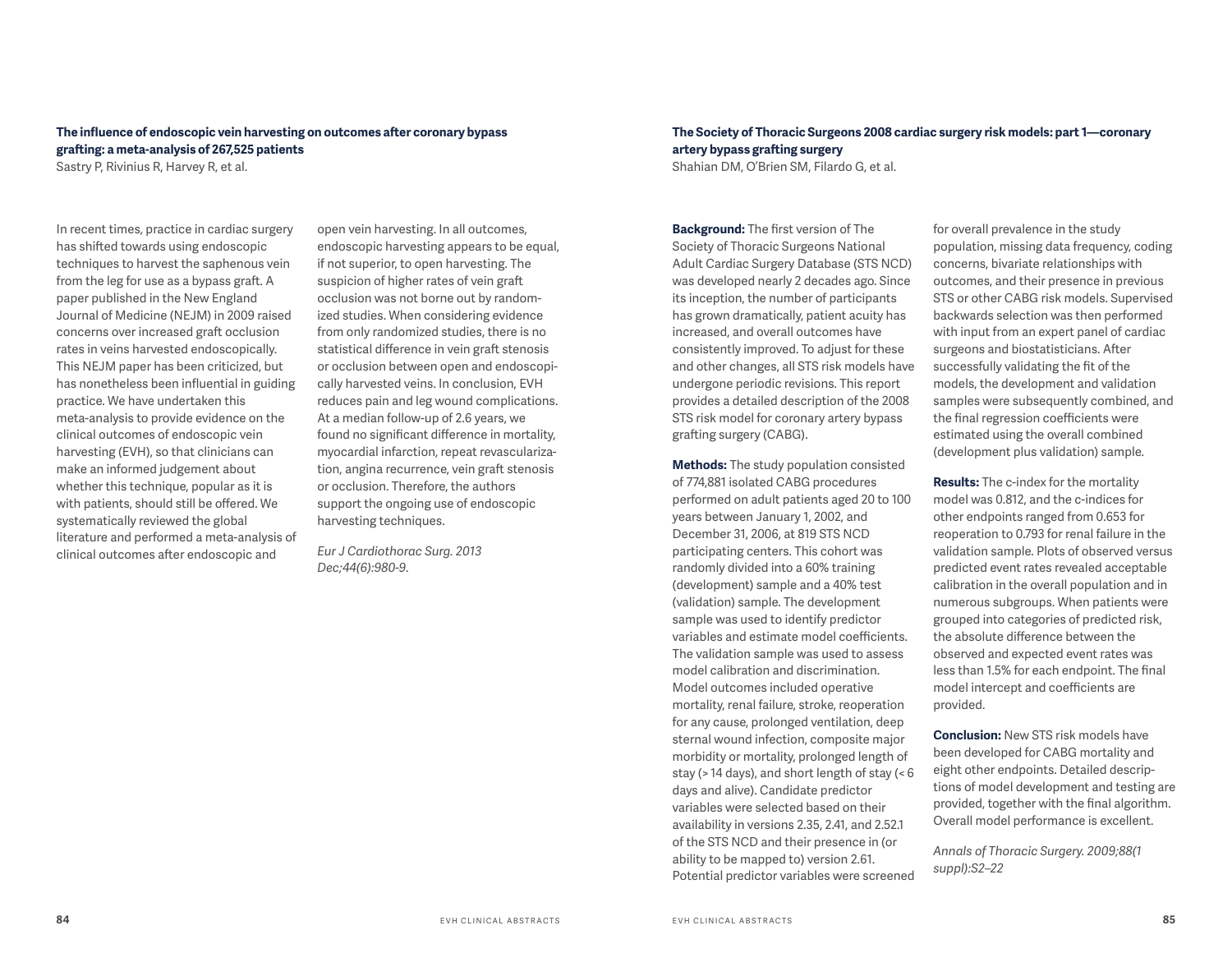### The influence of endoscopic vein harvesting on outcomes after coronary bypass grafting: a meta-analysis of 267,525 patients

Sastry P, Rivinius R, Harvey R, et al.

In recent times, practice in cardiac surgery has shifted towards using endoscopic techniques to harvest the saphenous vein from the leg for use as a bypass graft. A paper published in the New England Journal of Medicine (NEJM) in 2009 raised concerns over increased graft occlusion rates in veins harvested endoscopically. This NEJM paper has been criticized, but has nonetheless been influential in guiding practice. We have undertaken this meta-analysis to provide evidence on the clinical outcomes of endoscopic vein harvesting (EVH), so that clinicians can make an informed judgement about whether this technique, popular as it is with patients, should still be offered. We systematically reviewed the global literature and performed a meta-analysis of clinical outcomes after endoscopic and open vein harvesting. In all outcomes, endoscopic harvesting appears to be equal, if not superior, to open harvesting. The suspicion of higher rates of vein graft occlusion was not borne out by randomized studies. When considering evidence from only randomized studies, there is no statistical difference in vein graft stenosis or occlusion between open and endoscopically harvested veins. In conclusion, EVH reduces pain and leg wound complications. At a median follow-up of 2.6 years, we found no significant difference in mortality, myocardial infarction, repeat revascularization, angina recurrence, vein graft stenosis or occlusion. Therefore, the authors support the ongoing use of endoscopic harvesting techniques.

*Eur J Cardiothorac Surg. 2013 Dec;44(6):980-9.*

### The Society of Thoracic Surgeons 2008 cardiac surgery risk models: part 1—coronary artery bypass grafting surgery

Shahian DM, O'Brien SM, Filardo G, et al.

**Background:** The first version of The Society of Thoracic Surgeons National Adult Cardiac Surgery Database (STS NCD) was developed nearly 2 decades ago. Since its inception, the number of participants has grown dramatically, patient acuity has increased, and overall outcomes have consistently improved. To adjust for these and other changes, all STS risk models have undergone periodic revisions. This report provides a detailed description of the 2008 STS risk model for coronary artery bypass grafting surgery (CABG).

**Methods:** The study population consisted of 774,881 isolated CABG procedures performed on adult patients aged 20 to 100 years between January 1, 2002, and December 31, 2006, at 819 STS NCD participating centers. This cohort was randomly divided into a 60% training (development) sample and a 40% test (validation) sample. The development sample was used to identify predictor variables and estimate model coefficients. The validation sample was used to assess model calibration and discrimination. Model outcomes included operative mortality, renal failure, stroke, reoperation for any cause, prolonged ventilation, deep sternal wound infection, composite major morbidity or mortality, prolonged length of stay (> 14 days), and short length of stay (< 6 days and alive). Candidate predictor variables were selected based on their availability in versions 2.35, 2.41, and 2.52.1 of the STS NCD and their presence in (or ability to be mapped to) version 2.61. Potential predictor variables were screened for overall prevalence in the study population, missing data frequency, coding concerns, bivariate relationships with outcomes, and their presence in previous STS or other CABG risk models. Supervised backwards selection was then performed with input from an expert panel of cardiac surgeons and biostatisticians. After successfully validating the fit of the models, the development and validation samples were subsequently combined, and the final regression coefficients were estimated using the overall combined (development plus validation) sample.

**Results:** The c-index for the mortality model was 0.812, and the c-indices for other endpoints ranged from 0.653 for reoperation to 0.793 for renal failure in the validation sample. Plots of observed versus predicted event rates revealed acceptable calibration in the overall population and in numerous subgroups. When patients were grouped into categories of predicted risk, the absolute difference between the observed and expected event rates was less than 1.5% for each endpoint. The final model intercept and coefficients are provided.

**Conclusion:** New STS risk models have been developed for CABG mortality and eight other endpoints. Detailed descriptions of model development and testing are provided, together with the final algorithm. Overall model performance is excellent.

*Annals of Thoracic Surgery. 2009;88(1 suppl):S2–22*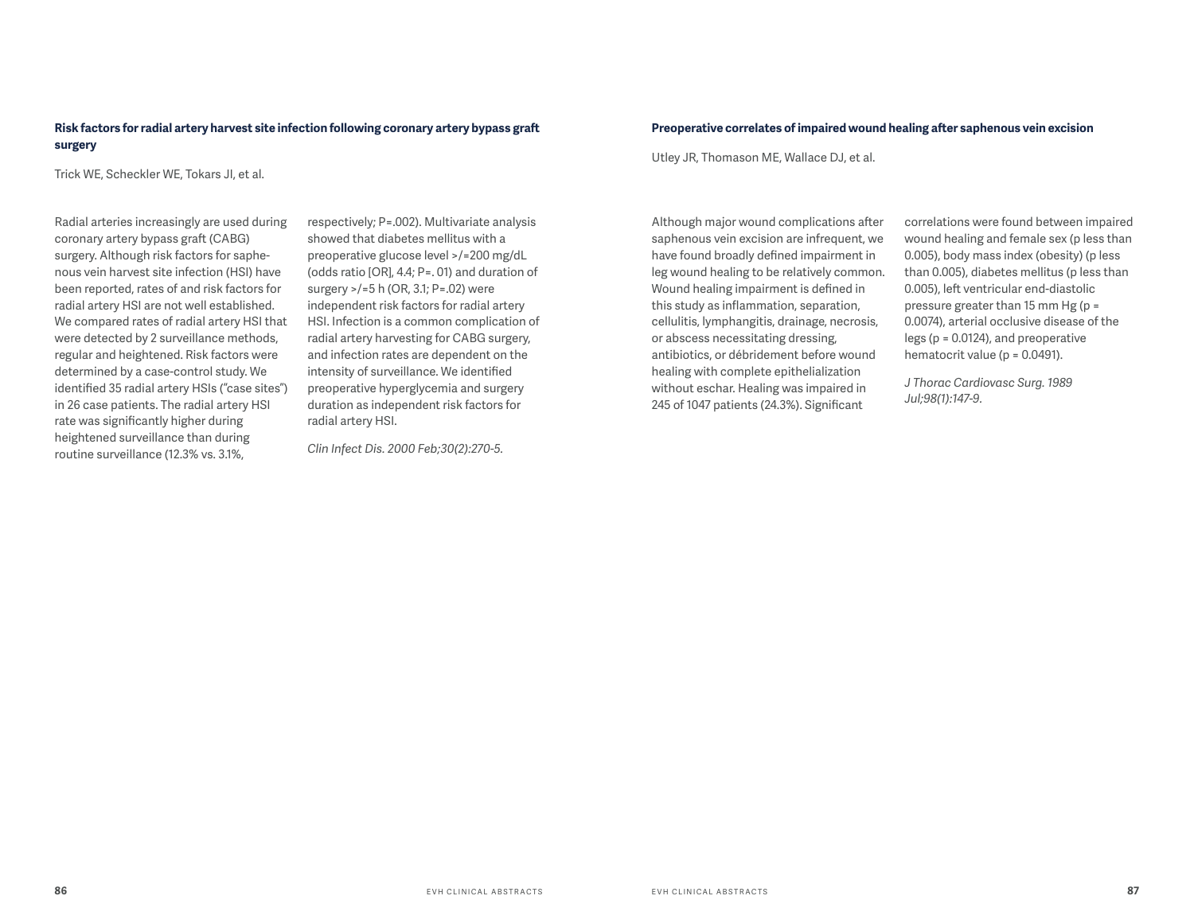### Risk factors for radial artery harvest site infection following coronary artery bypass graft surgery

Trick WE, Scheckler WE, Tokars JI, et al.

Radial arteries increasingly are used during coronary artery bypass graft (CABG) surgery. Although risk factors for saphenous vein harvest site infection (HSI) have been reported, rates of and risk factors for radial artery HSI are not well established. We compared rates of radial artery HSI that were detected by 2 surveillance methods, regular and heightened. Risk factors were determined by a case-control study. We identified 35 radial artery HSIs ("case sites") in 26 case patients. The radial artery HSI rate was significantly higher during heightened surveillance than during routine surveillance (12.3% vs. 3.1%, respectively; P=.002). Multivariate analysis showed that diabetes mellitus with a preoperative glucose level >/=200 mg/dL (odds ratio [OR], 4.4; P=. 01) and duration of surgery >/=5 h (OR, 3.1; P=.02) were independent risk factors for radial artery HSI. Infection is a common complication of radial artery harvesting for CABG surgery, and infection rates are dependent on the intensity of surveillance. We identified preoperative hyperglycemia and surgery duration as independent risk factors for radial artery HSI.

*Clin Infect Dis. 2000 Feb;30(2):270-5.*

### Preoperative correlates of impaired wound healing after saphenous vein excision

Utley JR, Thomason ME, Wallace DJ, et al.

Although major wound complications after saphenous vein excision are infrequent, we have found broadly defined impairment in leg wound healing to be relatively common. Wound healing impairment is defined in this study as inflammation, separation, cellulitis, lymphangitis, drainage, necrosis, or abscess necessitating dressing, antibiotics, or débridement before wound healing with complete epithelialization without eschar. Healing was impaired in 245 of 1047 patients (24.3%). Significant correlations were found between impaired wound healing and female sex (p less than 0.005), body mass index (obesity) (p less than 0.005), diabetes mellitus (p less than 0.005), left ventricular end-diastolic pressure greater than 15 mm Hg (p = 0.0074), arterial occlusive disease of the legs (p = 0.0124), and preoperative hematocrit value (p = 0.0491).

*J Thorac Cardiovasc Surg. 1989 Jul;98(1):147-9.*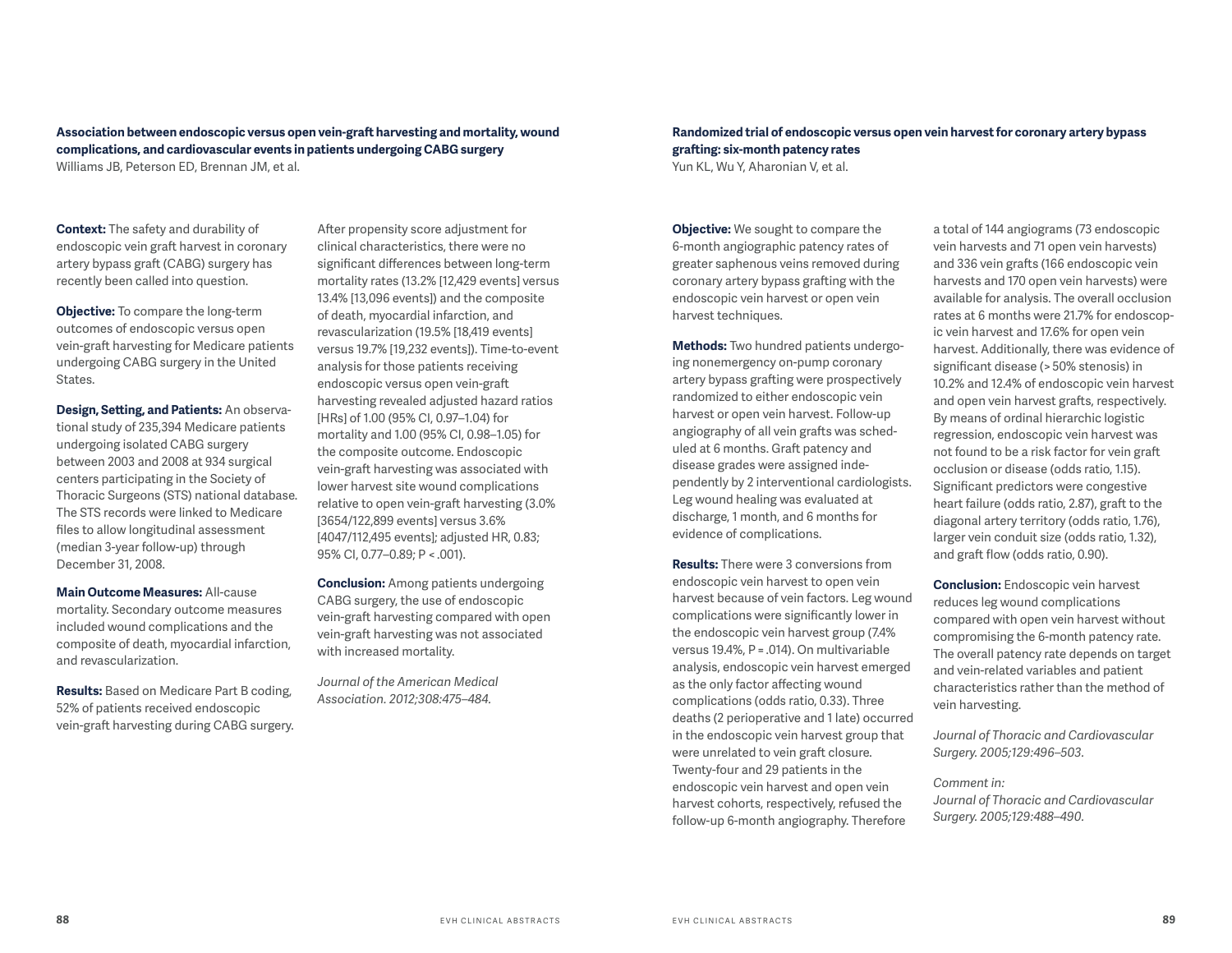**Association between endoscopic versus open vein-graft harvesting and mortality, wound complications, and cardiovascular events in patients undergoing CABG surgery**
Williams JB, Peterson ED, Brennan JM, et al.

**Context:** The safety and durability of endoscopic vein graft harvest in coronary artery bypass graft (CABG) surgery has recently been called into question.

**Objective:** To compare the long-term outcomes of endoscopic versus open vein-graft harvesting for Medicare patients undergoing CABG surgery in the United States.

**Design, Setting, and Patients:** An observational study of 235,394 Medicare patients undergoing isolated CABG surgery between 2003 and 2008 at 934 surgical centers participating in the Society of Thoracic Surgeons (STS) national database. The STS records were linked to Medicare files to allow longitudinal assessment (median 3-year follow-up) through December 31, 2008.

**Main Outcome Measures:** All-cause mortality. Secondary outcome measures included wound complications and the composite of death, myocardial infarction, and revascularization.

**Results:** Based on Medicare Part B coding, 52% of patients received endoscopic vein-graft harvesting during CABG surgery. After propensity score adjustment for clinical characteristics, there were no significant differences between long-term mortality rates (13.2% [12,429 events] versus 13.4% [13,096 events]) and the composite of death, myocardial infarction, and revascularization (19.5% [18,419 events] versus 19.7% [19,232 events]). Time-to-event analysis for those patients receiving endoscopic versus open vein-graft harvesting revealed adjusted hazard ratios [HRs] of 1.00 (95% CI, 0.97–1.04) for mortality and 1.00 (95% CI, 0.98–1.05) for the composite outcome. Endoscopic vein-graft harvesting was associated with lower harvest site wound complications relative to open vein-graft harvesting (3.0% [3654/122,899 events] versus 3.6% [4047/112,495 events]; adjusted HR, 0.83; 95% CI, 0.77–0.89; P < .001).

**Conclusion:** Among patients undergoing CABG surgery, the use of endoscopic vein-graft harvesting compared with open vein-graft harvesting was not associated with increased mortality.

*Journal of the American Medical Association. 2012;308:475–484.*

**Randomized trial of endoscopic versus open vein harvest for coronary artery bypass grafting: six-month patency rates**
Yun KL, Wu Y, Aharonian V, et al.

**Objective:** We sought to compare the 6-month angiographic patency rates of greater saphenous veins removed during coronary artery bypass grafting with the endoscopic vein harvest or open vein harvest techniques.

**Methods:** Two hundred patients undergoing nonemergency on-pump coronary artery bypass grafting were prospectively randomized to either endoscopic vein harvest or open vein harvest. Follow-up angiography of all vein grafts was scheduled at 6 months. Graft patency and disease grades were assigned independently by 2 interventional cardiologists. Leg wound healing was evaluated at discharge, 1 month, and 6 months for evidence of complications.

**Results:** There were 3 conversions from endoscopic vein harvest to open vein harvest because of vein factors. Leg wound complications were significantly lower in the endoscopic vein harvest group (7.4% versus 19.4%, P = .014). On multivariable analysis, endoscopic vein harvest emerged as the only factor affecting wound complications (odds ratio, 0.33). Three deaths (2 perioperative and 1 late) occurred in the endoscopic vein harvest group that were unrelated to vein graft closure. Twenty-four and 29 patients in the endoscopic vein harvest and open vein harvest cohorts, respectively, refused the follow-up 6-month angiography. Therefore a total of 144 angiograms (73 endoscopic vein harvests and 71 open vein harvests) and 336 vein grafts (166 endoscopic vein harvests and 170 open vein harvests) were available for analysis. The overall occlusion rates at 6 months were 21.7% for endoscopic vein harvest and 17.6% for open vein harvest. Additionally, there was evidence of significant disease (> 50% stenosis) in 10.2% and 12.4% of endoscopic vein harvest and open vein harvest grafts, respectively. By means of ordinal hierarchic logistic regression, endoscopic vein harvest was not found to be a risk factor for vein graft occlusion or disease (odds ratio, 1.15). Significant predictors were congestive heart failure (odds ratio, 2.87), graft to the diagonal artery territory (odds ratio, 1.76), larger vein conduit size (odds ratio, 1.32), and graft flow (odds ratio, 0.90).

**Conclusion:** Endoscopic vein harvest reduces leg wound complications compared with open vein harvest without compromising the 6-month patency rate. The overall patency rate depends on target and vein-related variables and patient characteristics rather than the method of vein harvesting.

*Journal of Thoracic and Cardiovascular Surgery. 2005;129:496–503.*

*Comment in:*
*Journal of Thoracic and Cardiovascular Surgery. 2005;129:488–490.*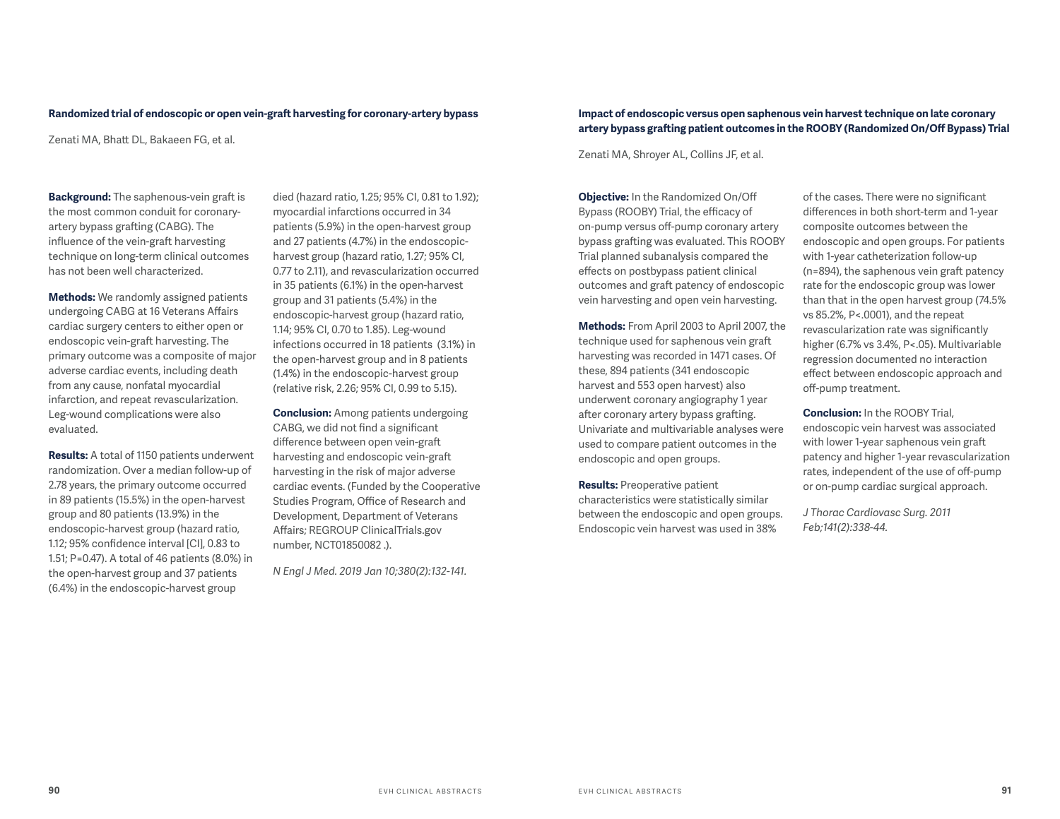### Randomized trial of endoscopic or open vein-graft harvesting for coronary-artery bypass

Zenati MA, Bhatt DL, Bakaeen FG, et al.

**Background:** The saphenous-vein graft is the most common conduit for coronary-artery bypass grafting (CABG). The influence of the vein-graft harvesting technique on long-term clinical outcomes has not been well characterized.

**Methods:** We randomly assigned patients undergoing CABG at 16 Veterans Affairs cardiac surgery centers to either open or endoscopic vein-graft harvesting. The primary outcome was a composite of major adverse cardiac events, including death from any cause, nonfatal myocardial infarction, and repeat revascularization. Leg-wound complications were also evaluated.

**Results:** A total of 1150 patients underwent randomization. Over a median follow-up of 2.78 years, the primary outcome occurred in 89 patients (15.5%) in the open-harvest group and 80 patients (13.9%) in the endoscopic-harvest group (hazard ratio, 1.12; 95% confidence interval [CI], 0.83 to 1.51; P=0.47). A total of 46 patients (8.0%) in the open-harvest group and 37 patients (6.4%) in the endoscopic-harvest group died (hazard ratio, 1.25; 95% CI, 0.81 to 1.92); myocardial infarctions occurred in 34 patients (5.9%) in the open-harvest group and 27 patients (4.7%) in the endoscopic-harvest group (hazard ratio, 1.27; 95% CI, 0.77 to 2.11), and revascularization occurred in 35 patients (6.1%) in the open-harvest group and 31 patients (5.4%) in the endoscopic-harvest group (hazard ratio, 1.14; 95% CI, 0.70 to 1.85). Leg-wound infections occurred in 18 patients (3.1%) in the open-harvest group and in 8 patients (1.4%) in the endoscopic-harvest group (relative risk, 2.26; 95% CI, 0.99 to 5.15).

**Conclusion:** Among patients undergoing CABG, we did not find a significant difference between open vein-graft harvesting and endoscopic vein-graft harvesting in the risk of major adverse cardiac events. (Funded by the Cooperative Studies Program, Office of Research and Development, Department of Veterans Affairs; REGROUP ClinicalTrials.gov number, NCT01850082 .).

*N Engl J Med. 2019 Jan 10;380(2):132-141.*

### Impact of endoscopic versus open saphenous vein harvest technique on late coronary artery bypass grafting patient outcomes in the ROOBY (Randomized On/Off Bypass) Trial

Zenati MA, Shroyer AL, Collins JF, et al.

**Objective:** In the Randomized On/Off Bypass (ROOBY) Trial, the efficacy of on-pump versus off-pump coronary artery bypass grafting was evaluated. This ROOBY Trial planned subanalysis compared the effects on postbypass patient clinical outcomes and graft patency of endoscopic vein harvesting and open vein harvesting.

**Methods:** From April 2003 to April 2007, the technique used for saphenous vein graft harvesting was recorded in 1471 cases. Of these, 894 patients (341 endoscopic harvest and 553 open harvest) also underwent coronary angiography 1 year after coronary artery bypass grafting. Univariate and multivariable analyses were used to compare patient outcomes in the endoscopic and open groups.

**Results:** Preoperative patient characteristics were statistically similar between the endoscopic and open groups. Endoscopic vein harvest was used in 38% of the cases. There were no significant differences in both short-term and 1-year composite outcomes between the endoscopic and open groups. For patients with 1-year catheterization follow-up (n=894), the saphenous vein graft patency rate for the endoscopic group was lower than that in the open harvest group (74.5% vs 85.2%, P<.0001), and the repeat revascularization rate was significantly higher (6.7% vs 3.4%, P<.05). Multivariable regression documented no interaction effect between endoscopic approach and off-pump treatment.

**Conclusion:** In the ROOBY Trial, endoscopic vein harvest was associated with lower 1-year saphenous vein graft patency and higher 1-year revascularization rates, independent of the use of off-pump or on-pump cardiac surgical approach.

*J Thorac Cardiovasc Surg. 2011 Feb;141(2):338-44.*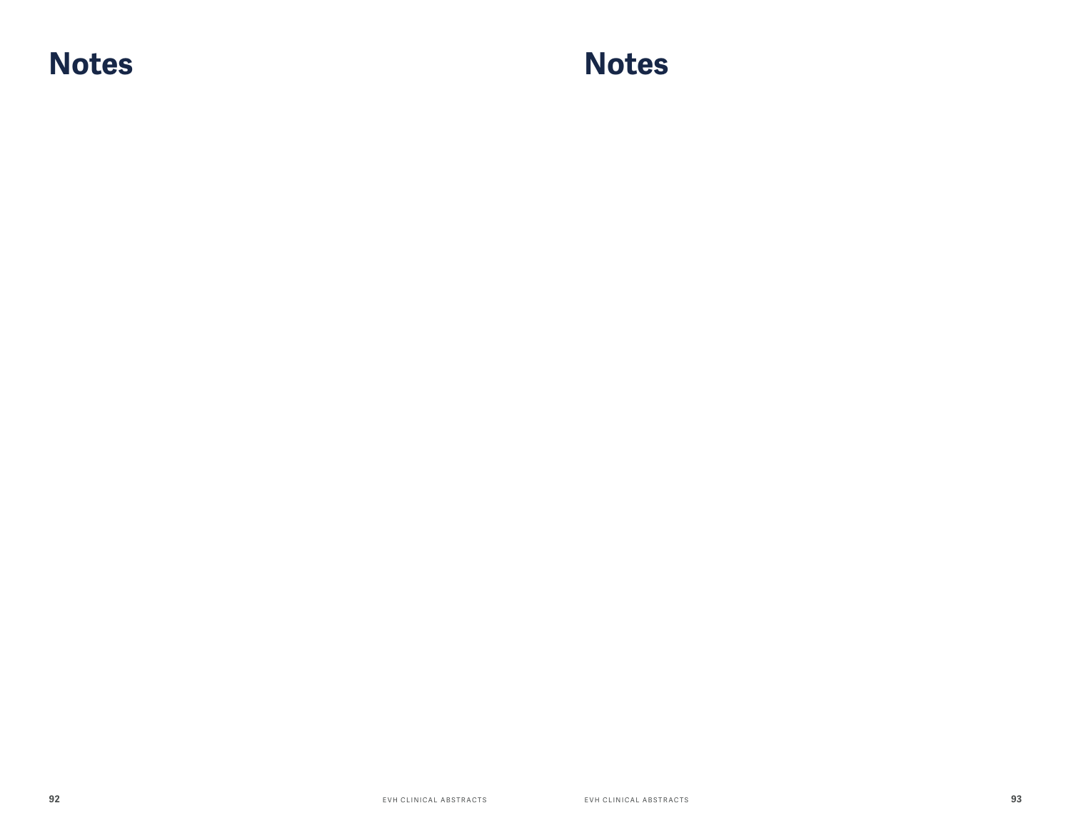# Notes

# Notes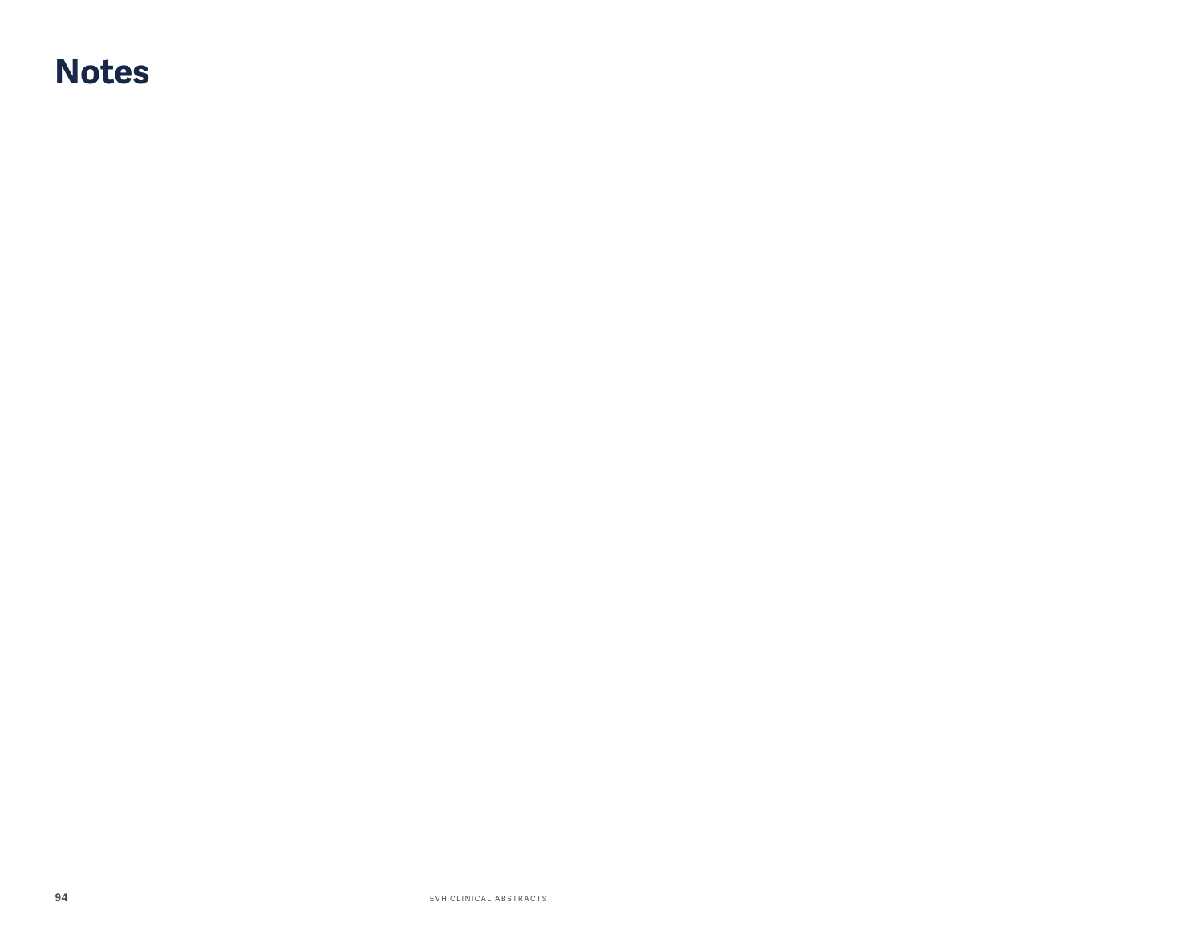# Notes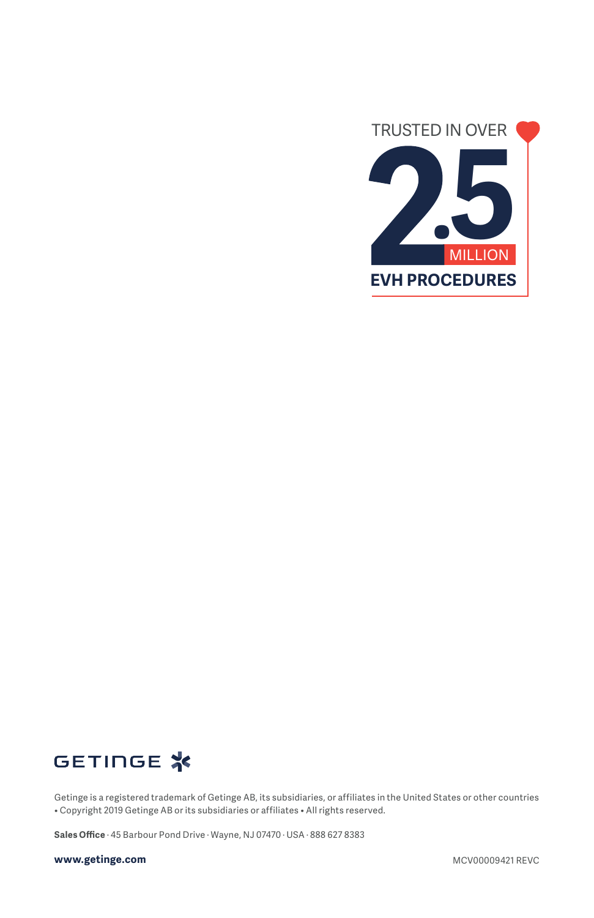TRUSTED IN OVER

2.5 MILLION

EVH PROCEDURES

GETINGE

Getinge is a registered trademark of Getinge AB, its subsidiaries, or affiliates in the United States or other countries • Copyright 2019 Getinge AB or its subsidiaries or affiliates • All rights reserved.

**Sales Office** · 45 Barbour Pond Drive · Wayne, NJ 07470 · USA · 888 627 8383

**www.getinge.com**

MCV00009421 REVC